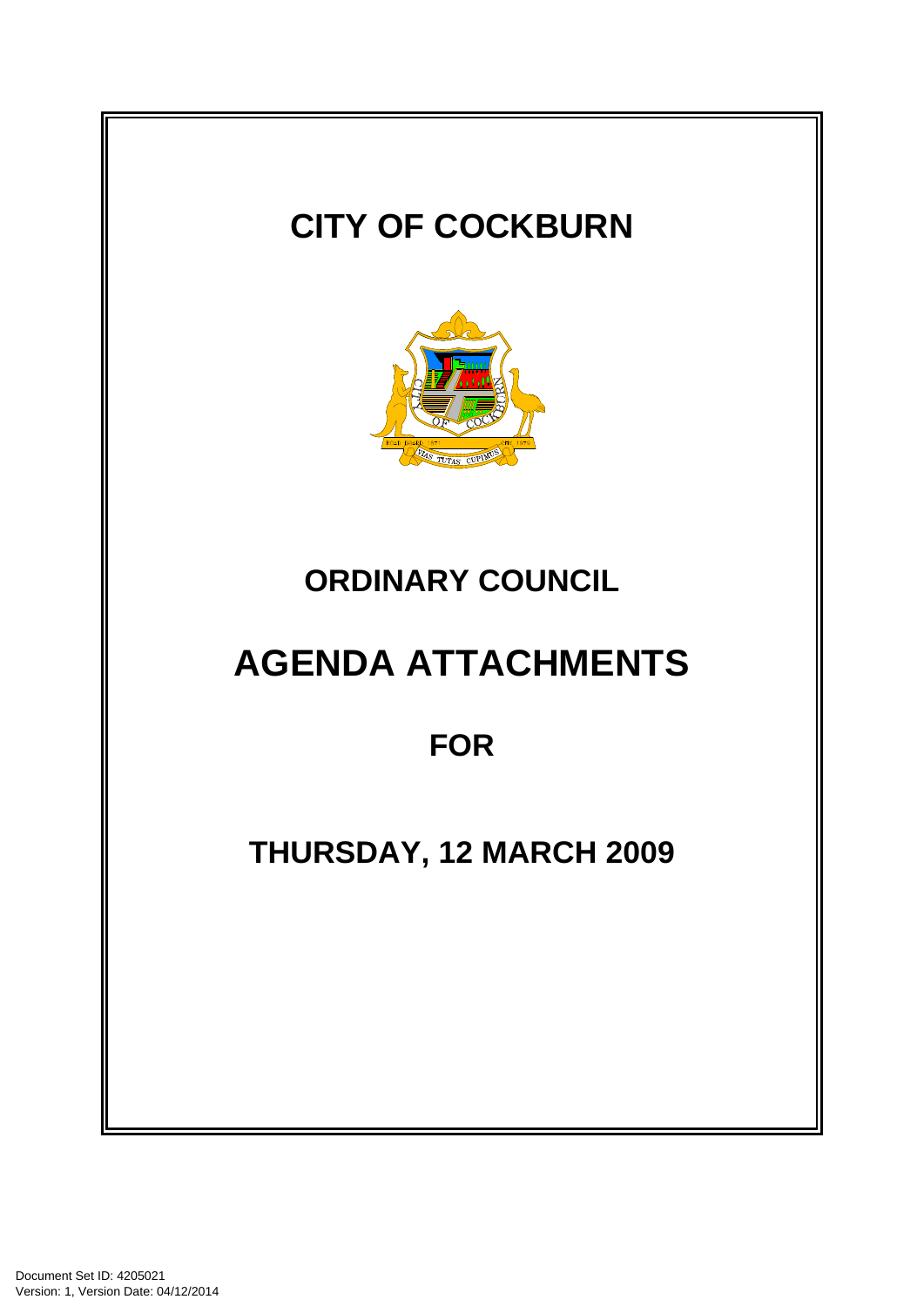# CITY OF COCKBURN

# ORDINARY COUNCIL

# AGENDA ATTACHMENTS

## FOR

## THURSDAY, 12 MARCH 2009

Document Set ID: 4205021
Version: 1, Version Date: 04/12/2014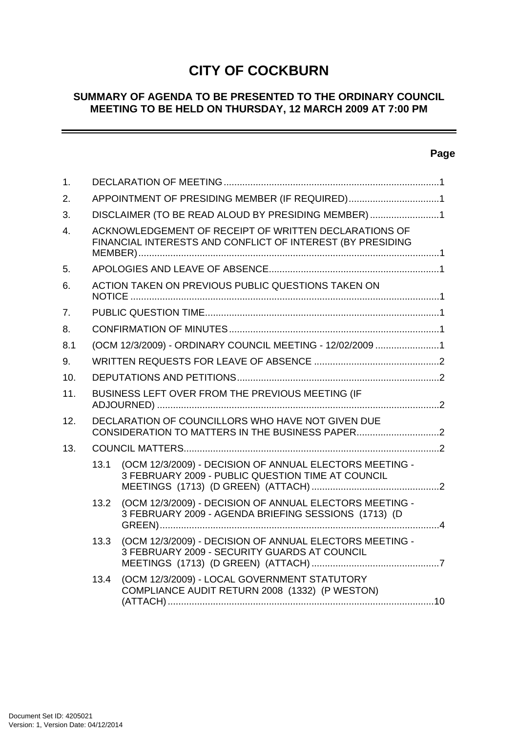# CITY OF COCKBURN

## SUMMARY OF AGENDA TO BE PRESENTED TO THE ORDINARY COUNCIL MEETING TO BE HELD ON THURSDAY, 12 MARCH 2009 AT 7:00 PM

**Page**

| | | Page |
|---|---|---|
| 1. | DECLARATION OF MEETING | 1 |
| 2. | APPOINTMENT OF PRESIDING MEMBER (IF REQUIRED) | 1 |
| 3. | DISCLAIMER (TO BE READ ALOUD BY PRESIDING MEMBER) | 1 |
| 4. | ACKNOWLEDGEMENT OF RECEIPT OF WRITTEN DECLARATIONS OF FINANCIAL INTERESTS AND CONFLICT OF INTEREST (BY PRESIDING MEMBER) | 1 |
| 5. | APOLOGIES AND LEAVE OF ABSENCE | 1 |
| 6. | ACTION TAKEN ON PREVIOUS PUBLIC QUESTIONS TAKEN ON NOTICE | 1 |
| 7. | PUBLIC QUESTION TIME | 1 |
| 8. | CONFIRMATION OF MINUTES | 1 |
| 8.1 | (OCM 12/3/2009) - ORDINARY COUNCIL MEETING - 12/02/2009 | 1 |
| 9. | WRITTEN REQUESTS FOR LEAVE OF ABSENCE | 2 |
| 10. | DEPUTATIONS AND PETITIONS | 2 |
| 11. | BUSINESS LEFT OVER FROM THE PREVIOUS MEETING (IF ADJOURNED) | 2 |
| 12. | DECLARATION OF COUNCILLORS WHO HAVE NOT GIVEN DUE CONSIDERATION TO MATTERS IN THE BUSINESS PAPER | 2 |
| 13. | COUNCIL MATTERS | 2 |
| 13.1 | (OCM 12/3/2009) - DECISION OF ANNUAL ELECTORS MEETING - 3 FEBRUARY 2009 - PUBLIC QUESTION TIME AT COUNCIL MEETINGS (1713) (D GREEN) (ATTACH) | 2 |
| 13.2 | (OCM 12/3/2009) - DECISION OF ANNUAL ELECTORS MEETING - 3 FEBRUARY 2009 - AGENDA BRIEFING SESSIONS (1713) (D GREEN) | 4 |
| 13.3 | (OCM 12/3/2009) - DECISION OF ANNUAL ELECTORS MEETING - 3 FEBRUARY 2009 - SECURITY GUARDS AT COUNCIL MEETINGS (1713) (D GREEN) (ATTACH) | 7 |
| 13.4 | (OCM 12/3/2009) - LOCAL GOVERNMENT STATUTORY COMPLIANCE AUDIT RETURN 2008 (1332) (P WESTON) (ATTACH) | 10 |

Document Set ID: 4205021
Version: 1, Version Date: 04/12/2014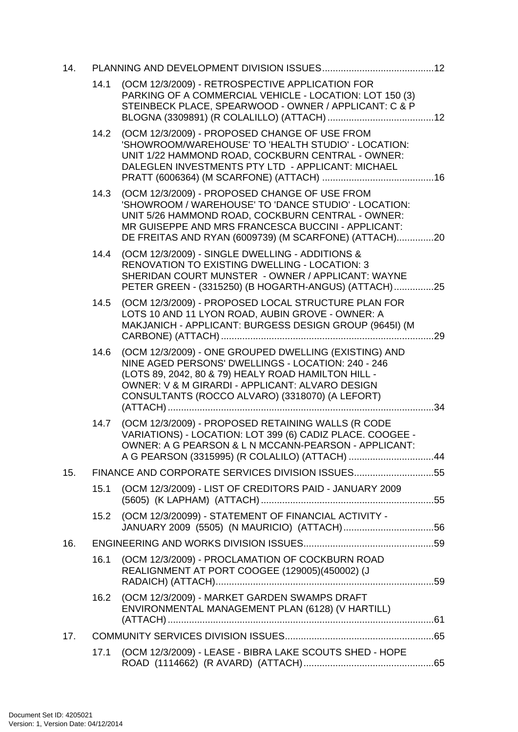14. PLANNING AND DEVELOPMENT DIVISION ISSUES..........................................12

14.1 (OCM 12/3/2009) - RETROSPECTIVE APPLICATION FOR PARKING OF A COMMERCIAL VEHICLE - LOCATION: LOT 150 (3) STEINBECK PLACE, SPEARWOOD - OWNER / APPLICANT: C & P BLOGNA (3309891) (R COLALILLO) (ATTACH)........................................12

14.2 (OCM 12/3/2009) - PROPOSED CHANGE OF USE FROM 'SHOWROOM/WAREHOUSE' TO 'HEALTH STUDIO' - LOCATION: UNIT 1/22 HAMMOND ROAD, COCKBURN CENTRAL - OWNER: DALEGLEN INVESTMENTS PTY LTD - APPLICANT: MICHAEL PRATT (6006364) (M SCARFONE) (ATTACH) ..........................................16

14.3 (OCM 12/3/2009) - PROPOSED CHANGE OF USE FROM 'SHOWROOM / WAREHOUSE' TO 'DANCE STUDIO' - LOCATION: UNIT 5/26 HAMMOND ROAD, COCKBURN CENTRAL - OWNER: MR GUISEPPE AND MRS FRANCESCA BUCCINI - APPLICANT: DE FREITAS AND RYAN (6009739) (M SCARFONE) (ATTACH)..............20

14.4 (OCM 12/3/2009) - SINGLE DWELLING - ADDITIONS & RENOVATION TO EXISTING DWELLING - LOCATION: 3 SHERIDAN COURT MUNSTER - OWNER / APPLICANT: WAYNE PETER GREEN - (3315250) (B HOGARTH-ANGUS) (ATTACH)...............25

14.5 (OCM 12/3/2009) - PROPOSED LOCAL STRUCTURE PLAN FOR LOTS 10 AND 11 LYON ROAD, AUBIN GROVE - OWNER: A MAKJANICH - APPLICANT: BURGESS DESIGN GROUP (9645I) (M CARBONE) (ATTACH)................................................................................29

14.6 (OCM 12/3/2009) - ONE GROUPED DWELLING (EXISTING) AND NINE AGED PERSONS' DWELLINGS - LOCATION: 240 - 246 (LOTS 89, 2042, 80 & 79) HEALY ROAD HAMILTON HILL - OWNER: V & M GIRARDI - APPLICANT: ALVARO DESIGN CONSULTANTS (ROCCO ALVARO) (3318070) (A LEFORT) (ATTACH)....................................................................................................34

14.7 (OCM 12/3/2009) - PROPOSED RETAINING WALLS (R CODE VARIATIONS) - LOCATION: LOT 399 (6) CADIZ PLACE. COOGEE - OWNER: A G PEARSON & L N MCCANN-PEARSON - APPLICANT: A G PEARSON (3315995) (R COLALILO) (ATTACH) ................................44

15. FINANCE AND CORPORATE SERVICES DIVISION ISSUES..............................55

15.1 (OCM 12/3/2009) - LIST OF CREDITORS PAID - JANUARY 2009 (5605) (K LAPHAM) (ATTACH).................................................................55

15.2 (OCM 12/3/20099) - STATEMENT OF FINANCIAL ACTIVITY - JANUARY 2009 (5505) (N MAURICIO) (ATTACH)..................................56

16. ENGINEERING AND WORKS DIVISION ISSUES.................................................59

16.1 (OCM 12/3/2009) - PROCLAMATION OF COCKBURN ROAD REALIGNMENT AT PORT COOGEE (129005)(450002) (J RADAICH) (ATTACH)..................................................................................59

16.2 (OCM 12/3/2009) - MARKET GARDEN SWAMPS DRAFT ENVIRONMENTAL MANAGEMENT PLAN (6128) (V HARTILL) (ATTACH)....................................................................................................61

17. COMMUNITY SERVICES DIVISION ISSUES........................................................65

17.1 (OCM 12/3/2009) - LEASE - BIBRA LAKE SCOUTS SHED - HOPE ROAD (1114662) (R AVARD) (ATTACH).................................................65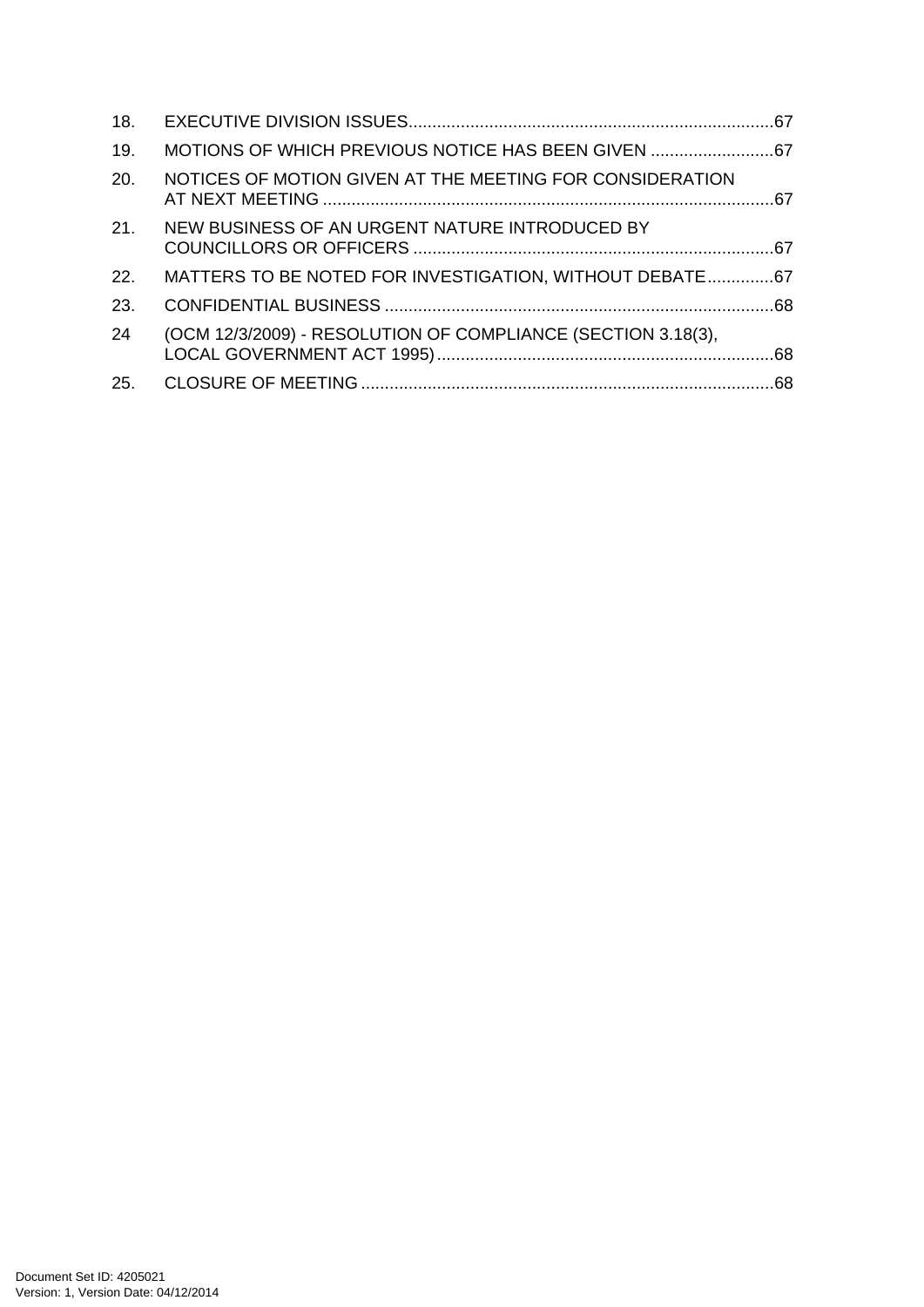18. EXECUTIVE DIVISION ISSUES.....67

19. MOTIONS OF WHICH PREVIOUS NOTICE HAS BEEN GIVEN .....67

20. NOTICES OF MOTION GIVEN AT THE MEETING FOR CONSIDERATION AT NEXT MEETING .....67

21. NEW BUSINESS OF AN URGENT NATURE INTRODUCED BY COUNCILLORS OR OFFICERS .....67

22. MATTERS TO BE NOTED FOR INVESTIGATION, WITHOUT DEBATE.....67

23. CONFIDENTIAL BUSINESS .....68

24 (OCM 12/3/2009) - RESOLUTION OF COMPLIANCE (SECTION 3.18(3), LOCAL GOVERNMENT ACT 1995).....68

25. CLOSURE OF MEETING .....68

Document Set ID: 4205021
Version: 1, Version Date: 04/12/2014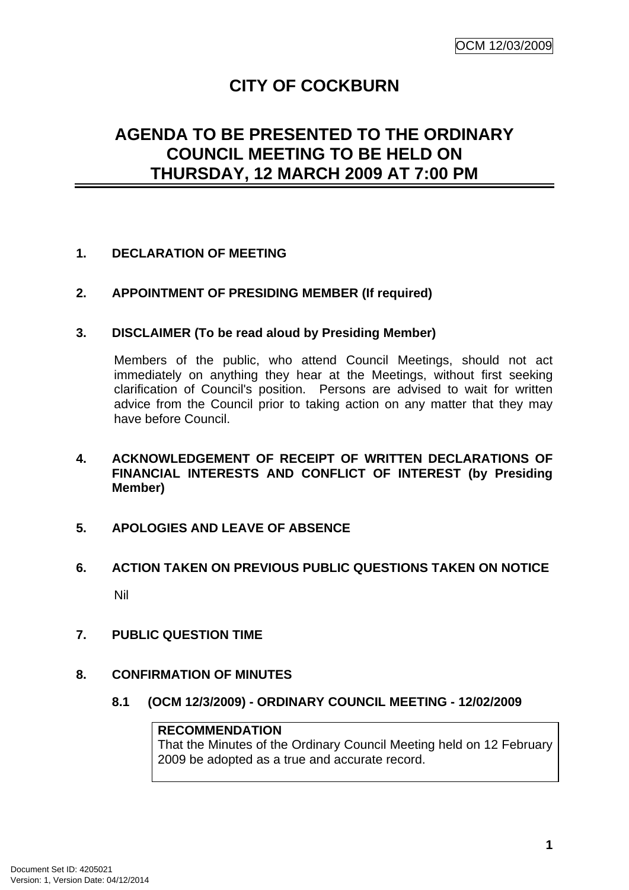# CITY OF COCKBURN

## AGENDA TO BE PRESENTED TO THE ORDINARY COUNCIL MEETING TO BE HELD ON THURSDAY, 12 MARCH 2009 AT 7:00 PM

### 1. DECLARATION OF MEETING

### 2. APPOINTMENT OF PRESIDING MEMBER (If required)

### 3. DISCLAIMER (To be read aloud by Presiding Member)

Members of the public, who attend Council Meetings, should not act immediately on anything they hear at the Meetings, without first seeking clarification of Council's position. Persons are advised to wait for written advice from the Council prior to taking action on any matter that they may have before Council.

### 4. ACKNOWLEDGEMENT OF RECEIPT OF WRITTEN DECLARATIONS OF FINANCIAL INTERESTS AND CONFLICT OF INTEREST (by Presiding Member)

### 5. APOLOGIES AND LEAVE OF ABSENCE

### 6. ACTION TAKEN ON PREVIOUS PUBLIC QUESTIONS TAKEN ON NOTICE

Nil

### 7. PUBLIC QUESTION TIME

### 8. CONFIRMATION OF MINUTES

#### 8.1 (OCM 12/3/2009) - ORDINARY COUNCIL MEETING - 12/02/2009

**RECOMMENDATION**
That the Minutes of the Ordinary Council Meeting held on 12 February 2009 be adopted as a true and accurate record.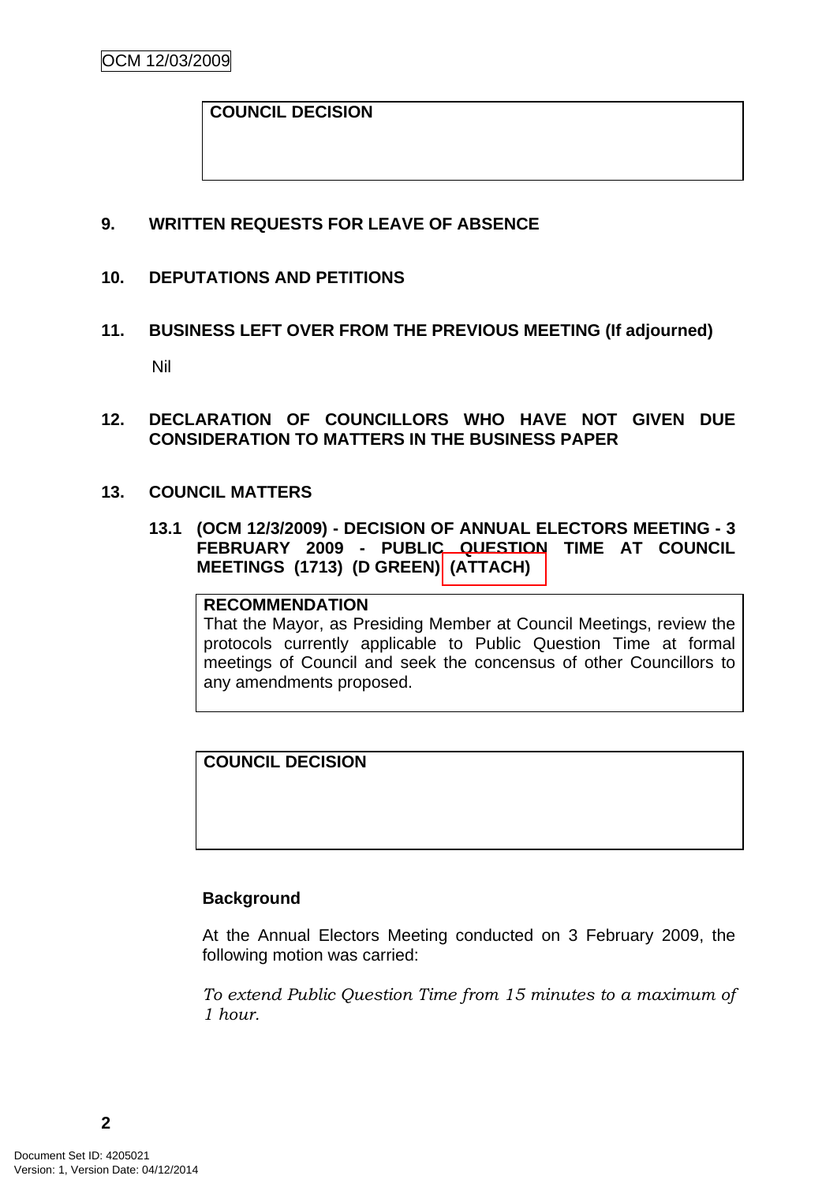**COUNCIL DECISION**

## 9. WRITTEN REQUESTS FOR LEAVE OF ABSENCE

## 10. DEPUTATIONS AND PETITIONS

## 11. BUSINESS LEFT OVER FROM THE PREVIOUS MEETING (If adjourned)

Nil

## 12. DECLARATION OF COUNCILLORS WHO HAVE NOT GIVEN DUE CONSIDERATION TO MATTERS IN THE BUSINESS PAPER

## 13. COUNCIL MATTERS

### 13.1 (OCM 12/3/2009) - DECISION OF ANNUAL ELECTORS MEETING - 3 FEBRUARY 2009 - PUBLIC QUESTION TIME AT COUNCIL MEETINGS (1713) (D GREEN) (ATTACH)

**RECOMMENDATION**

That the Mayor, as Presiding Member at Council Meetings, review the protocols currently applicable to Public Question Time at formal meetings of Council and seek the concensus of other Councillors to any amendments proposed.

**COUNCIL DECISION**

**Background**

At the Annual Electors Meeting conducted on 3 February 2009, the following motion was carried:

*To extend Public Question Time from 15 minutes to a maximum of 1 hour.*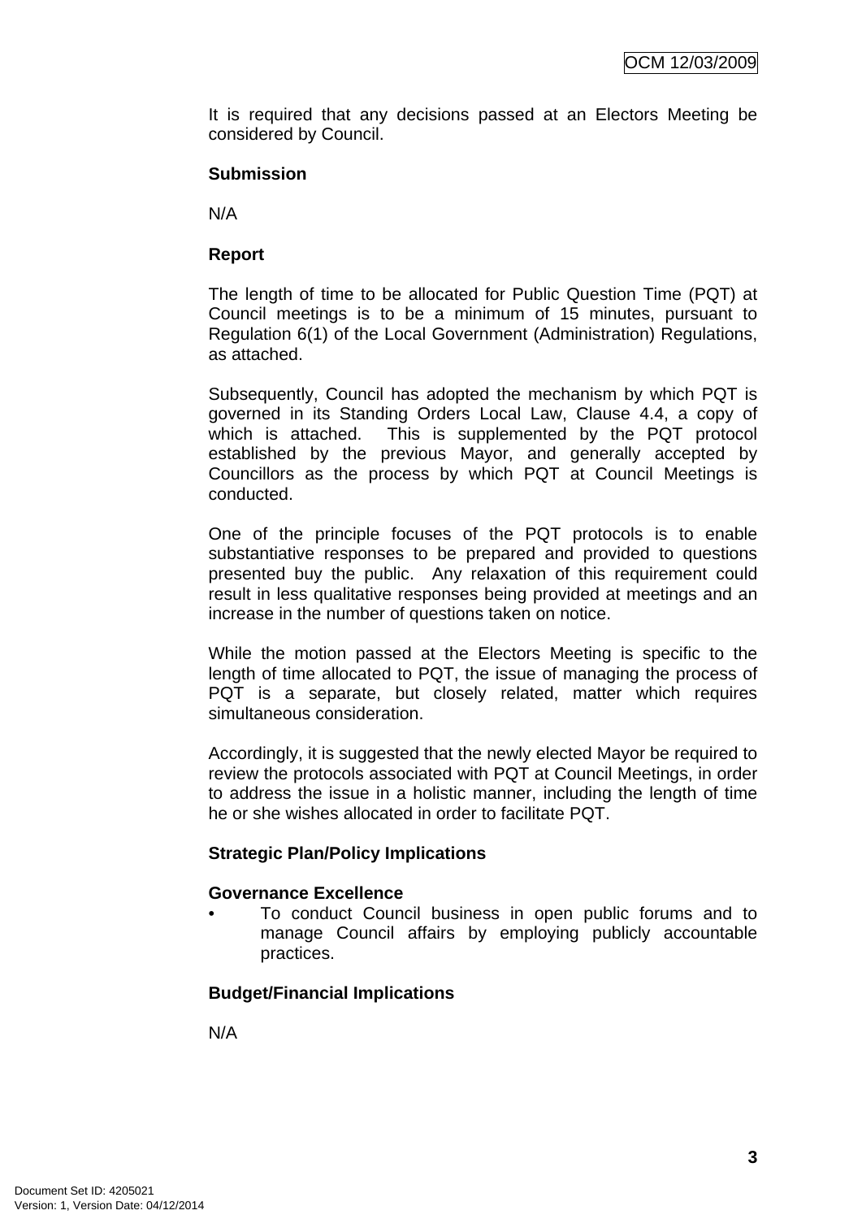It is required that any decisions passed at an Electors Meeting be considered by Council.

**Submission**

N/A

**Report**

The length of time to be allocated for Public Question Time (PQT) at Council meetings is to be a minimum of 15 minutes, pursuant to Regulation 6(1) of the Local Government (Administration) Regulations, as attached.

Subsequently, Council has adopted the mechanism by which PQT is governed in its Standing Orders Local Law, Clause 4.4, a copy of which is attached. This is supplemented by the PQT protocol established by the previous Mayor, and generally accepted by Councillors as the process by which PQT at Council Meetings is conducted.

One of the principle focuses of the PQT protocols is to enable substantiative responses to be prepared and provided to questions presented buy the public. Any relaxation of this requirement could result in less qualitative responses being provided at meetings and an increase in the number of questions taken on notice.

While the motion passed at the Electors Meeting is specific to the length of time allocated to PQT, the issue of managing the process of PQT is a separate, but closely related, matter which requires simultaneous consideration.

Accordingly, it is suggested that the newly elected Mayor be required to review the protocols associated with PQT at Council Meetings, in order to address the issue in a holistic manner, including the length of time he or she wishes allocated in order to facilitate PQT.

**Strategic Plan/Policy Implications**

**Governance Excellence**

- To conduct Council business in open public forums and to manage Council affairs by employing publicly accountable practices.

**Budget/Financial Implications**

N/A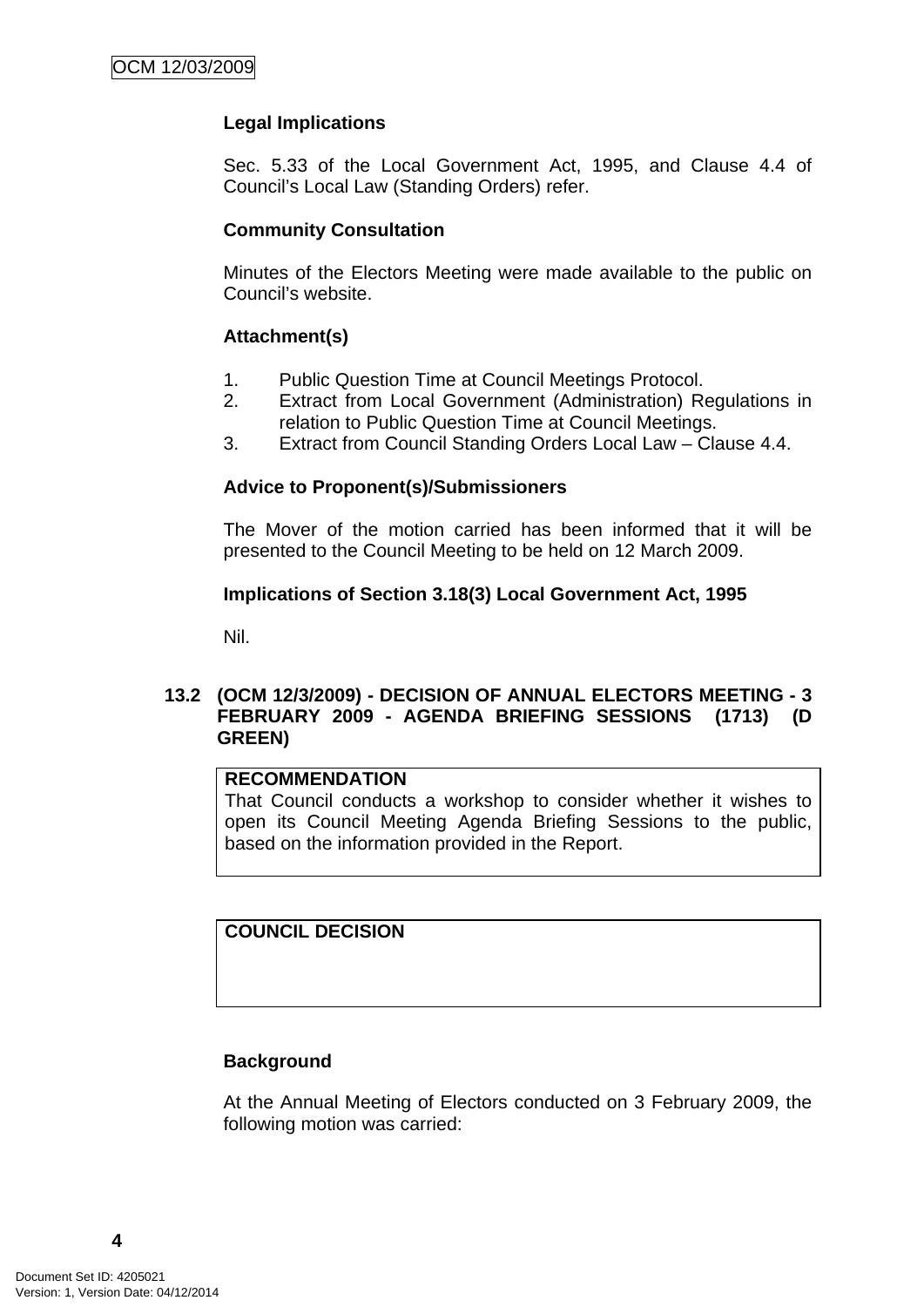**Legal Implications**

Sec. 5.33 of the Local Government Act, 1995, and Clause 4.4 of Council's Local Law (Standing Orders) refer.

**Community Consultation**

Minutes of the Electors Meeting were made available to the public on Council's website.

**Attachment(s)**

1. Public Question Time at Council Meetings Protocol.
2. Extract from Local Government (Administration) Regulations in relation to Public Question Time at Council Meetings.
3. Extract from Council Standing Orders Local Law – Clause 4.4.

**Advice to Proponent(s)/Submissioners**

The Mover of the motion carried has been informed that it will be presented to the Council Meeting to be held on 12 March 2009.

**Implications of Section 3.18(3) Local Government Act, 1995**

Nil.

### 13.2 (OCM 12/3/2009) - DECISION OF ANNUAL ELECTORS MEETING - 3 FEBRUARY 2009 - AGENDA BRIEFING SESSIONS (1713) (D GREEN)

| **RECOMMENDATION** |
|---|
| That Council conducts a workshop to consider whether it wishes to open its Council Meeting Agenda Briefing Sessions to the public, based on the information provided in the Report. |

| **COUNCIL DECISION** |
|---|
| |

**Background**

At the Annual Meeting of Electors conducted on 3 February 2009, the following motion was carried: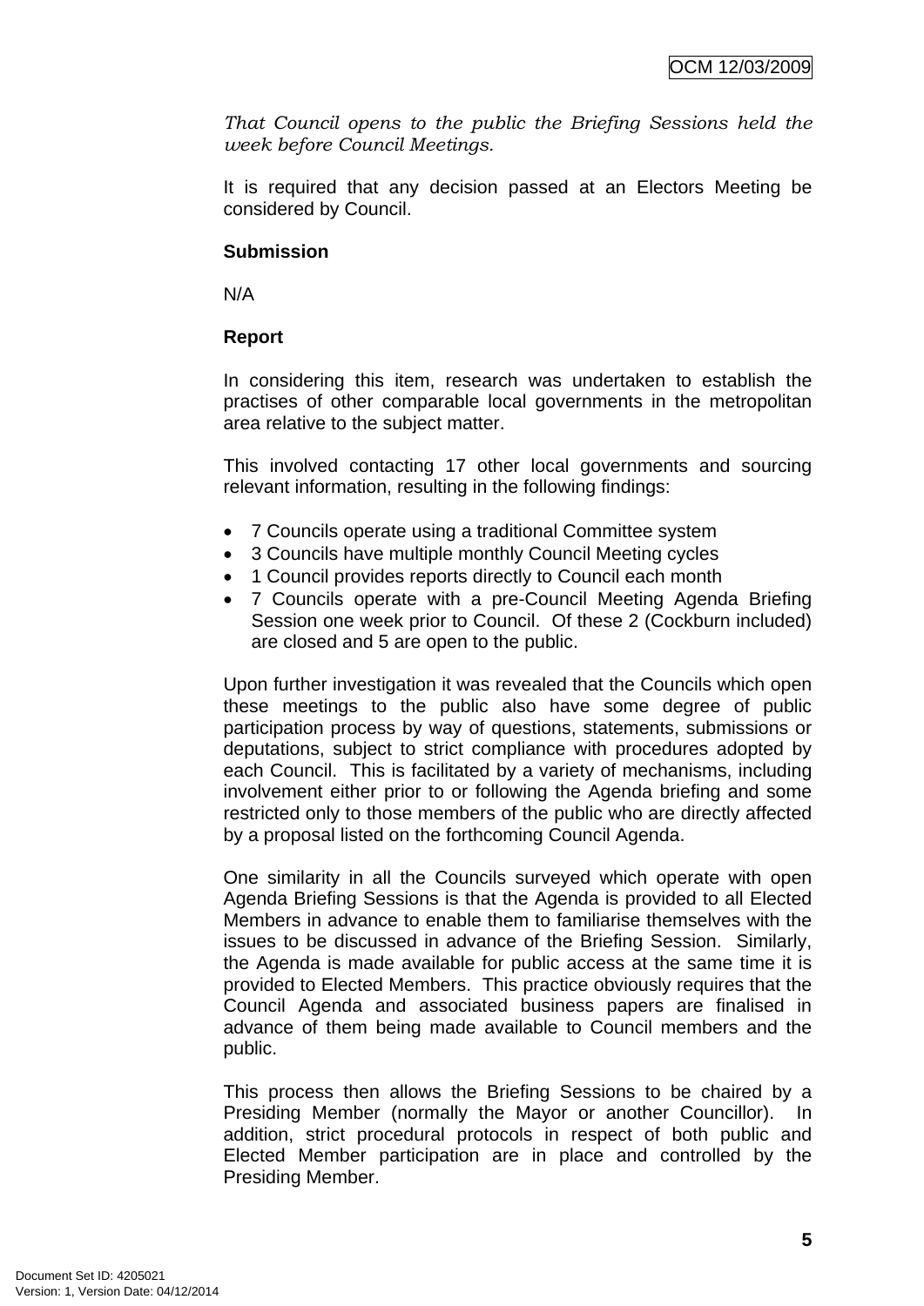*That Council opens to the public the Briefing Sessions held the week before Council Meetings.*

It is required that any decision passed at an Electors Meeting be considered by Council.

**Submission**

N/A

**Report**

In considering this item, research was undertaken to establish the practises of other comparable local governments in the metropolitan area relative to the subject matter.

This involved contacting 17 other local governments and sourcing relevant information, resulting in the following findings:

- 7 Councils operate using a traditional Committee system
- 3 Councils have multiple monthly Council Meeting cycles
- 1 Council provides reports directly to Council each month
- 7 Councils operate with a pre-Council Meeting Agenda Briefing Session one week prior to Council. Of these 2 (Cockburn included) are closed and 5 are open to the public.

Upon further investigation it was revealed that the Councils which open these meetings to the public also have some degree of public participation process by way of questions, statements, submissions or deputations, subject to strict compliance with procedures adopted by each Council. This is facilitated by a variety of mechanisms, including involvement either prior to or following the Agenda briefing and some restricted only to those members of the public who are directly affected by a proposal listed on the forthcoming Council Agenda.

One similarity in all the Councils surveyed which operate with open Agenda Briefing Sessions is that the Agenda is provided to all Elected Members in advance to enable them to familiarise themselves with the issues to be discussed in advance of the Briefing Session. Similarly, the Agenda is made available for public access at the same time it is provided to Elected Members. This practice obviously requires that the Council Agenda and associated business papers are finalised in advance of them being made available to Council members and the public.

This process then allows the Briefing Sessions to be chaired by a Presiding Member (normally the Mayor or another Councillor). In addition, strict procedural protocols in respect of both public and Elected Member participation are in place and controlled by the Presiding Member.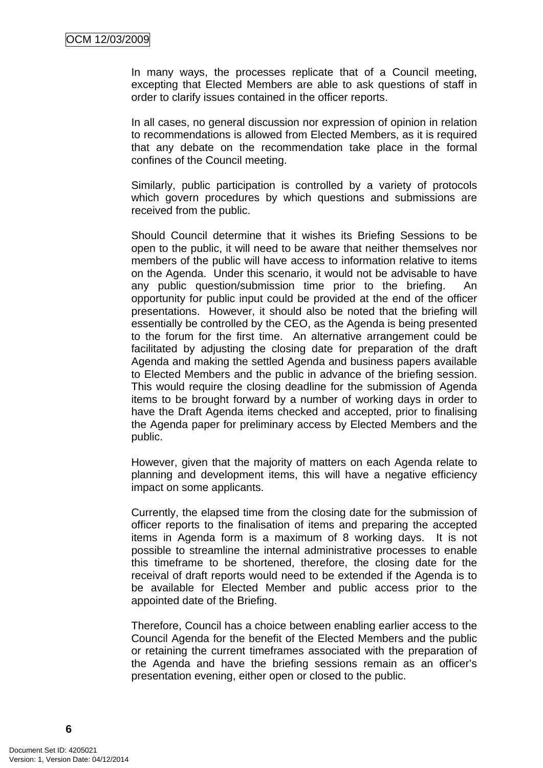In many ways, the processes replicate that of a Council meeting, excepting that Elected Members are able to ask questions of staff in order to clarify issues contained in the officer reports.

In all cases, no general discussion nor expression of opinion in relation to recommendations is allowed from Elected Members, as it is required that any debate on the recommendation take place in the formal confines of the Council meeting.

Similarly, public participation is controlled by a variety of protocols which govern procedures by which questions and submissions are received from the public.

Should Council determine that it wishes its Briefing Sessions to be open to the public, it will need to be aware that neither themselves nor members of the public will have access to information relative to items on the Agenda. Under this scenario, it would not be advisable to have any public question/submission time prior to the briefing. An opportunity for public input could be provided at the end of the officer presentations. However, it should also be noted that the briefing will essentially be controlled by the CEO, as the Agenda is being presented to the forum for the first time. An alternative arrangement could be facilitated by adjusting the closing date for preparation of the draft Agenda and making the settled Agenda and business papers available to Elected Members and the public in advance of the briefing session. This would require the closing deadline for the submission of Agenda items to be brought forward by a number of working days in order to have the Draft Agenda items checked and accepted, prior to finalising the Agenda paper for preliminary access by Elected Members and the public.

However, given that the majority of matters on each Agenda relate to planning and development items, this will have a negative efficiency impact on some applicants.

Currently, the elapsed time from the closing date for the submission of officer reports to the finalisation of items and preparing the accepted items in Agenda form is a maximum of 8 working days. It is not possible to streamline the internal administrative processes to enable this timeframe to be shortened, therefore, the closing date for the receival of draft reports would need to be extended if the Agenda is to be available for Elected Member and public access prior to the appointed date of the Briefing.

Therefore, Council has a choice between enabling earlier access to the Council Agenda for the benefit of the Elected Members and the public or retaining the current timeframes associated with the preparation of the Agenda and have the briefing sessions remain as an officer's presentation evening, either open or closed to the public.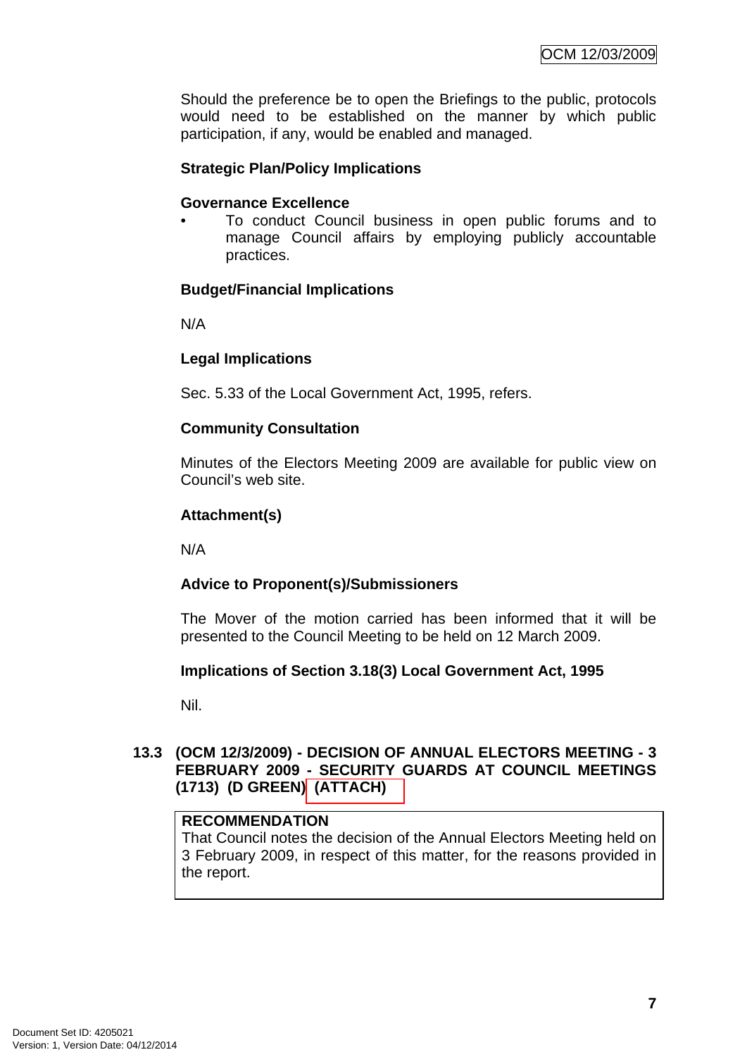Should the preference be to open the Briefings to the public, protocols would need to be established on the manner by which public participation, if any, would be enabled and managed.

**Strategic Plan/Policy Implications**

**Governance Excellence**

- To conduct Council business in open public forums and to manage Council affairs by employing publicly accountable practices.

**Budget/Financial Implications**

N/A

**Legal Implications**

Sec. 5.33 of the Local Government Act, 1995, refers.

**Community Consultation**

Minutes of the Electors Meeting 2009 are available for public view on Council's web site.

**Attachment(s)**

N/A

**Advice to Proponent(s)/Submissioners**

The Mover of the motion carried has been informed that it will be presented to the Council Meeting to be held on 12 March 2009.

**Implications of Section 3.18(3) Local Government Act, 1995**

Nil.

## 13.3 (OCM 12/3/2009) - DECISION OF ANNUAL ELECTORS MEETING - 3 FEBRUARY 2009 - SECURITY GUARDS AT COUNCIL MEETINGS (1713) (D GREEN) (ATTACH)

**RECOMMENDATION**
That Council notes the decision of the Annual Electors Meeting held on 3 February 2009, in respect of this matter, for the reasons provided in the report.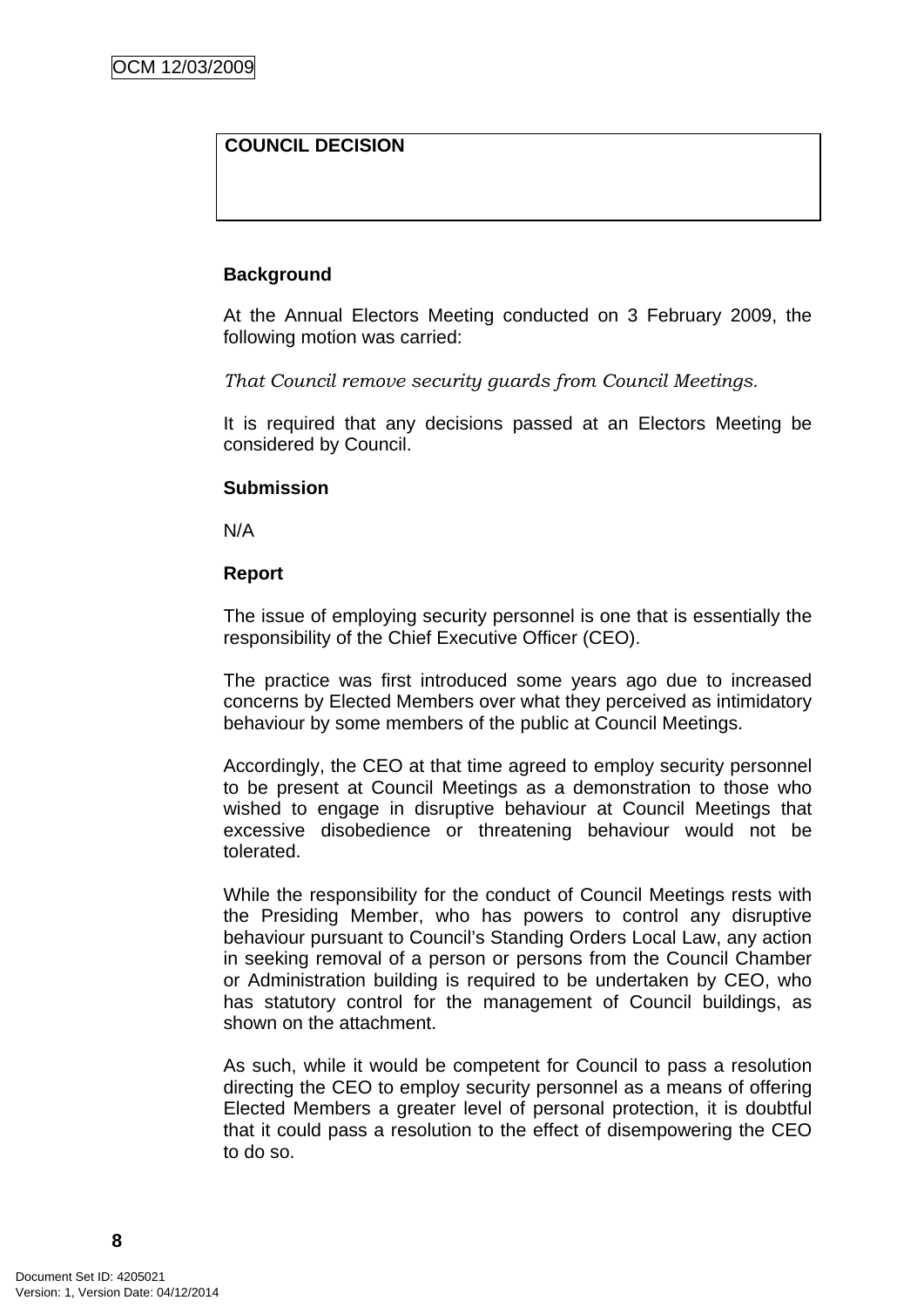**COUNCIL DECISION**

**Background**

At the Annual Electors Meeting conducted on 3 February 2009, the following motion was carried:

*That Council remove security guards from Council Meetings.*

It is required that any decisions passed at an Electors Meeting be considered by Council.

**Submission**

N/A

**Report**

The issue of employing security personnel is one that is essentially the responsibility of the Chief Executive Officer (CEO).

The practice was first introduced some years ago due to increased concerns by Elected Members over what they perceived as intimidatory behaviour by some members of the public at Council Meetings.

Accordingly, the CEO at that time agreed to employ security personnel to be present at Council Meetings as a demonstration to those who wished to engage in disruptive behaviour at Council Meetings that excessive disobedience or threatening behaviour would not be tolerated.

While the responsibility for the conduct of Council Meetings rests with the Presiding Member, who has powers to control any disruptive behaviour pursuant to Council's Standing Orders Local Law, any action in seeking removal of a person or persons from the Council Chamber or Administration building is required to be undertaken by CEO, who has statutory control for the management of Council buildings, as shown on the attachment.

As such, while it would be competent for Council to pass a resolution directing the CEO to employ security personnel as a means of offering Elected Members a greater level of personal protection, it is doubtful that it could pass a resolution to the effect of disempowering the CEO to do so.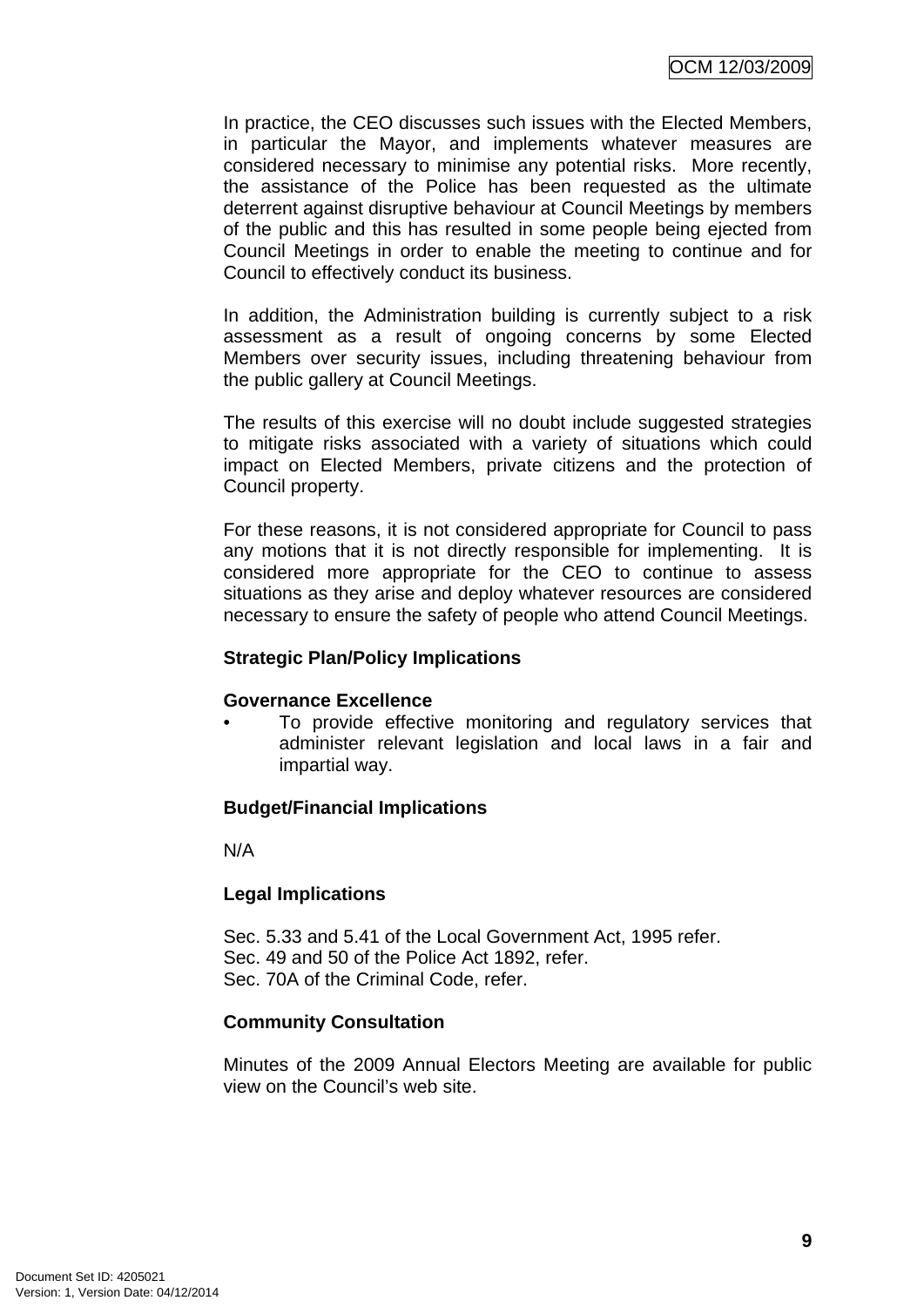In practice, the CEO discusses such issues with the Elected Members, in particular the Mayor, and implements whatever measures are considered necessary to minimise any potential risks. More recently, the assistance of the Police has been requested as the ultimate deterrent against disruptive behaviour at Council Meetings by members of the public and this has resulted in some people being ejected from Council Meetings in order to enable the meeting to continue and for Council to effectively conduct its business.

In addition, the Administration building is currently subject to a risk assessment as a result of ongoing concerns by some Elected Members over security issues, including threatening behaviour from the public gallery at Council Meetings.

The results of this exercise will no doubt include suggested strategies to mitigate risks associated with a variety of situations which could impact on Elected Members, private citizens and the protection of Council property.

For these reasons, it is not considered appropriate for Council to pass any motions that it is not directly responsible for implementing. It is considered more appropriate for the CEO to continue to assess situations as they arise and deploy whatever resources are considered necessary to ensure the safety of people who attend Council Meetings.

**Strategic Plan/Policy Implications**

**Governance Excellence**

- To provide effective monitoring and regulatory services that administer relevant legislation and local laws in a fair and impartial way.

**Budget/Financial Implications**

N/A

**Legal Implications**

Sec. 5.33 and 5.41 of the Local Government Act, 1995 refer.
Sec. 49 and 50 of the Police Act 1892, refer.
Sec. 70A of the Criminal Code, refer.

**Community Consultation**

Minutes of the 2009 Annual Electors Meeting are available for public view on the Council's web site.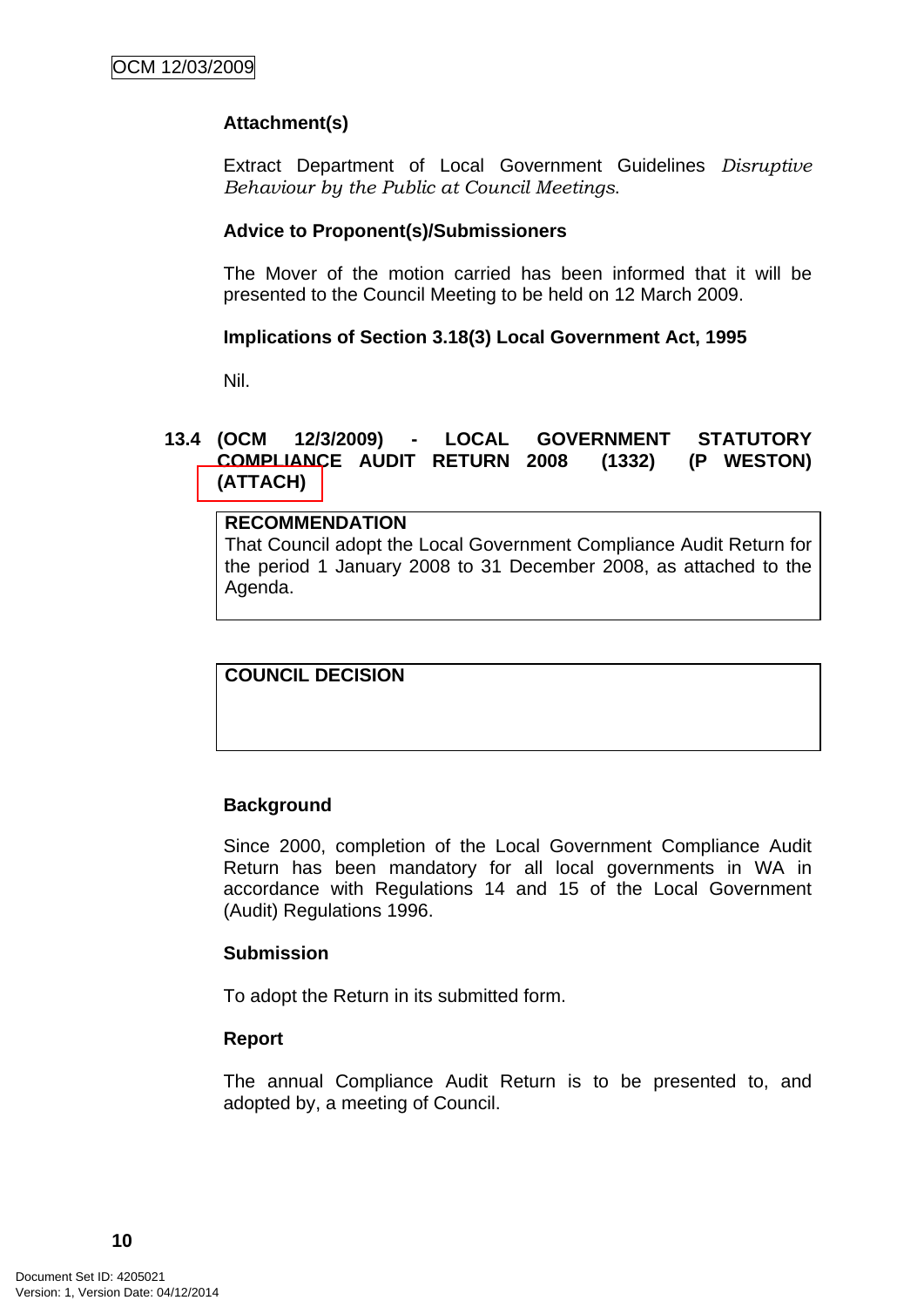### Attachment(s)

Extract Department of Local Government Guidelines *Disruptive Behaviour by the Public at Council Meetings*.

### Advice to Proponent(s)/Submissioners

The Mover of the motion carried has been informed that it will be presented to the Council Meeting to be held on 12 March 2009.

### Implications of Section 3.18(3) Local Government Act, 1995

Nil.

## 13.4 (OCM 12/3/2009) - LOCAL GOVERNMENT STATUTORY COMPLIANCE AUDIT RETURN 2008 (1332) (P WESTON) (ATTACH)

**RECOMMENDATION**

That Council adopt the Local Government Compliance Audit Return for the period 1 January 2008 to 31 December 2008, as attached to the Agenda.

**COUNCIL DECISION**

### Background

Since 2000, completion of the Local Government Compliance Audit Return has been mandatory for all local governments in WA in accordance with Regulations 14 and 15 of the Local Government (Audit) Regulations 1996.

### Submission

To adopt the Return in its submitted form.

### Report

The annual Compliance Audit Return is to be presented to, and adopted by, a meeting of Council.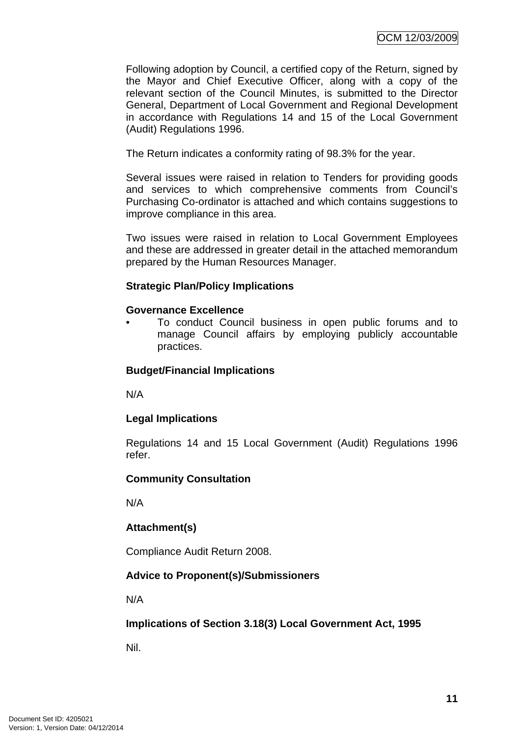Following adoption by Council, a certified copy of the Return, signed by the Mayor and Chief Executive Officer, along with a copy of the relevant section of the Council Minutes, is submitted to the Director General, Department of Local Government and Regional Development in accordance with Regulations 14 and 15 of the Local Government (Audit) Regulations 1996.

The Return indicates a conformity rating of 98.3% for the year.

Several issues were raised in relation to Tenders for providing goods and services to which comprehensive comments from Council's Purchasing Co-ordinator is attached and which contains suggestions to improve compliance in this area.

Two issues were raised in relation to Local Government Employees and these are addressed in greater detail in the attached memorandum prepared by the Human Resources Manager.

**Strategic Plan/Policy Implications**

**Governance Excellence**

- To conduct Council business in open public forums and to manage Council affairs by employing publicly accountable practices.

**Budget/Financial Implications**

N/A

**Legal Implications**

Regulations 14 and 15 Local Government (Audit) Regulations 1996 refer.

**Community Consultation**

N/A

**Attachment(s)**

Compliance Audit Return 2008.

**Advice to Proponent(s)/Submissioners**

N/A

**Implications of Section 3.18(3) Local Government Act, 1995**

Nil.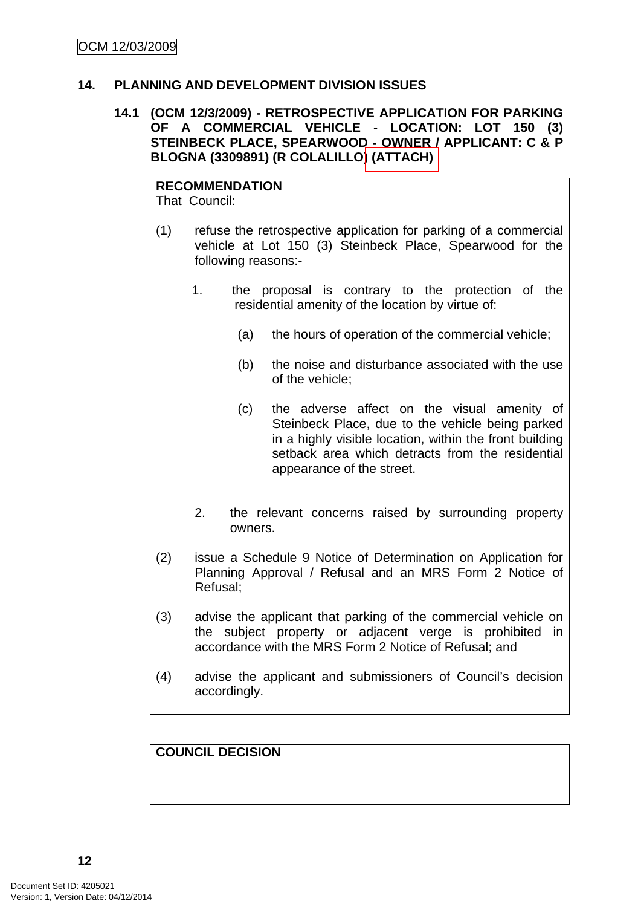## 14. PLANNING AND DEVELOPMENT DIVISION ISSUES

### 14.1 (OCM 12/3/2009) - RETROSPECTIVE APPLICATION FOR PARKING OF A COMMERCIAL VEHICLE - LOCATION: LOT 150 (3) STEINBECK PLACE, SPEARWOOD - OWNER / APPLICANT: C & P BLOGNA (3309891) (R COLALILLO) (ATTACH)

**RECOMMENDATION**

That Council:

(1) refuse the retrospective application for parking of a commercial vehicle at Lot 150 (3) Steinbeck Place, Spearwood for the following reasons:-

1. the proposal is contrary to the protection of the residential amenity of the location by virtue of:

    (a) the hours of operation of the commercial vehicle;

    (b) the noise and disturbance associated with the use of the vehicle;

    (c) the adverse affect on the visual amenity of Steinbeck Place, due to the vehicle being parked in a highly visible location, within the front building setback area which detracts from the residential appearance of the street.

2. the relevant concerns raised by surrounding property owners.

(2) issue a Schedule 9 Notice of Determination on Application for Planning Approval / Refusal and an MRS Form 2 Notice of Refusal;

(3) advise the applicant that parking of the commercial vehicle on the subject property or adjacent verge is prohibited in accordance with the MRS Form 2 Notice of Refusal; and

(4) advise the applicant and submissioners of Council's decision accordingly.

**COUNCIL DECISION**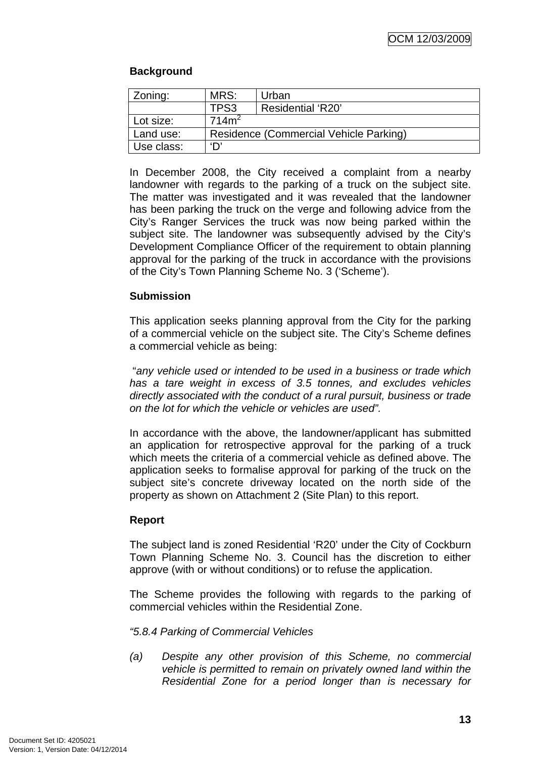**Background**

| Zoning: | MRS: | Urban |
|---|---|---|
| | TPS3 | Residential 'R20' |
| Lot size: | 714m$^2$ | |
| Land use: | Residence (Commercial Vehicle Parking) | |
| Use class: | 'D' | |

In December 2008, the City received a complaint from a nearby landowner with regards to the parking of a truck on the subject site. The matter was investigated and it was revealed that the landowner has been parking the truck on the verge and following advice from the City's Ranger Services the truck was now being parked within the subject site. The landowner was subsequently advised by the City's Development Compliance Officer of the requirement to obtain planning approval for the parking of the truck in accordance with the provisions of the City's Town Planning Scheme No. 3 ('Scheme').

**Submission**

This application seeks planning approval from the City for the parking of a commercial vehicle on the subject site. The City's Scheme defines a commercial vehicle as being:

"*any vehicle used or intended to be used in a business or trade which has a tare weight in excess of 3.5 tonnes, and excludes vehicles directly associated with the conduct of a rural pursuit, business or trade on the lot for which the vehicle or vehicles are used".*

In accordance with the above, the landowner/applicant has submitted an application for retrospective approval for the parking of a truck which meets the criteria of a commercial vehicle as defined above. The application seeks to formalise approval for parking of the truck on the subject site's concrete driveway located on the north side of the property as shown on Attachment 2 (Site Plan) to this report.

**Report**

The subject land is zoned Residential 'R20' under the City of Cockburn Town Planning Scheme No. 3. Council has the discretion to either approve (with or without conditions) or to refuse the application.

The Scheme provides the following with regards to the parking of commercial vehicles within the Residential Zone.

*"5.8.4 Parking of Commercial Vehicles*

*(a) Despite any other provision of this Scheme, no commercial vehicle is permitted to remain on privately owned land within the Residential Zone for a period longer than is necessary for*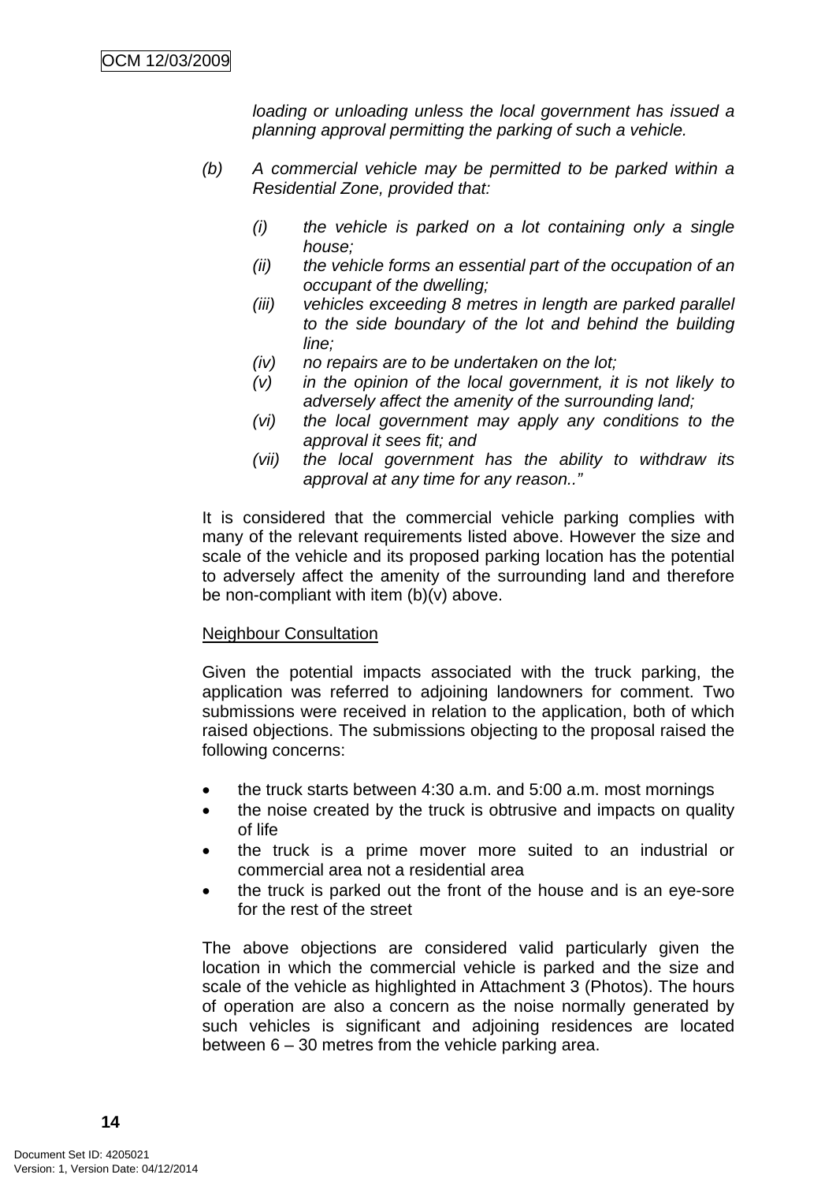*loading or unloading unless the local government has issued a planning approval permitting the parking of such a vehicle.*

*(b) A commercial vehicle may be permitted to be parked within a Residential Zone, provided that:*

*(i) the vehicle is parked on a lot containing only a single house;*
*(ii) the vehicle forms an essential part of the occupation of an occupant of the dwelling;*
*(iii) vehicles exceeding 8 metres in length are parked parallel to the side boundary of the lot and behind the building line;*
*(iv) no repairs are to be undertaken on the lot;*
*(v) in the opinion of the local government, it is not likely to adversely affect the amenity of the surrounding land;*
*(vi) the local government may apply any conditions to the approval it sees fit; and*
*(vii) the local government has the ability to withdraw its approval at any time for any reason.."*

It is considered that the commercial vehicle parking complies with many of the relevant requirements listed above. However the size and scale of the vehicle and its proposed parking location has the potential to adversely affect the amenity of the surrounding land and therefore be non-compliant with item (b)(v) above.

<u>Neighbour Consultation</u>

Given the potential impacts associated with the truck parking, the application was referred to adjoining landowners for comment. Two submissions were received in relation to the application, both of which raised objections. The submissions objecting to the proposal raised the following concerns:

- the truck starts between 4:30 a.m. and 5:00 a.m. most mornings
- the noise created by the truck is obtrusive and impacts on quality of life
- the truck is a prime mover more suited to an industrial or commercial area not a residential area
- the truck is parked out the front of the house and is an eye-sore for the rest of the street

The above objections are considered valid particularly given the location in which the commercial vehicle is parked and the size and scale of the vehicle as highlighted in Attachment 3 (Photos). The hours of operation are also a concern as the noise normally generated by such vehicles is significant and adjoining residences are located between 6 – 30 metres from the vehicle parking area.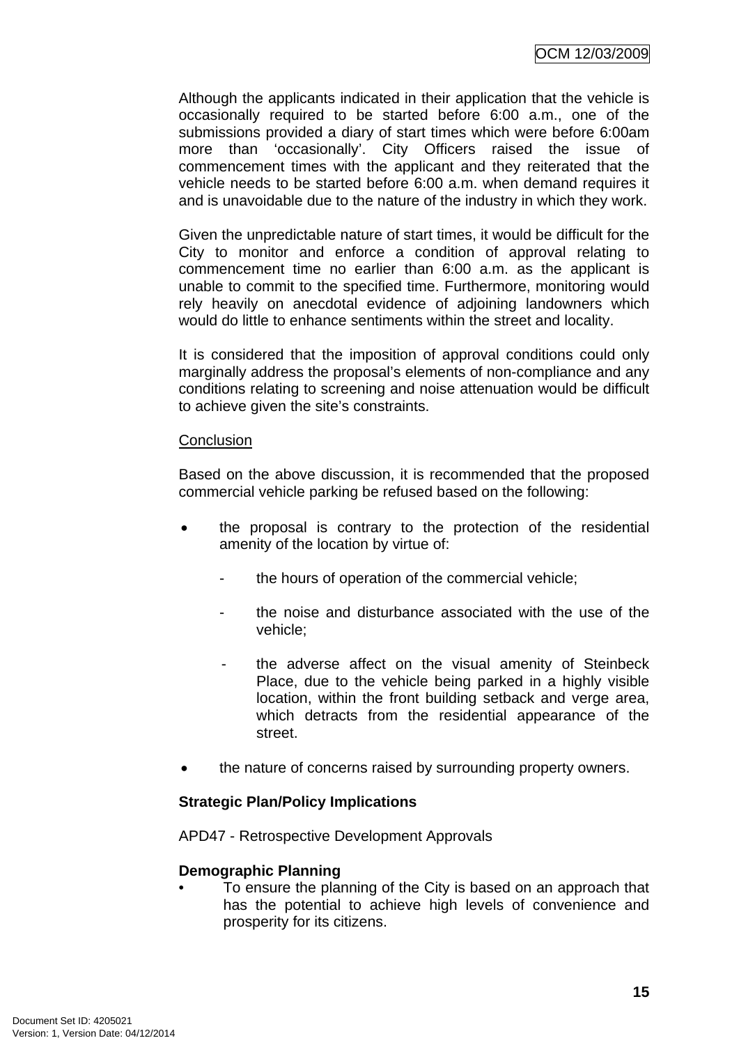Although the applicants indicated in their application that the vehicle is occasionally required to be started before 6:00 a.m., one of the submissions provided a diary of start times which were before 6:00am more than 'occasionally'. City Officers raised the issue of commencement times with the applicant and they reiterated that the vehicle needs to be started before 6:00 a.m. when demand requires it and is unavoidable due to the nature of the industry in which they work.

Given the unpredictable nature of start times, it would be difficult for the City to monitor and enforce a condition of approval relating to commencement time no earlier than 6:00 a.m. as the applicant is unable to commit to the specified time. Furthermore, monitoring would rely heavily on anecdotal evidence of adjoining landowners which would do little to enhance sentiments within the street and locality.

It is considered that the imposition of approval conditions could only marginally address the proposal's elements of non-compliance and any conditions relating to screening and noise attenuation would be difficult to achieve given the site's constraints.

<u>Conclusion</u>

Based on the above discussion, it is recommended that the proposed commercial vehicle parking be refused based on the following:

- the proposal is contrary to the protection of the residential amenity of the location by virtue of:
  - the hours of operation of the commercial vehicle;
  - the noise and disturbance associated with the use of the vehicle;
  - the adverse affect on the visual amenity of Steinbeck Place, due to the vehicle being parked in a highly visible location, within the front building setback and verge area, which detracts from the residential appearance of the street.
- the nature of concerns raised by surrounding property owners.

**Strategic Plan/Policy Implications**

APD47 - Retrospective Development Approvals

**Demographic Planning**

- To ensure the planning of the City is based on an approach that has the potential to achieve high levels of convenience and prosperity for its citizens.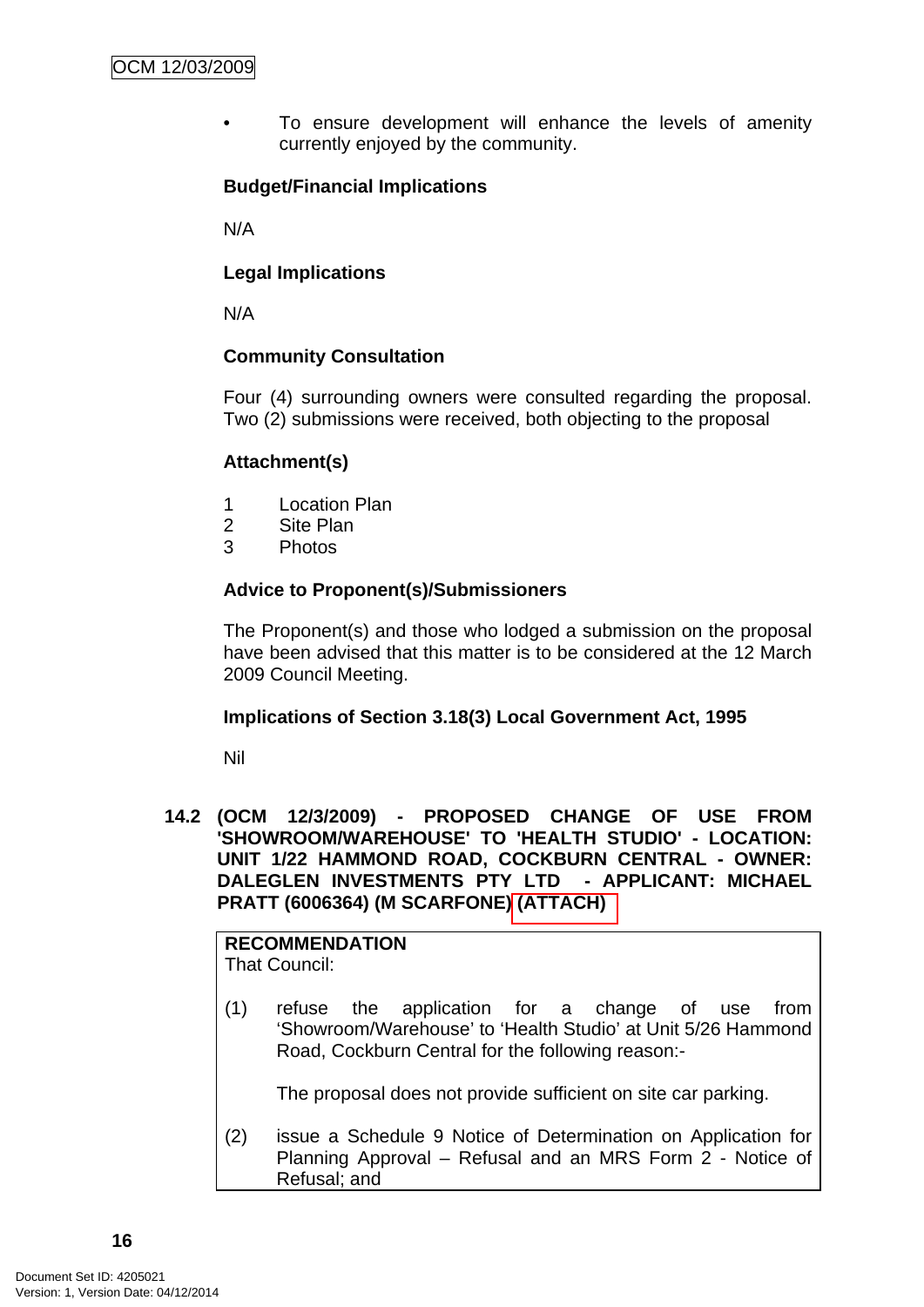- To ensure development will enhance the levels of amenity currently enjoyed by the community.

**Budget/Financial Implications**

N/A

**Legal Implications**

N/A

**Community Consultation**

Four (4) surrounding owners were consulted regarding the proposal. Two (2) submissions were received, both objecting to the proposal

**Attachment(s)**

1 Location Plan
2 Site Plan
3 Photos

**Advice to Proponent(s)/Submissioners**

The Proponent(s) and those who lodged a submission on the proposal have been advised that this matter is to be considered at the 12 March 2009 Council Meeting.

**Implications of Section 3.18(3) Local Government Act, 1995**

Nil

### 14.2 (OCM 12/3/2009) - PROPOSED CHANGE OF USE FROM 'SHOWROOM/WAREHOUSE' TO 'HEALTH STUDIO' - LOCATION: UNIT 1/22 HAMMOND ROAD, COCKBURN CENTRAL - OWNER: DALEGLEN INVESTMENTS PTY LTD - APPLICANT: MICHAEL PRATT (6006364) (M SCARFONE) (ATTACH)

**RECOMMENDATION**
That Council:

(1) refuse the application for a change of use from 'Showroom/Warehouse' to 'Health Studio' at Unit 5/26 Hammond Road, Cockburn Central for the following reason:-

The proposal does not provide sufficient on site car parking.

(2) issue a Schedule 9 Notice of Determination on Application for Planning Approval – Refusal and an MRS Form 2 - Notice of Refusal; and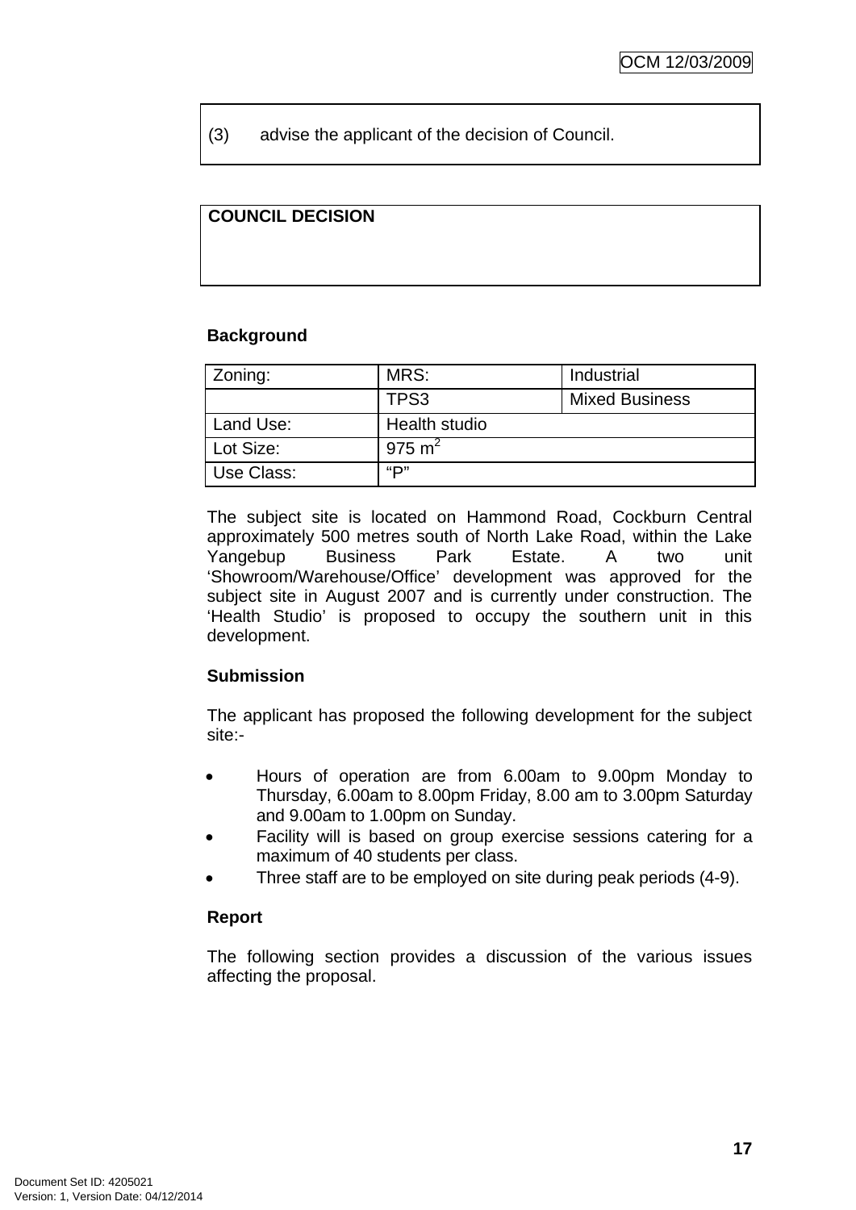(3) advise the applicant of the decision of Council.

| **COUNCIL DECISION** |
| --- |
| |

**Background**

| Zoning: | MRS: | Industrial |
| --- | --- | --- |
| | TPS3 | Mixed Business |
| Land Use: | Health studio | |
| Lot Size: | 975 m$^2$ | |
| Use Class: | “P” | |

The subject site is located on Hammond Road, Cockburn Central approximately 500 metres south of North Lake Road, within the Lake Yangebup Business Park Estate. A two unit ‘Showroom/Warehouse/Office’ development was approved for the subject site in August 2007 and is currently under construction. The ‘Health Studio’ is proposed to occupy the southern unit in this development.

**Submission**

The applicant has proposed the following development for the subject site:-

- Hours of operation are from 6.00am to 9.00pm Monday to Thursday, 6.00am to 8.00pm Friday, 8.00 am to 3.00pm Saturday and 9.00am to 1.00pm on Sunday.
- Facility will is based on group exercise sessions catering for a maximum of 40 students per class.
- Three staff are to be employed on site during peak periods (4-9).

**Report**

The following section provides a discussion of the various issues affecting the proposal.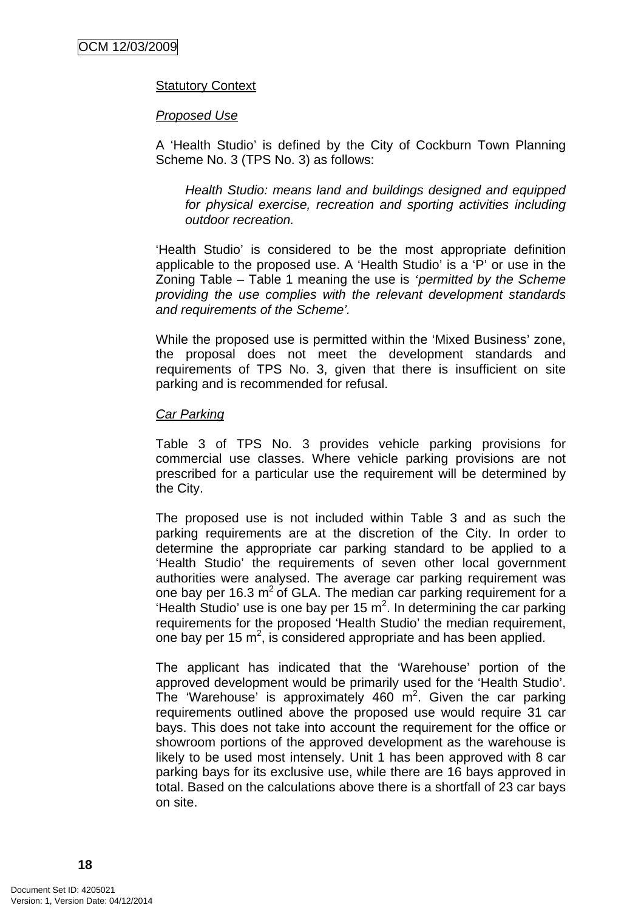Statutory Context

*Proposed Use*

A 'Health Studio' is defined by the City of Cockburn Town Planning Scheme No. 3 (TPS No. 3) as follows:

> *Health Studio: means land and buildings designed and equipped for physical exercise, recreation and sporting activities including outdoor recreation.*

'Health Studio' is considered to be the most appropriate definition applicable to the proposed use. A 'Health Studio' is a 'P' or use in the Zoning Table – Table 1 meaning the use is *'permitted by the Scheme providing the use complies with the relevant development standards and requirements of the Scheme'.*

While the proposed use is permitted within the 'Mixed Business' zone, the proposal does not meet the development standards and requirements of TPS No. 3, given that there is insufficient on site parking and is recommended for refusal.

*Car Parking*

Table 3 of TPS No. 3 provides vehicle parking provisions for commercial use classes. Where vehicle parking provisions are not prescribed for a particular use the requirement will be determined by the City.

The proposed use is not included within Table 3 and as such the parking requirements are at the discretion of the City. In order to determine the appropriate car parking standard to be applied to a 'Health Studio' the requirements of seven other local government authorities were analysed. The average car parking requirement was one bay per 16.3 $m^2$ of GLA. The median car parking requirement for a 'Health Studio' use is one bay per 15 $m^2$. In determining the car parking requirements for the proposed 'Health Studio' the median requirement, one bay per 15 $m^2$, is considered appropriate and has been applied.

The applicant has indicated that the 'Warehouse' portion of the approved development would be primarily used for the 'Health Studio'. The 'Warehouse' is approximately 460 $m^2$. Given the car parking requirements outlined above the proposed use would require 31 car bays. This does not take into account the requirement for the office or showroom portions of the approved development as the warehouse is likely to be used most intensely. Unit 1 has been approved with 8 car parking bays for its exclusive use, while there are 16 bays approved in total. Based on the calculations above there is a shortfall of 23 car bays on site.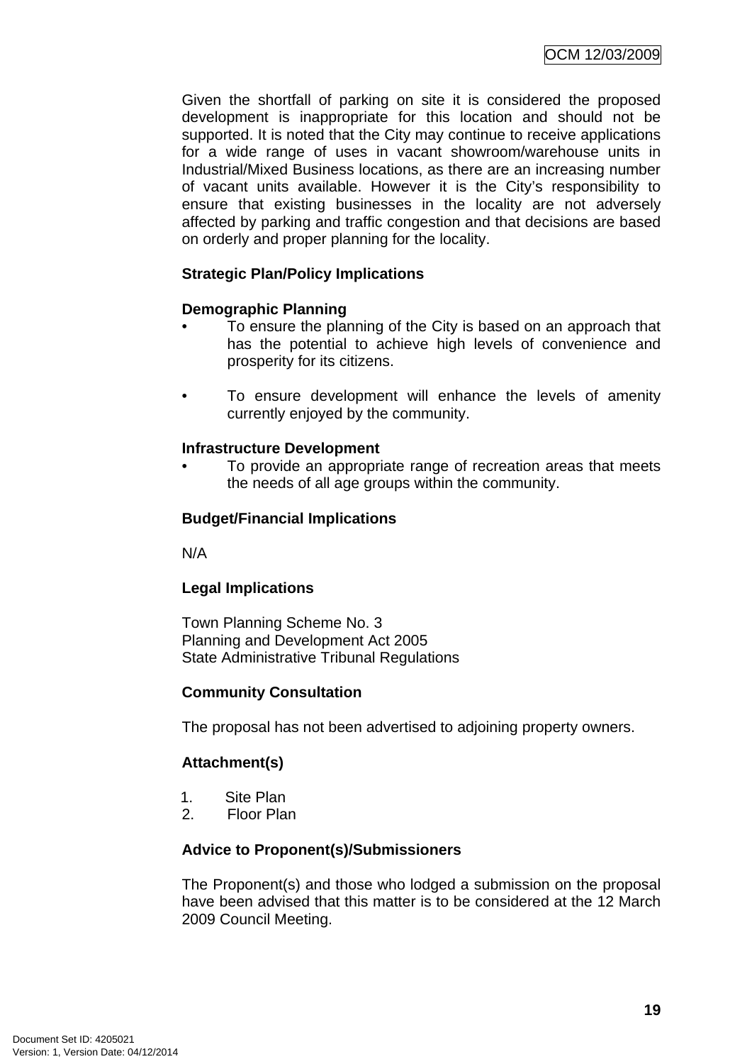Given the shortfall of parking on site it is considered the proposed development is inappropriate for this location and should not be supported. It is noted that the City may continue to receive applications for a wide range of uses in vacant showroom/warehouse units in Industrial/Mixed Business locations, as there are an increasing number of vacant units available. However it is the City's responsibility to ensure that existing businesses in the locality are not adversely affected by parking and traffic congestion and that decisions are based on orderly and proper planning for the locality.

**Strategic Plan/Policy Implications**

**Demographic Planning**

- To ensure the planning of the City is based on an approach that has the potential to achieve high levels of convenience and prosperity for its citizens.

- To ensure development will enhance the levels of amenity currently enjoyed by the community.

**Infrastructure Development**

- To provide an appropriate range of recreation areas that meets the needs of all age groups within the community.

**Budget/Financial Implications**

N/A

**Legal Implications**

Town Planning Scheme No. 3
Planning and Development Act 2005
State Administrative Tribunal Regulations

**Community Consultation**

The proposal has not been advertised to adjoining property owners.

**Attachment(s)**

1. Site Plan
2. Floor Plan

**Advice to Proponent(s)/Submissioners**

The Proponent(s) and those who lodged a submission on the proposal have been advised that this matter is to be considered at the 12 March 2009 Council Meeting.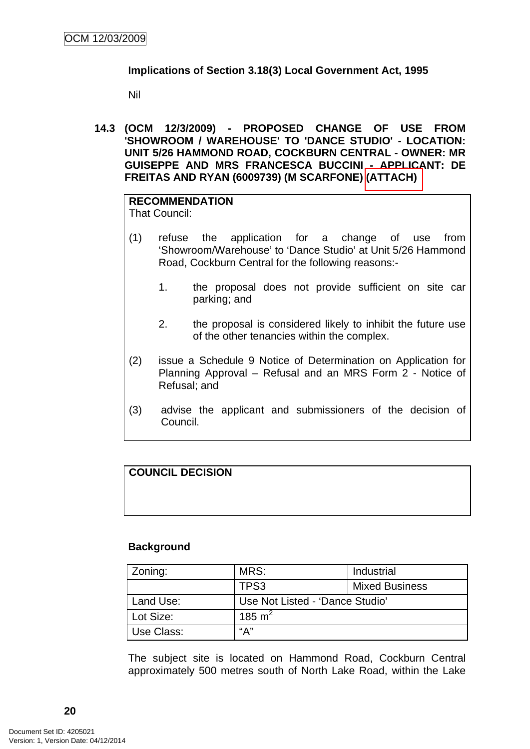**Implications of Section 3.18(3) Local Government Act, 1995**

Nil

**14.3 (OCM 12/3/2009) - PROPOSED CHANGE OF USE FROM 'SHOWROOM / WAREHOUSE' TO 'DANCE STUDIO' - LOCATION: UNIT 5/26 HAMMOND ROAD, COCKBURN CENTRAL - OWNER: MR GUISEPPE AND MRS FRANCESCA BUCCINI - APPLICANT: DE FREITAS AND RYAN (6009739) (M SCARFONE) (ATTACH)**

**RECOMMENDATION**
That Council:

(1) refuse the application for a change of use from 'Showroom/Warehouse' to 'Dance Studio' at Unit 5/26 Hammond Road, Cockburn Central for the following reasons:-

1. the proposal does not provide sufficient on site car parking; and

2. the proposal is considered likely to inhibit the future use of the other tenancies within the complex.

(2) issue a Schedule 9 Notice of Determination on Application for Planning Approval – Refusal and an MRS Form 2 - Notice of Refusal; and

(3) advise the applicant and submissioners of the decision of Council.

**COUNCIL DECISION**

**Background**

| Zoning: | MRS: | Industrial |
|---|---|---|
| | TPS3 | Mixed Business |
| Land Use: | Use Not Listed - 'Dance Studio' | |
| Lot Size: | 185 $m^2$ | |
| Use Class: | "A" | |

The subject site is located on Hammond Road, Cockburn Central approximately 500 metres south of North Lake Road, within the Lake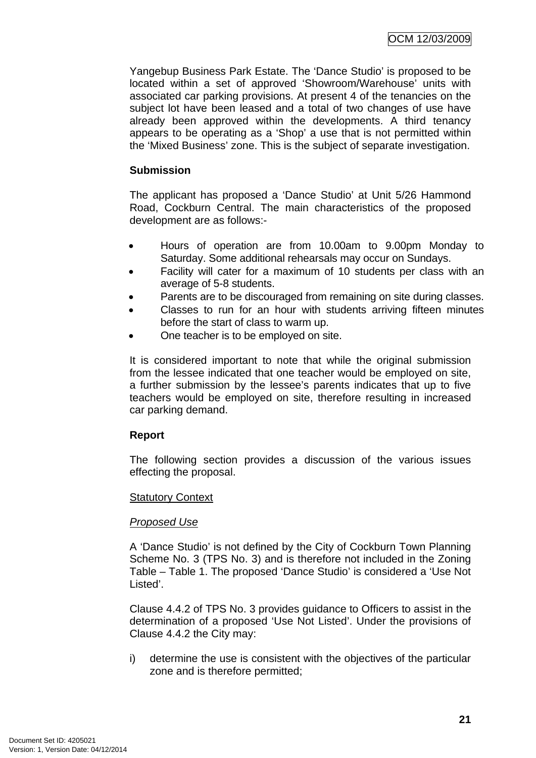Yangebup Business Park Estate. The 'Dance Studio' is proposed to be located within a set of approved 'Showroom/Warehouse' units with associated car parking provisions. At present 4 of the tenancies on the subject lot have been leased and a total of two changes of use have already been approved within the developments. A third tenancy appears to be operating as a 'Shop' a use that is not permitted within the 'Mixed Business' zone. This is the subject of separate investigation.

**Submission**

The applicant has proposed a 'Dance Studio' at Unit 5/26 Hammond Road, Cockburn Central. The main characteristics of the proposed development are as follows:-

- Hours of operation are from 10.00am to 9.00pm Monday to Saturday. Some additional rehearsals may occur on Sundays.
- Facility will cater for a maximum of 10 students per class with an average of 5-8 students.
- Parents are to be discouraged from remaining on site during classes.
- Classes to run for an hour with students arriving fifteen minutes before the start of class to warm up.
- One teacher is to be employed on site.

It is considered important to note that while the original submission from the lessee indicated that one teacher would be employed on site, a further submission by the lessee's parents indicates that up to five teachers would be employed on site, therefore resulting in increased car parking demand.

**Report**

The following section provides a discussion of the various issues effecting the proposal.

Statutory Context

*Proposed Use*

A 'Dance Studio' is not defined by the City of Cockburn Town Planning Scheme No. 3 (TPS No. 3) and is therefore not included in the Zoning Table – Table 1. The proposed 'Dance Studio' is considered a 'Use Not Listed'.

Clause 4.4.2 of TPS No. 3 provides guidance to Officers to assist in the determination of a proposed 'Use Not Listed'. Under the provisions of Clause 4.4.2 the City may:

i) determine the use is consistent with the objectives of the particular zone and is therefore permitted;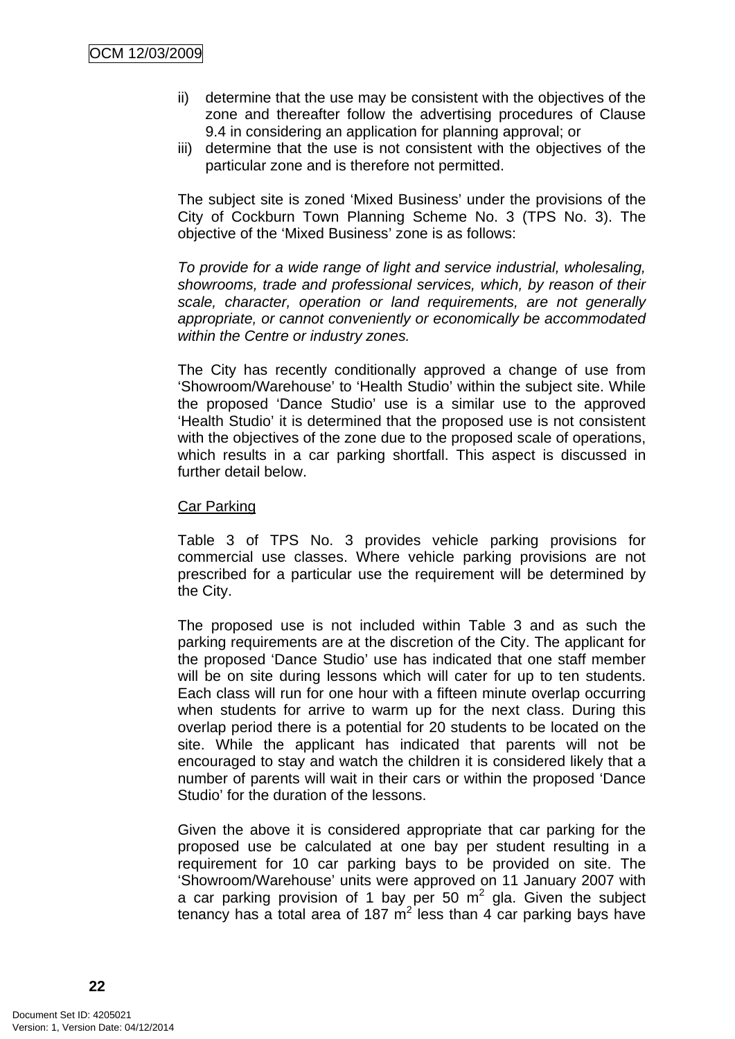ii) determine that the use may be consistent with the objectives of the zone and thereafter follow the advertising procedures of Clause 9.4 in considering an application for planning approval; or

iii) determine that the use is not consistent with the objectives of the particular zone and is therefore not permitted.

The subject site is zoned 'Mixed Business' under the provisions of the City of Cockburn Town Planning Scheme No. 3 (TPS No. 3). The objective of the 'Mixed Business' zone is as follows:

*To provide for a wide range of light and service industrial, wholesaling, showrooms, trade and professional services, which, by reason of their scale, character, operation or land requirements, are not generally appropriate, or cannot conveniently or economically be accommodated within the Centre or industry zones.*

The City has recently conditionally approved a change of use from 'Showroom/Warehouse' to 'Health Studio' within the subject site. While the proposed 'Dance Studio' use is a similar use to the approved 'Health Studio' it is determined that the proposed use is not consistent with the objectives of the zone due to the proposed scale of operations, which results in a car parking shortfall. This aspect is discussed in further detail below.

<u>Car Parking</u>

Table 3 of TPS No. 3 provides vehicle parking provisions for commercial use classes. Where vehicle parking provisions are not prescribed for a particular use the requirement will be determined by the City.

The proposed use is not included within Table 3 and as such the parking requirements are at the discretion of the City. The applicant for the proposed 'Dance Studio' use has indicated that one staff member will be on site during lessons which will cater for up to ten students. Each class will run for one hour with a fifteen minute overlap occurring when students for arrive to warm up for the next class. During this overlap period there is a potential for 20 students to be located on the site. While the applicant has indicated that parents will not be encouraged to stay and watch the children it is considered likely that a number of parents will wait in their cars or within the proposed 'Dance Studio' for the duration of the lessons.

Given the above it is considered appropriate that car parking for the proposed use be calculated at one bay per student resulting in a requirement for 10 car parking bays to be provided on site. The 'Showroom/Warehouse' units were approved on 11 January 2007 with a car parking provision of 1 bay per 50 $m^2$ gla. Given the subject tenancy has a total area of 187 $m^2$ less than 4 car parking bays have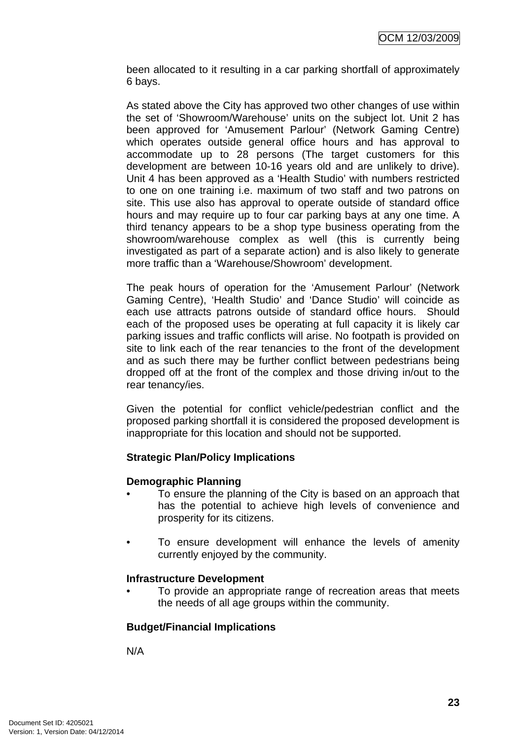been allocated to it resulting in a car parking shortfall of approximately 6 bays.

As stated above the City has approved two other changes of use within the set of 'Showroom/Warehouse' units on the subject lot. Unit 2 has been approved for 'Amusement Parlour' (Network Gaming Centre) which operates outside general office hours and has approval to accommodate up to 28 persons (The target customers for this development are between 10-16 years old and are unlikely to drive). Unit 4 has been approved as a 'Health Studio' with numbers restricted to one on one training i.e. maximum of two staff and two patrons on site. This use also has approval to operate outside of standard office hours and may require up to four car parking bays at any one time. A third tenancy appears to be a shop type business operating from the showroom/warehouse complex as well (this is currently being investigated as part of a separate action) and is also likely to generate more traffic than a 'Warehouse/Showroom' development.

The peak hours of operation for the 'Amusement Parlour' (Network Gaming Centre), 'Health Studio' and 'Dance Studio' will coincide as each use attracts patrons outside of standard office hours. Should each of the proposed uses be operating at full capacity it is likely car parking issues and traffic conflicts will arise. No footpath is provided on site to link each of the rear tenancies to the front of the development and as such there may be further conflict between pedestrians being dropped off at the front of the complex and those driving in/out to the rear tenancy/ies.

Given the potential for conflict vehicle/pedestrian conflict and the proposed parking shortfall it is considered the proposed development is inappropriate for this location and should not be supported.

**Strategic Plan/Policy Implications**

**Demographic Planning**

- To ensure the planning of the City is based on an approach that has the potential to achieve high levels of convenience and prosperity for its citizens.
- To ensure development will enhance the levels of amenity currently enjoyed by the community.

**Infrastructure Development**

- To provide an appropriate range of recreation areas that meets the needs of all age groups within the community.

**Budget/Financial Implications**

N/A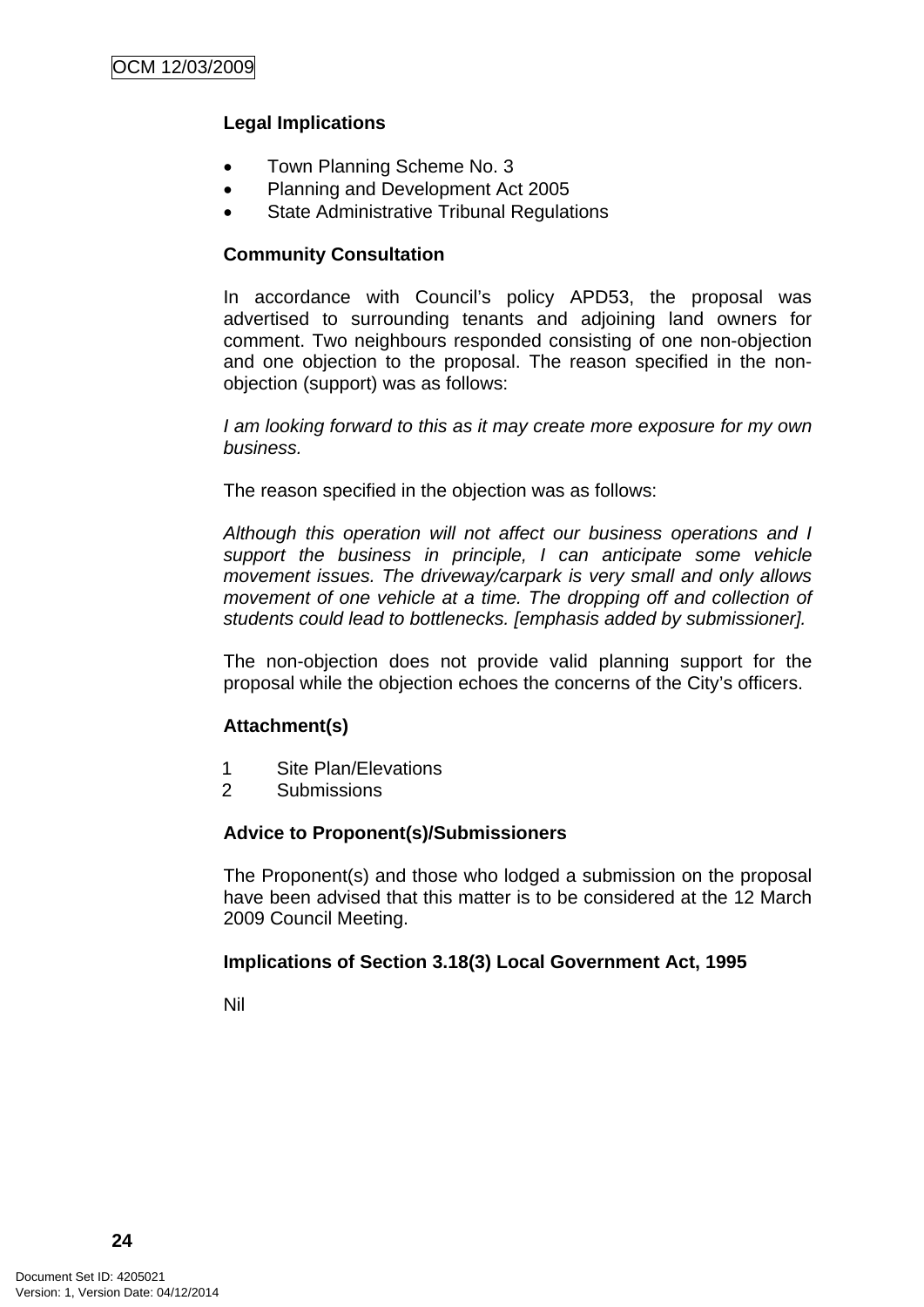**Legal Implications**

- Town Planning Scheme No. 3
- Planning and Development Act 2005
- State Administrative Tribunal Regulations

**Community Consultation**

In accordance with Council's policy APD53, the proposal was advertised to surrounding tenants and adjoining land owners for comment. Two neighbours responded consisting of one non-objection and one objection to the proposal. The reason specified in the non-objection (support) was as follows:

*I am looking forward to this as it may create more exposure for my own business.*

The reason specified in the objection was as follows:

*Although this operation will not affect our business operations and I support the business in principle, I can anticipate some vehicle movement issues. The driveway/carpark is very small and only allows movement of one vehicle at a time. The dropping off and collection of students could lead to bottlenecks. [emphasis added by submissioner].*

The non-objection does not provide valid planning support for the proposal while the objection echoes the concerns of the City's officers.

**Attachment(s)**

1. Site Plan/Elevations
2. Submissions

**Advice to Proponent(s)/Submissioners**

The Proponent(s) and those who lodged a submission on the proposal have been advised that this matter is to be considered at the 12 March 2009 Council Meeting.

**Implications of Section 3.18(3) Local Government Act, 1995**

Nil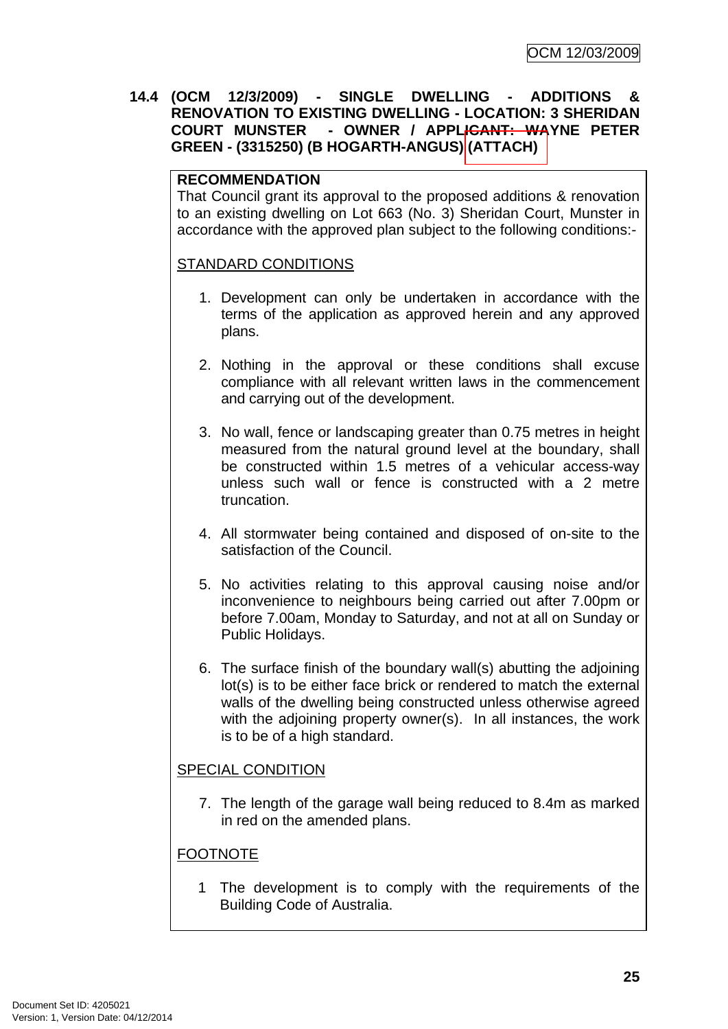**14.4 (OCM 12/3/2009) - SINGLE DWELLING - ADDITIONS & RENOVATION TO EXISTING DWELLING - LOCATION: 3 SHERIDAN COURT MUNSTER - OWNER / APPLICANT: WAYNE PETER GREEN - (3315250) (B HOGARTH-ANGUS) (ATTACH)**

**RECOMMENDATION**

That Council grant its approval to the proposed additions & renovation to an existing dwelling on Lot 663 (No. 3) Sheridan Court, Munster in accordance with the approved plan subject to the following conditions:-

STANDARD CONDITIONS

1. Development can only be undertaken in accordance with the terms of the application as approved herein and any approved plans.

2. Nothing in the approval or these conditions shall excuse compliance with all relevant written laws in the commencement and carrying out of the development.

3. No wall, fence or landscaping greater than 0.75 metres in height measured from the natural ground level at the boundary, shall be constructed within 1.5 metres of a vehicular access-way unless such wall or fence is constructed with a 2 metre truncation.

4. All stormwater being contained and disposed of on-site to the satisfaction of the Council.

5. No activities relating to this approval causing noise and/or inconvenience to neighbours being carried out after 7.00pm or before 7.00am, Monday to Saturday, and not at all on Sunday or Public Holidays.

6. The surface finish of the boundary wall(s) abutting the adjoining lot(s) is to be either face brick or rendered to match the external walls of the dwelling being constructed unless otherwise agreed with the adjoining property owner(s). In all instances, the work is to be of a high standard.

SPECIAL CONDITION

7. The length of the garage wall being reduced to 8.4m as marked in red on the amended plans.

FOOTNOTE

1 The development is to comply with the requirements of the Building Code of Australia.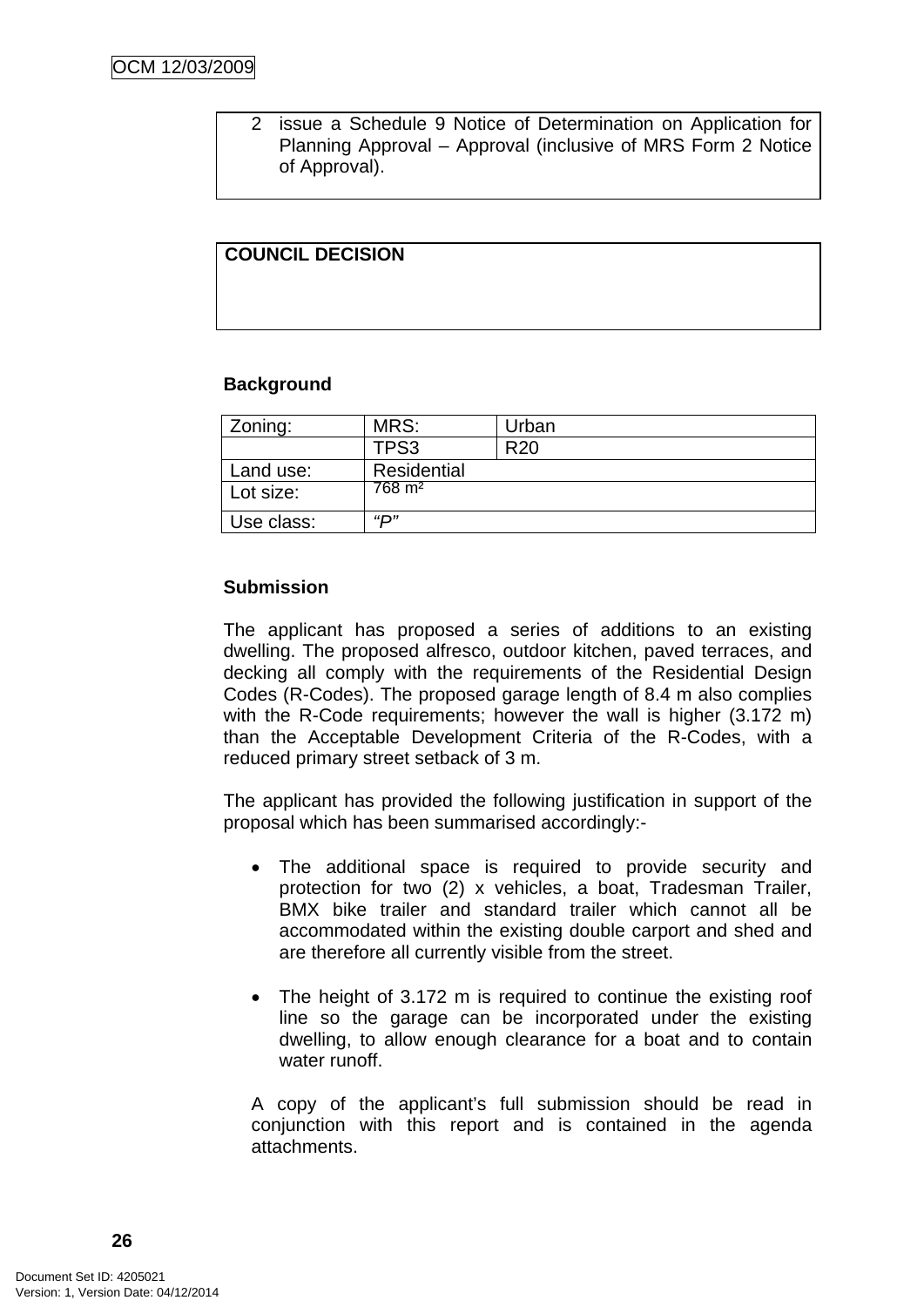2 issue a Schedule 9 Notice of Determination on Application for Planning Approval – Approval (inclusive of MRS Form 2 Notice of Approval).

**COUNCIL DECISION**

**Background**

| Zoning: | MRS: | Urban |
|---|---|---|
| | TPS3 | R20 |
| Land use: | Residential | |
| Lot size: | 768 m² | |
| Use class: | *"P"* | |

**Submission**

The applicant has proposed a series of additions to an existing dwelling. The proposed alfresco, outdoor kitchen, paved terraces, and decking all comply with the requirements of the Residential Design Codes (R-Codes). The proposed garage length of 8.4 m also complies with the R-Code requirements; however the wall is higher (3.172 m) than the Acceptable Development Criteria of the R-Codes, with a reduced primary street setback of 3 m.

The applicant has provided the following justification in support of the proposal which has been summarised accordingly:-

- The additional space is required to provide security and protection for two (2) x vehicles, a boat, Tradesman Trailer, BMX bike trailer and standard trailer which cannot all be accommodated within the existing double carport and shed and are therefore all currently visible from the street.

- The height of 3.172 m is required to continue the existing roof line so the garage can be incorporated under the existing dwelling, to allow enough clearance for a boat and to contain water runoff.

A copy of the applicant's full submission should be read in conjunction with this report and is contained in the agenda attachments.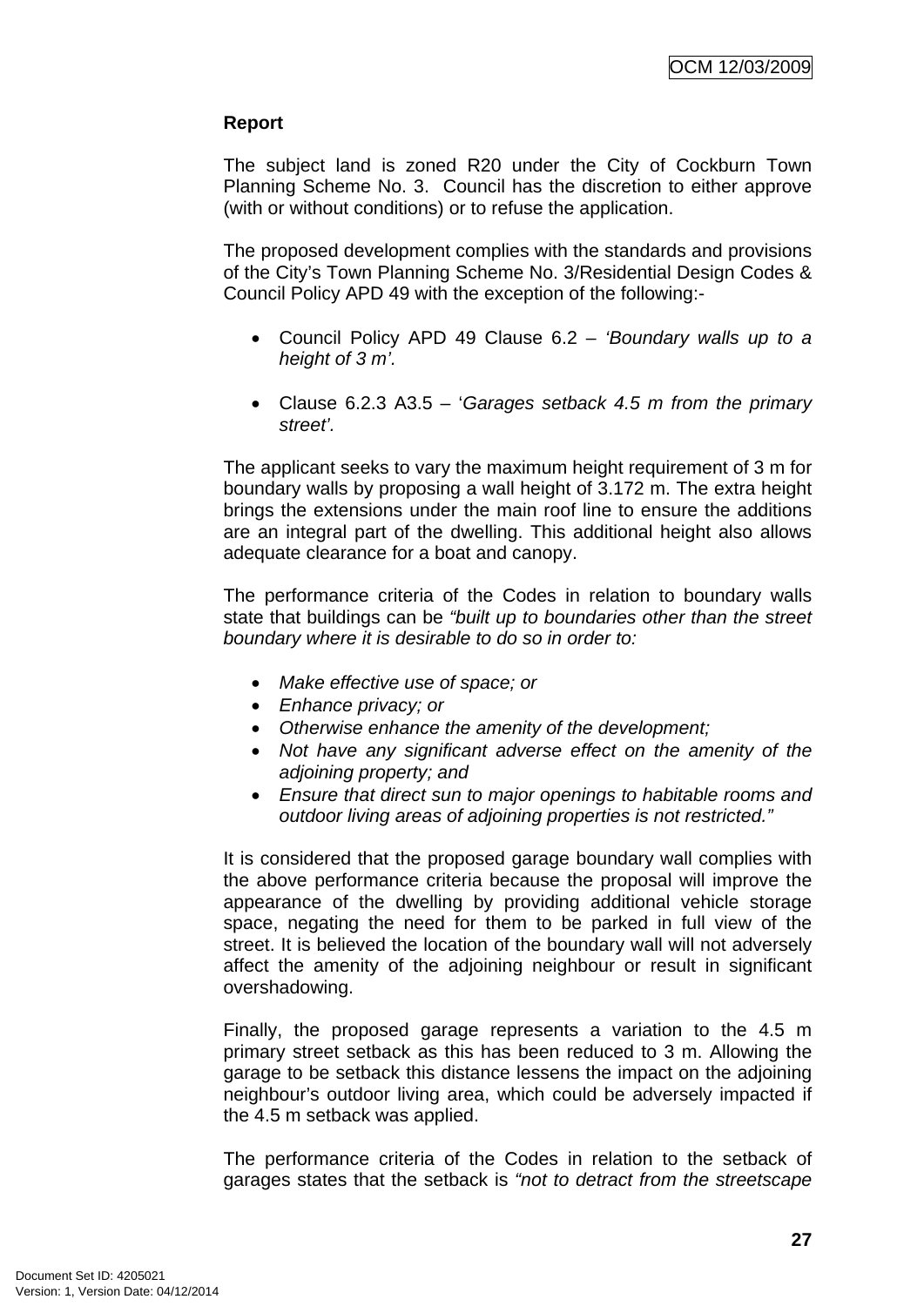**Report**

The subject land is zoned R20 under the City of Cockburn Town Planning Scheme No. 3. Council has the discretion to either approve (with or without conditions) or to refuse the application.

The proposed development complies with the standards and provisions of the City's Town Planning Scheme No. 3/Residential Design Codes & Council Policy APD 49 with the exception of the following:-

- Council Policy APD 49 Clause 6.2 – *'Boundary walls up to a height of 3 m'*.
- Clause 6.2.3 A3.5 – '*Garages setback 4.5 m from the primary street'*.

The applicant seeks to vary the maximum height requirement of 3 m for boundary walls by proposing a wall height of 3.172 m. The extra height brings the extensions under the main roof line to ensure the additions are an integral part of the dwelling. This additional height also allows adequate clearance for a boat and canopy.

The performance criteria of the Codes in relation to boundary walls state that buildings can be *"built up to boundaries other than the street boundary where it is desirable to do so in order to:*

- *Make effective use of space; or*
- *Enhance privacy; or*
- *Otherwise enhance the amenity of the development;*
- *Not have any significant adverse effect on the amenity of the adjoining property; and*
- *Ensure that direct sun to major openings to habitable rooms and outdoor living areas of adjoining properties is not restricted."*

It is considered that the proposed garage boundary wall complies with the above performance criteria because the proposal will improve the appearance of the dwelling by providing additional vehicle storage space, negating the need for them to be parked in full view of the street. It is believed the location of the boundary wall will not adversely affect the amenity of the adjoining neighbour or result in significant overshadowing.

Finally, the proposed garage represents a variation to the 4.5 m primary street setback as this has been reduced to 3 m. Allowing the garage to be setback this distance lessens the impact on the adjoining neighbour's outdoor living area, which could be adversely impacted if the 4.5 m setback was applied.

The performance criteria of the Codes in relation to the setback of garages states that the setback is *"not to detract from the streetscape*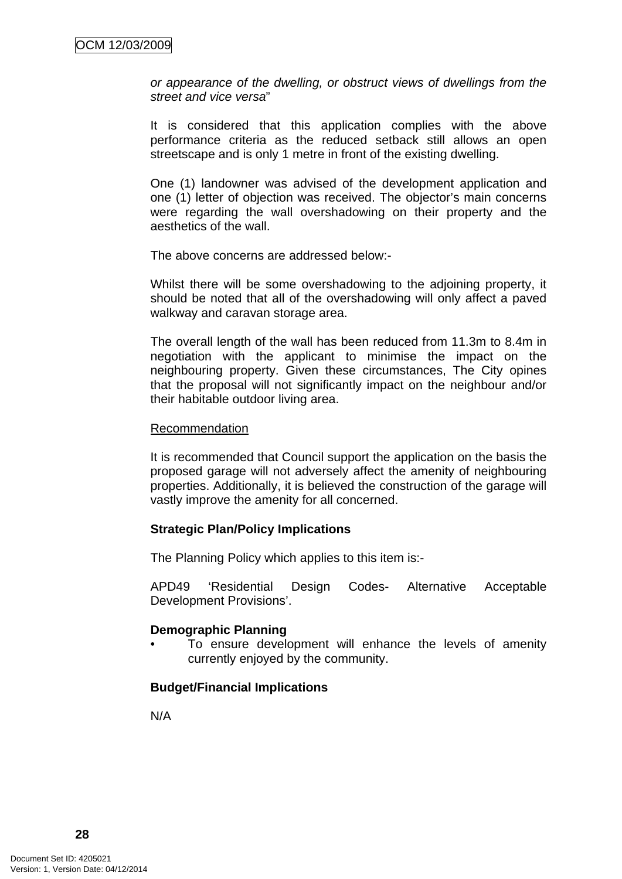*or appearance of the dwelling, or obstruct views of dwellings from the street and vice versa*"

It is considered that this application complies with the above performance criteria as the reduced setback still allows an open streetscape and is only 1 metre in front of the existing dwelling.

One (1) landowner was advised of the development application and one (1) letter of objection was received. The objector's main concerns were regarding the wall overshadowing on their property and the aesthetics of the wall.

The above concerns are addressed below:-

Whilst there will be some overshadowing to the adjoining property, it should be noted that all of the overshadowing will only affect a paved walkway and caravan storage area.

The overall length of the wall has been reduced from 11.3m to 8.4m in negotiation with the applicant to minimise the impact on the neighbouring property. Given these circumstances, The City opines that the proposal will not significantly impact on the neighbour and/or their habitable outdoor living area.

Recommendation

It is recommended that Council support the application on the basis the proposed garage will not adversely affect the amenity of neighbouring properties. Additionally, it is believed the construction of the garage will vastly improve the amenity for all concerned.

**Strategic Plan/Policy Implications**

The Planning Policy which applies to this item is:-

APD49 'Residential Design Codes- Alternative Acceptable Development Provisions'.

**Demographic Planning**

- To ensure development will enhance the levels of amenity currently enjoyed by the community.

**Budget/Financial Implications**

N/A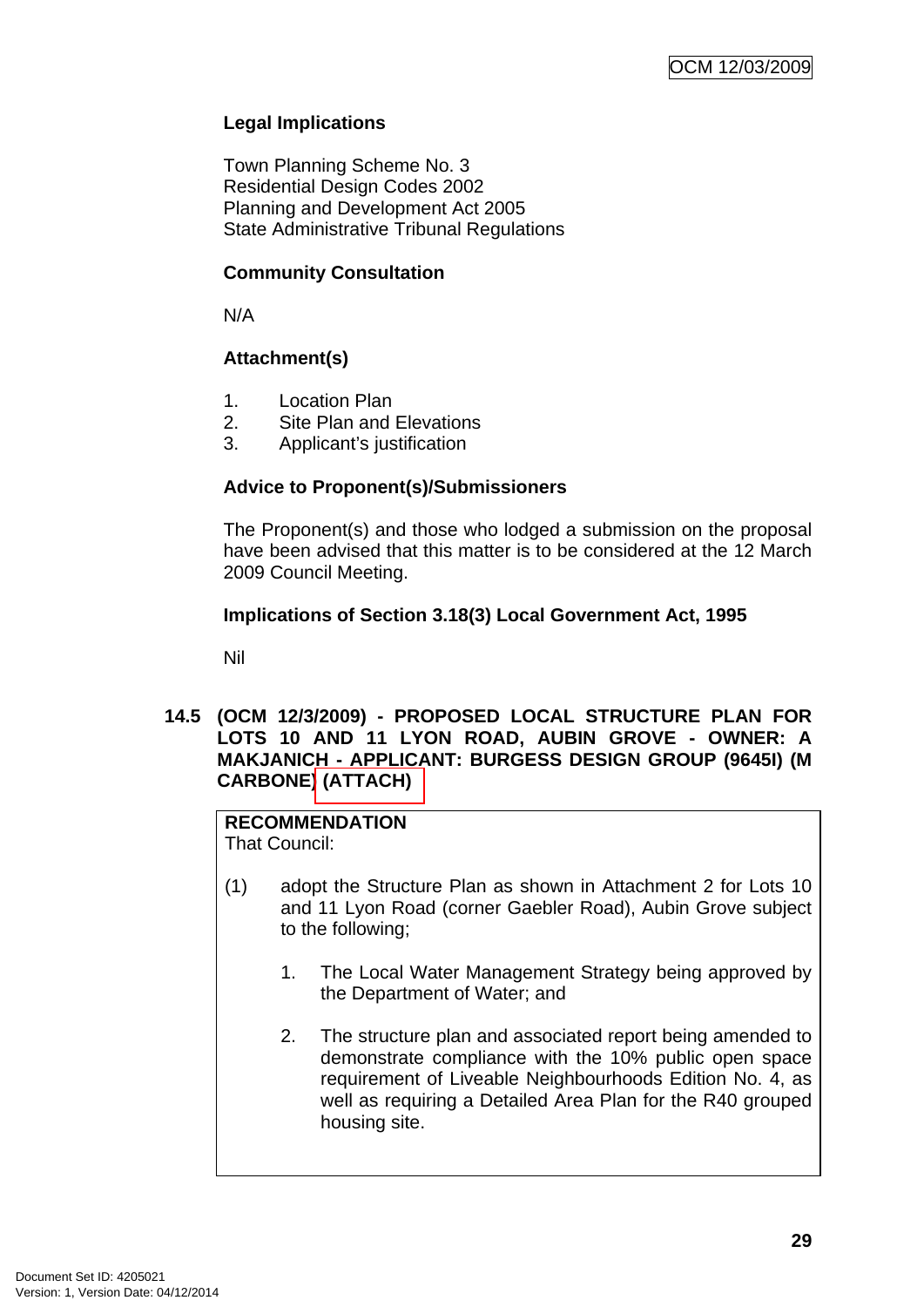**Legal Implications**

Town Planning Scheme No. 3
Residential Design Codes 2002
Planning and Development Act 2005
State Administrative Tribunal Regulations

**Community Consultation**

N/A

**Attachment(s)**

1. Location Plan
2. Site Plan and Elevations
3. Applicant's justification

**Advice to Proponent(s)/Submissioners**

The Proponent(s) and those who lodged a submission on the proposal have been advised that this matter is to be considered at the 12 March 2009 Council Meeting.

**Implications of Section 3.18(3) Local Government Act, 1995**

Nil

### 14.5 (OCM 12/3/2009) - PROPOSED LOCAL STRUCTURE PLAN FOR LOTS 10 AND 11 LYON ROAD, AUBIN GROVE - OWNER: A MAKJANICH - APPLICANT: BURGESS DESIGN GROUP (9645I) (M CARBONE) (ATTACH)

**RECOMMENDATION**
That Council:

(1) adopt the Structure Plan as shown in Attachment 2 for Lots 10 and 11 Lyon Road (corner Gaebler Road), Aubin Grove subject to the following;

1. The Local Water Management Strategy being approved by the Department of Water; and

2. The structure plan and associated report being amended to demonstrate compliance with the 10% public open space requirement of Liveable Neighbourhoods Edition No. 4, as well as requiring a Detailed Area Plan for the R40 grouped housing site.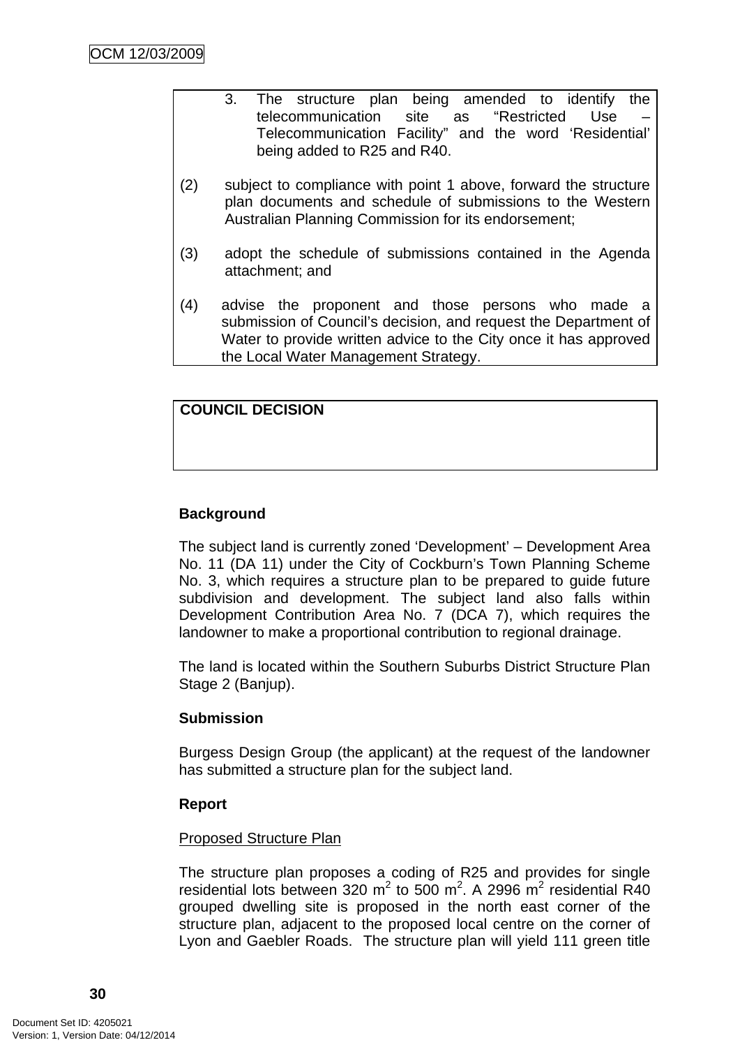3. The structure plan being amended to identify the telecommunication site as "Restricted Use – Telecommunication Facility" and the word 'Residential' being added to R25 and R40.

(2) subject to compliance with point 1 above, forward the structure plan documents and schedule of submissions to the Western Australian Planning Commission for its endorsement;

(3) adopt the schedule of submissions contained in the Agenda attachment; and

(4) advise the proponent and those persons who made a submission of Council's decision, and request the Department of Water to provide written advice to the City once it has approved the Local Water Management Strategy.

**COUNCIL DECISION**

**Background**

The subject land is currently zoned 'Development' – Development Area No. 11 (DA 11) under the City of Cockburn's Town Planning Scheme No. 3, which requires a structure plan to be prepared to guide future subdivision and development. The subject land also falls within Development Contribution Area No. 7 (DCA 7), which requires the landowner to make a proportional contribution to regional drainage.

The land is located within the Southern Suburbs District Structure Plan Stage 2 (Banjup).

**Submission**

Burgess Design Group (the applicant) at the request of the landowner has submitted a structure plan for the subject land.

**Report**

Proposed Structure Plan

The structure plan proposes a coding of R25 and provides for single residential lots between 320 $m^2$ to 500 $m^2$. A 2996 $m^2$ residential R40 grouped dwelling site is proposed in the north east corner of the structure plan, adjacent to the proposed local centre on the corner of Lyon and Gaebler Roads. The structure plan will yield 111 green title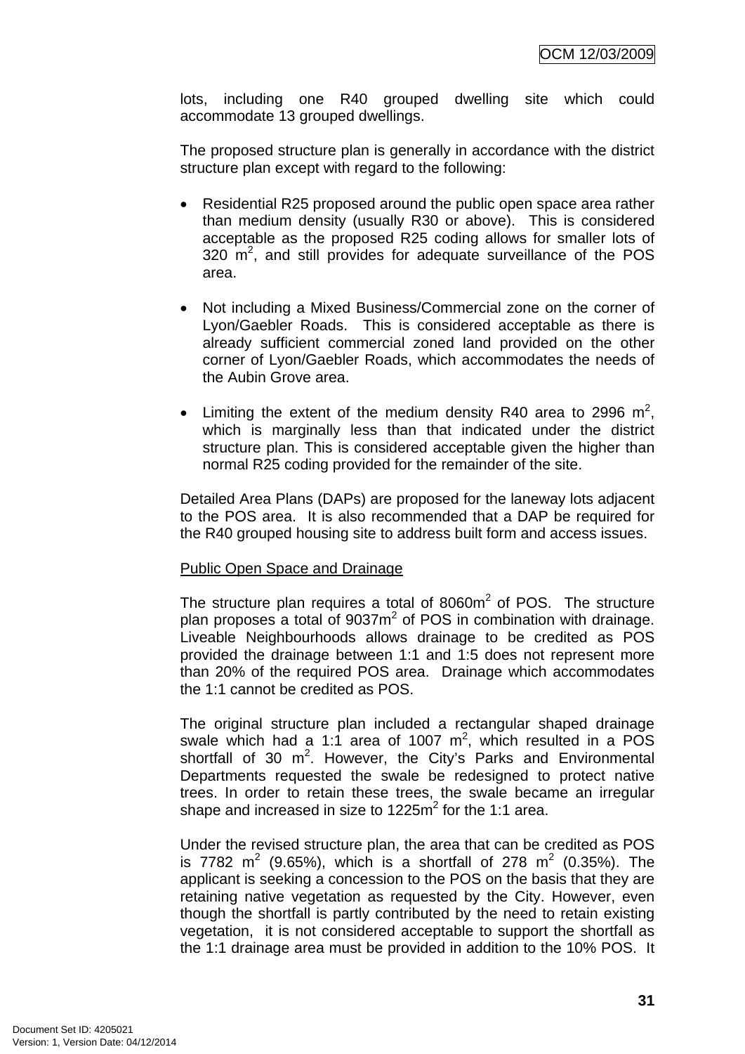lots, including one R40 grouped dwelling site which could accommodate 13 grouped dwellings.

The proposed structure plan is generally in accordance with the district structure plan except with regard to the following:

- Residential R25 proposed around the public open space area rather than medium density (usually R30 or above). This is considered acceptable as the proposed R25 coding allows for smaller lots of 320 $m^2$, and still provides for adequate surveillance of the POS area.

- Not including a Mixed Business/Commercial zone on the corner of Lyon/Gaebler Roads. This is considered acceptable as there is already sufficient commercial zoned land provided on the other corner of Lyon/Gaebler Roads, which accommodates the needs of the Aubin Grove area.

- Limiting the extent of the medium density R40 area to 2996 $m^2$, which is marginally less than that indicated under the district structure plan. This is considered acceptable given the higher than normal R25 coding provided for the remainder of the site.

Detailed Area Plans (DAPs) are proposed for the laneway lots adjacent to the POS area. It is also recommended that a DAP be required for the R40 grouped housing site to address built form and access issues.

<u>Public Open Space and Drainage</u>

The structure plan requires a total of 8060$m^2$ of POS. The structure plan proposes a total of 9037$m^2$ of POS in combination with drainage. Liveable Neighbourhoods allows drainage to be credited as POS provided the drainage between 1:1 and 1:5 does not represent more than 20% of the required POS area. Drainage which accommodates the 1:1 cannot be credited as POS.

The original structure plan included a rectangular shaped drainage swale which had a 1:1 area of 1007 $m^2$, which resulted in a POS shortfall of 30 $m^2$. However, the City's Parks and Environmental Departments requested the swale be redesigned to protect native trees. In order to retain these trees, the swale became an irregular shape and increased in size to 1225$m^2$ for the 1:1 area.

Under the revised structure plan, the area that can be credited as POS is 7782 $m^2$ (9.65%), which is a shortfall of 278 $m^2$ (0.35%). The applicant is seeking a concession to the POS on the basis that they are retaining native vegetation as requested by the City. However, even though the shortfall is partly contributed by the need to retain existing vegetation, it is not considered acceptable to support the shortfall as the 1:1 drainage area must be provided in addition to the 10% POS. It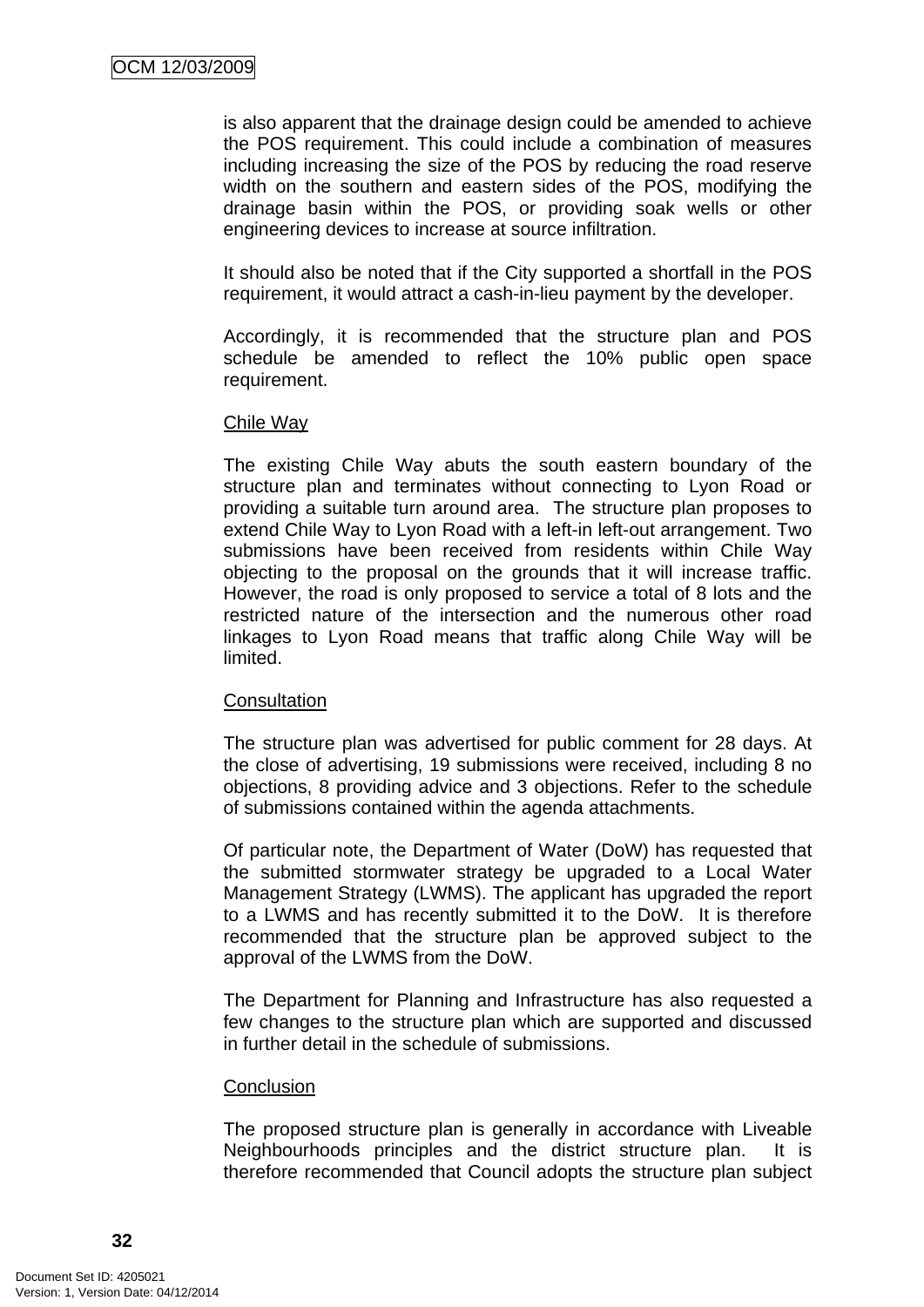is also apparent that the drainage design could be amended to achieve the POS requirement. This could include a combination of measures including increasing the size of the POS by reducing the road reserve width on the southern and eastern sides of the POS, modifying the drainage basin within the POS, or providing soak wells or other engineering devices to increase at source infiltration.

It should also be noted that if the City supported a shortfall in the POS requirement, it would attract a cash-in-lieu payment by the developer.

Accordingly, it is recommended that the structure plan and POS schedule be amended to reflect the 10% public open space requirement.

Chile Way

The existing Chile Way abuts the south eastern boundary of the structure plan and terminates without connecting to Lyon Road or providing a suitable turn around area. The structure plan proposes to extend Chile Way to Lyon Road with a left-in left-out arrangement. Two submissions have been received from residents within Chile Way objecting to the proposal on the grounds that it will increase traffic. However, the road is only proposed to service a total of 8 lots and the restricted nature of the intersection and the numerous other road linkages to Lyon Road means that traffic along Chile Way will be limited.

Consultation

The structure plan was advertised for public comment for 28 days. At the close of advertising, 19 submissions were received, including 8 no objections, 8 providing advice and 3 objections. Refer to the schedule of submissions contained within the agenda attachments.

Of particular note, the Department of Water (DoW) has requested that the submitted stormwater strategy be upgraded to a Local Water Management Strategy (LWMS). The applicant has upgraded the report to a LWMS and has recently submitted it to the DoW. It is therefore recommended that the structure plan be approved subject to the approval of the LWMS from the DoW.

The Department for Planning and Infrastructure has also requested a few changes to the structure plan which are supported and discussed in further detail in the schedule of submissions.

Conclusion

The proposed structure plan is generally in accordance with Liveable Neighbourhoods principles and the district structure plan. It is therefore recommended that Council adopts the structure plan subject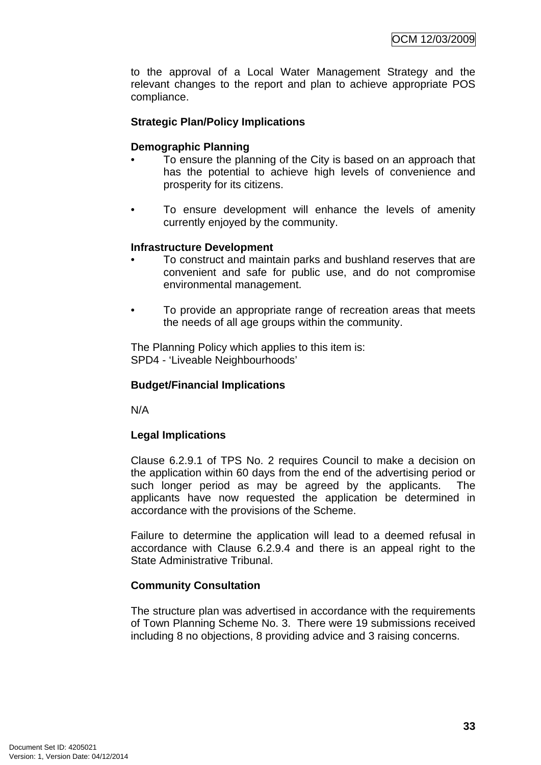to the approval of a Local Water Management Strategy and the relevant changes to the report and plan to achieve appropriate POS compliance.

**Strategic Plan/Policy Implications**

**Demographic Planning**

- To ensure the planning of the City is based on an approach that has the potential to achieve high levels of convenience and prosperity for its citizens.

- To ensure development will enhance the levels of amenity currently enjoyed by the community.

**Infrastructure Development**

- To construct and maintain parks and bushland reserves that are convenient and safe for public use, and do not compromise environmental management.

- To provide an appropriate range of recreation areas that meets the needs of all age groups within the community.

The Planning Policy which applies to this item is:
SPD4 - 'Liveable Neighbourhoods'

**Budget/Financial Implications**

N/A

**Legal Implications**

Clause 6.2.9.1 of TPS No. 2 requires Council to make a decision on the application within 60 days from the end of the advertising period or such longer period as may be agreed by the applicants. The applicants have now requested the application be determined in accordance with the provisions of the Scheme.

Failure to determine the application will lead to a deemed refusal in accordance with Clause 6.2.9.4 and there is an appeal right to the State Administrative Tribunal.

**Community Consultation**

The structure plan was advertised in accordance with the requirements of Town Planning Scheme No. 3. There were 19 submissions received including 8 no objections, 8 providing advice and 3 raising concerns.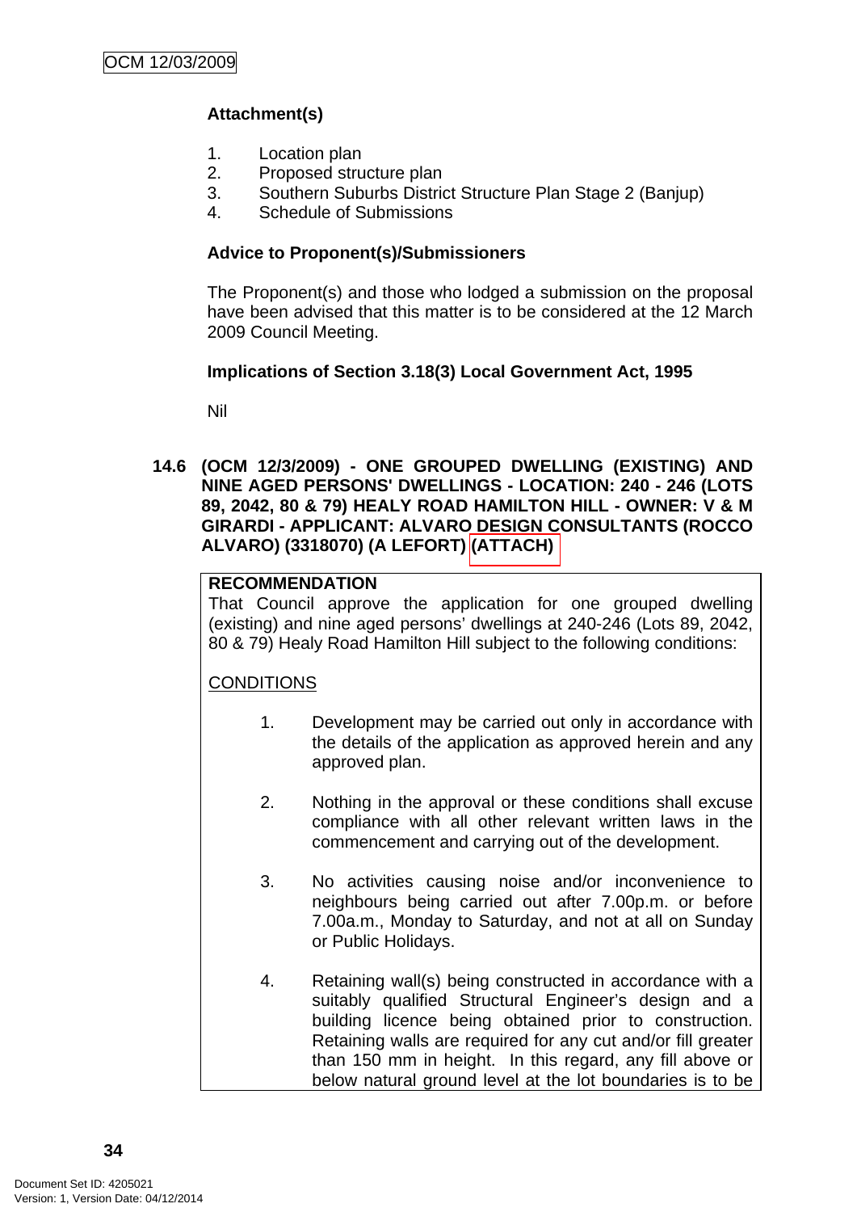**Attachment(s)**

1. Location plan
2. Proposed structure plan
3. Southern Suburbs District Structure Plan Stage 2 (Banjup)
4. Schedule of Submissions

**Advice to Proponent(s)/Submissioners**

The Proponent(s) and those who lodged a submission on the proposal have been advised that this matter is to be considered at the 12 March 2009 Council Meeting.

**Implications of Section 3.18(3) Local Government Act, 1995**

Nil

### 14.6 (OCM 12/3/2009) - ONE GROUPED DWELLING (EXISTING) AND NINE AGED PERSONS' DWELLINGS - LOCATION: 240 - 246 (LOTS 89, 2042, 80 & 79) HEALY ROAD HAMILTON HILL - OWNER: V & M GIRARDI - APPLICANT: ALVARO DESIGN CONSULTANTS (ROCCO ALVARO) (3318070) (A LEFORT) (ATTACH)

**RECOMMENDATION**

That Council approve the application for one grouped dwelling (existing) and nine aged persons' dwellings at 240-246 (Lots 89, 2042, 80 & 79) Healy Road Hamilton Hill subject to the following conditions:

CONDITIONS

1. Development may be carried out only in accordance with the details of the application as approved herein and any approved plan.

2. Nothing in the approval or these conditions shall excuse compliance with all other relevant written laws in the commencement and carrying out of the development.

3. No activities causing noise and/or inconvenience to neighbours being carried out after 7.00p.m. or before 7.00a.m., Monday to Saturday, and not at all on Sunday or Public Holidays.

4. Retaining wall(s) being constructed in accordance with a suitably qualified Structural Engineer's design and a building licence being obtained prior to construction. Retaining walls are required for any cut and/or fill greater than 150 mm in height. In this regard, any fill above or below natural ground level at the lot boundaries is to be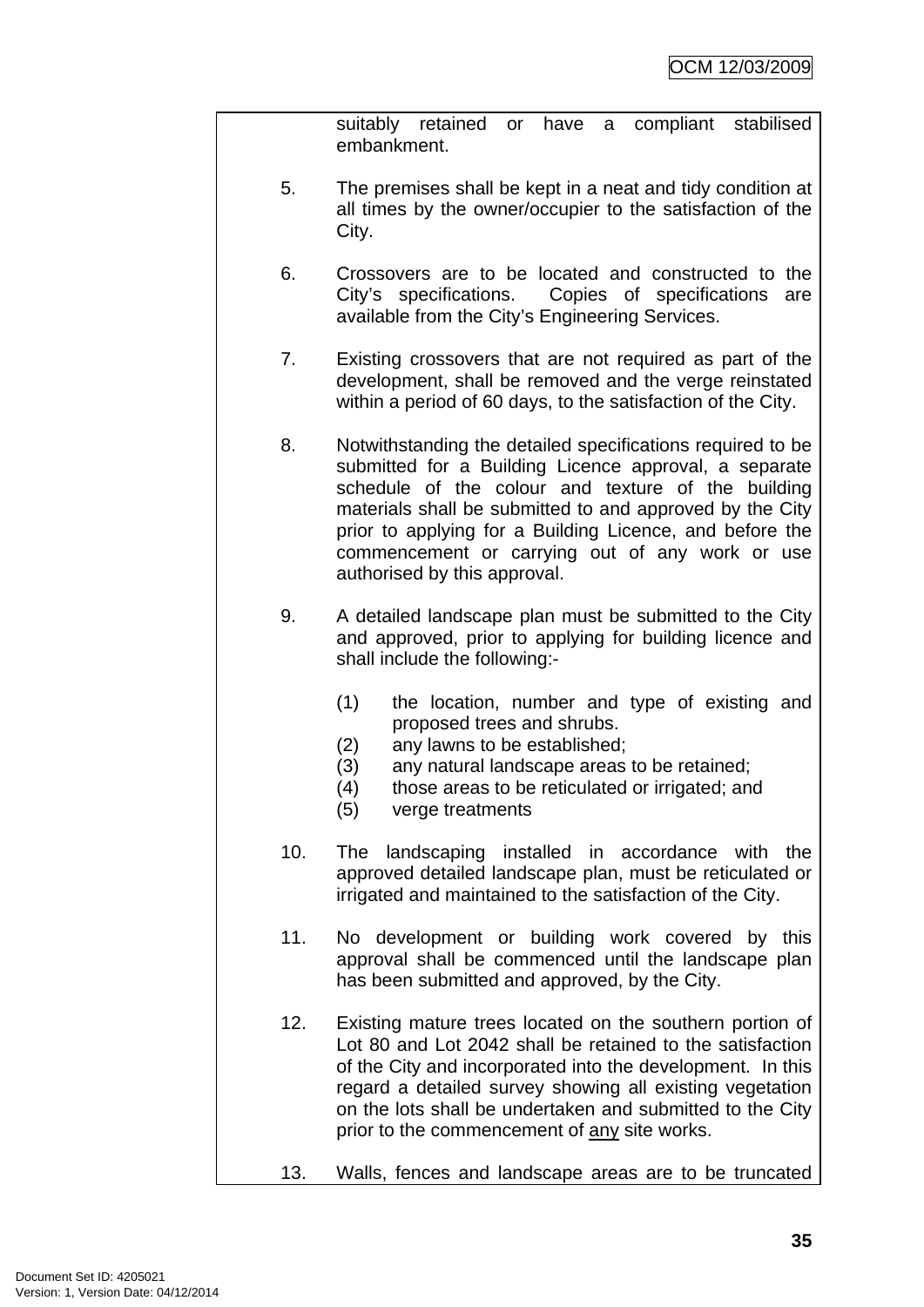suitably retained or have a compliant stabilised embankment.

5. The premises shall be kept in a neat and tidy condition at all times by the owner/occupier to the satisfaction of the City.

6. Crossovers are to be located and constructed to the City's specifications. Copies of specifications are available from the City's Engineering Services.

7. Existing crossovers that are not required as part of the development, shall be removed and the verge reinstated within a period of 60 days, to the satisfaction of the City.

8. Notwithstanding the detailed specifications required to be submitted for a Building Licence approval, a separate schedule of the colour and texture of the building materials shall be submitted to and approved by the City prior to applying for a Building Licence, and before the commencement or carrying out of any work or use authorised by this approval.

9. A detailed landscape plan must be submitted to the City and approved, prior to applying for building licence and shall include the following:-

   (1) the location, number and type of existing and proposed trees and shrubs.
   (2) any lawns to be established;
   (3) any natural landscape areas to be retained;
   (4) those areas to be reticulated or irrigated; and
   (5) verge treatments

10. The landscaping installed in accordance with the approved detailed landscape plan, must be reticulated or irrigated and maintained to the satisfaction of the City.

11. No development or building work covered by this approval shall be commenced until the landscape plan has been submitted and approved, by the City.

12. Existing mature trees located on the southern portion of Lot 80 and Lot 2042 shall be retained to the satisfaction of the City and incorporated into the development. In this regard a detailed survey showing all existing vegetation on the lots shall be undertaken and submitted to the City prior to the commencement of <u>any</u> site works.

13. Walls, fences and landscape areas are to be truncated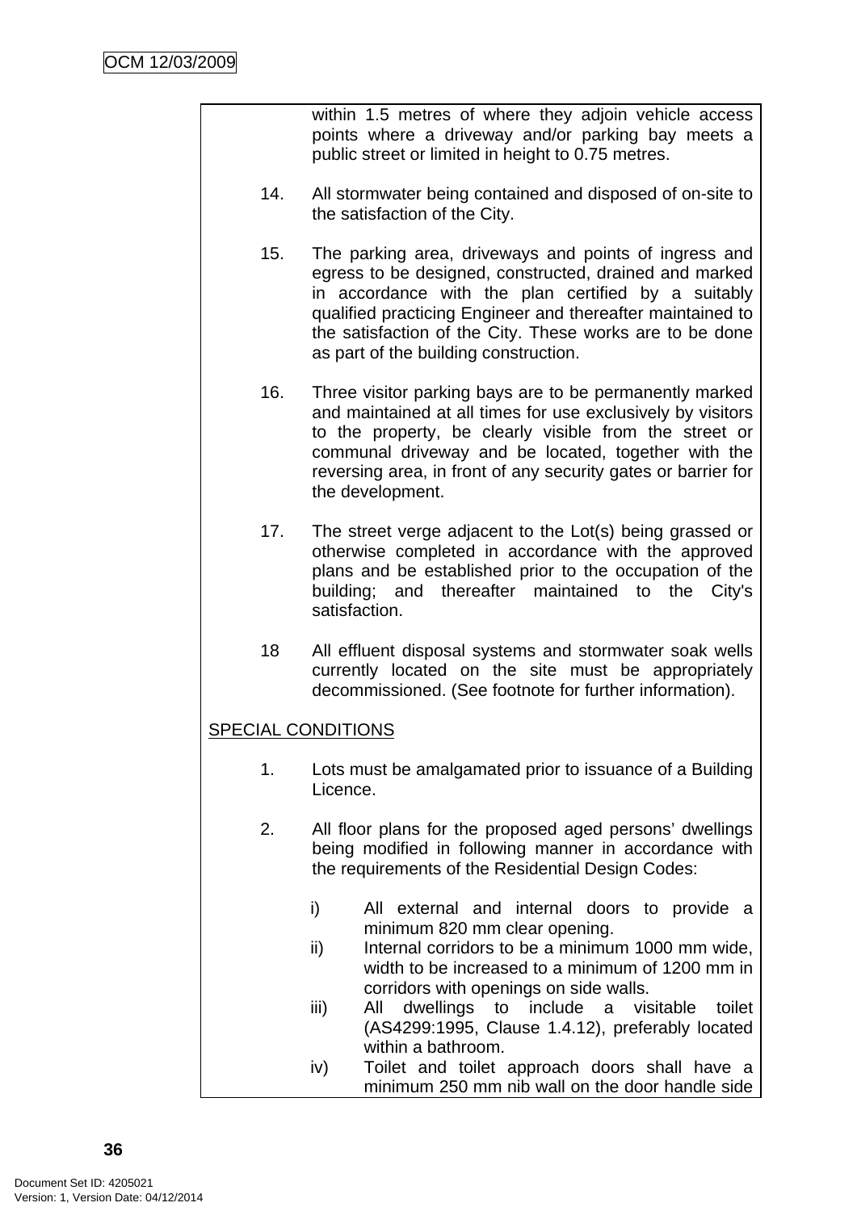within 1.5 metres of where they adjoin vehicle access points where a driveway and/or parking bay meets a public street or limited in height to 0.75 metres.

14. All stormwater being contained and disposed of on-site to the satisfaction of the City.

15. The parking area, driveways and points of ingress and egress to be designed, constructed, drained and marked in accordance with the plan certified by a suitably qualified practicing Engineer and thereafter maintained to the satisfaction of the City. These works are to be done as part of the building construction.

16. Three visitor parking bays are to be permanently marked and maintained at all times for use exclusively by visitors to the property, be clearly visible from the street or communal driveway and be located, together with the reversing area, in front of any security gates or barrier for the development.

17. The street verge adjacent to the Lot(s) being grassed or otherwise completed in accordance with the approved plans and be established prior to the occupation of the building; and thereafter maintained to the City's satisfaction.

18 All effluent disposal systems and stormwater soak wells currently located on the site must be appropriately decommissioned. (See footnote for further information).

<u>SPECIAL CONDITIONS</u>

1. Lots must be amalgamated prior to issuance of a Building Licence.

2. All floor plans for the proposed aged persons' dwellings being modified in following manner in accordance with the requirements of the Residential Design Codes:

   i) All external and internal doors to provide a minimum 820 mm clear opening.
   ii) Internal corridors to be a minimum 1000 mm wide, width to be increased to a minimum of 1200 mm in corridors with openings on side walls.
   iii) All dwellings to include a visitable toilet (AS4299:1995, Clause 1.4.12), preferably located within a bathroom.
   iv) Toilet and toilet approach doors shall have a minimum 250 mm nib wall on the door handle side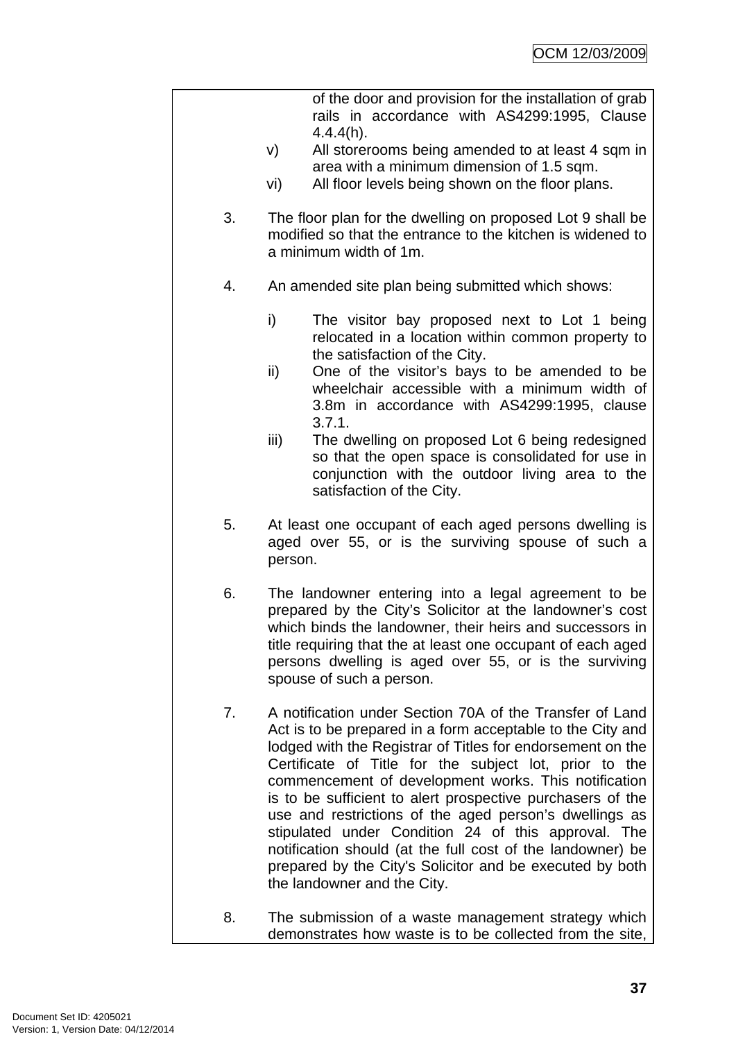of the door and provision for the installation of grab rails in accordance with AS4299:1995, Clause 4.4.4(h).

v) All storerooms being amended to at least 4 sqm in area with a minimum dimension of 1.5 sqm.

vi) All floor levels being shown on the floor plans.

3. The floor plan for the dwelling on proposed Lot 9 shall be modified so that the entrance to the kitchen is widened to a minimum width of 1m.

4. An amended site plan being submitted which shows:

   i) The visitor bay proposed next to Lot 1 being relocated in a location within common property to the satisfaction of the City.

   ii) One of the visitor's bays to be amended to be wheelchair accessible with a minimum width of 3.8m in accordance with AS4299:1995, clause 3.7.1.

   iii) The dwelling on proposed Lot 6 being redesigned so that the open space is consolidated for use in conjunction with the outdoor living area to the satisfaction of the City.

5. At least one occupant of each aged persons dwelling is aged over 55, or is the surviving spouse of such a person.

6. The landowner entering into a legal agreement to be prepared by the City's Solicitor at the landowner's cost which binds the landowner, their heirs and successors in title requiring that the at least one occupant of each aged persons dwelling is aged over 55, or is the surviving spouse of such a person.

7. A notification under Section 70A of the Transfer of Land Act is to be prepared in a form acceptable to the City and lodged with the Registrar of Titles for endorsement on the Certificate of Title for the subject lot, prior to the commencement of development works. This notification is to be sufficient to alert prospective purchasers of the use and restrictions of the aged person's dwellings as stipulated under Condition 24 of this approval. The notification should (at the full cost of the landowner) be prepared by the City's Solicitor and be executed by both the landowner and the City.

8. The submission of a waste management strategy which demonstrates how waste is to be collected from the site,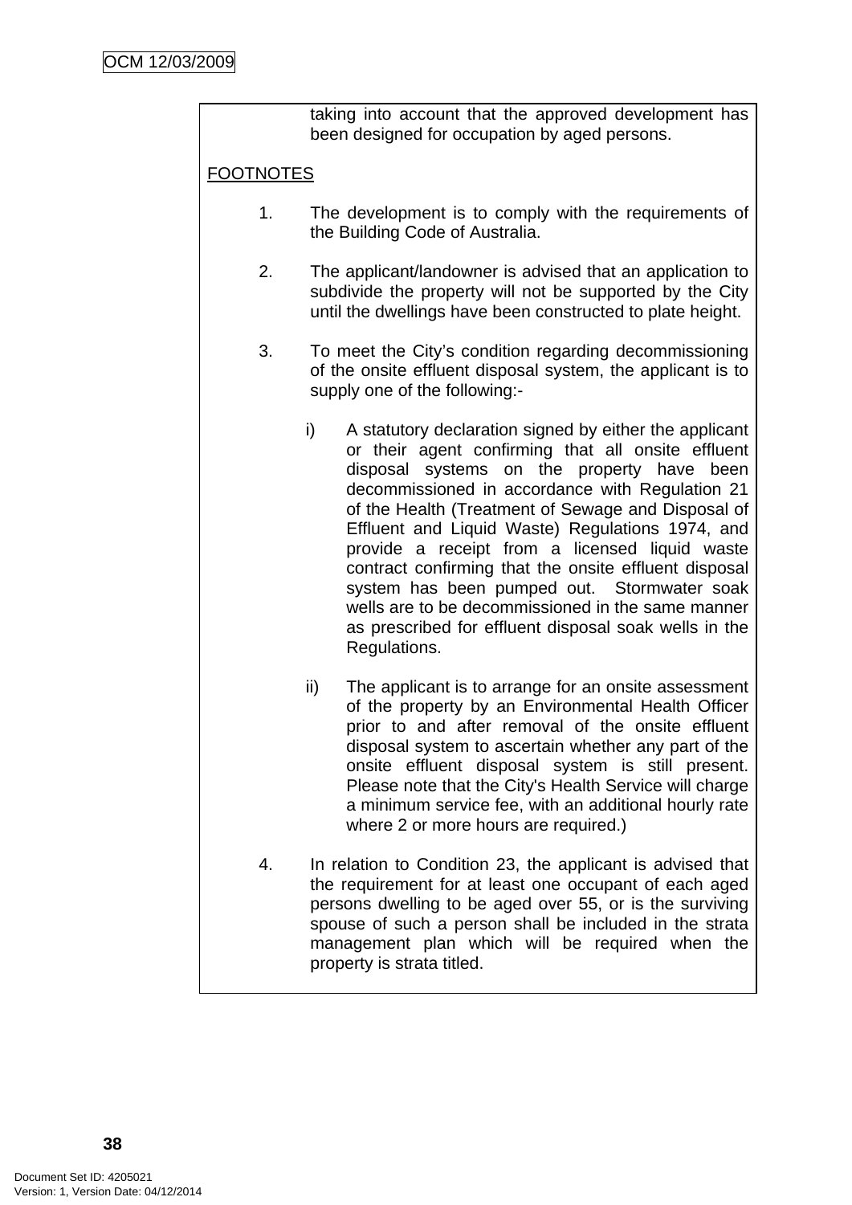taking into account that the approved development has been designed for occupation by aged persons.

FOOTNOTES

1. The development is to comply with the requirements of the Building Code of Australia.

2. The applicant/landowner is advised that an application to subdivide the property will not be supported by the City until the dwellings have been constructed to plate height.

3. To meet the City's condition regarding decommissioning of the onsite effluent disposal system, the applicant is to supply one of the following:-

   i) A statutory declaration signed by either the applicant or their agent confirming that all onsite effluent disposal systems on the property have been decommissioned in accordance with Regulation 21 of the Health (Treatment of Sewage and Disposal of Effluent and Liquid Waste) Regulations 1974, and provide a receipt from a licensed liquid waste contract confirming that the onsite effluent disposal system has been pumped out. Stormwater soak wells are to be decommissioned in the same manner as prescribed for effluent disposal soak wells in the Regulations.

   ii) The applicant is to arrange for an onsite assessment of the property by an Environmental Health Officer prior to and after removal of the onsite effluent disposal system to ascertain whether any part of the onsite effluent disposal system is still present. Please note that the City's Health Service will charge a minimum service fee, with an additional hourly rate where 2 or more hours are required.)

4. In relation to Condition 23, the applicant is advised that the requirement for at least one occupant of each aged persons dwelling to be aged over 55, or is the surviving spouse of such a person shall be included in the strata management plan which will be required when the property is strata titled.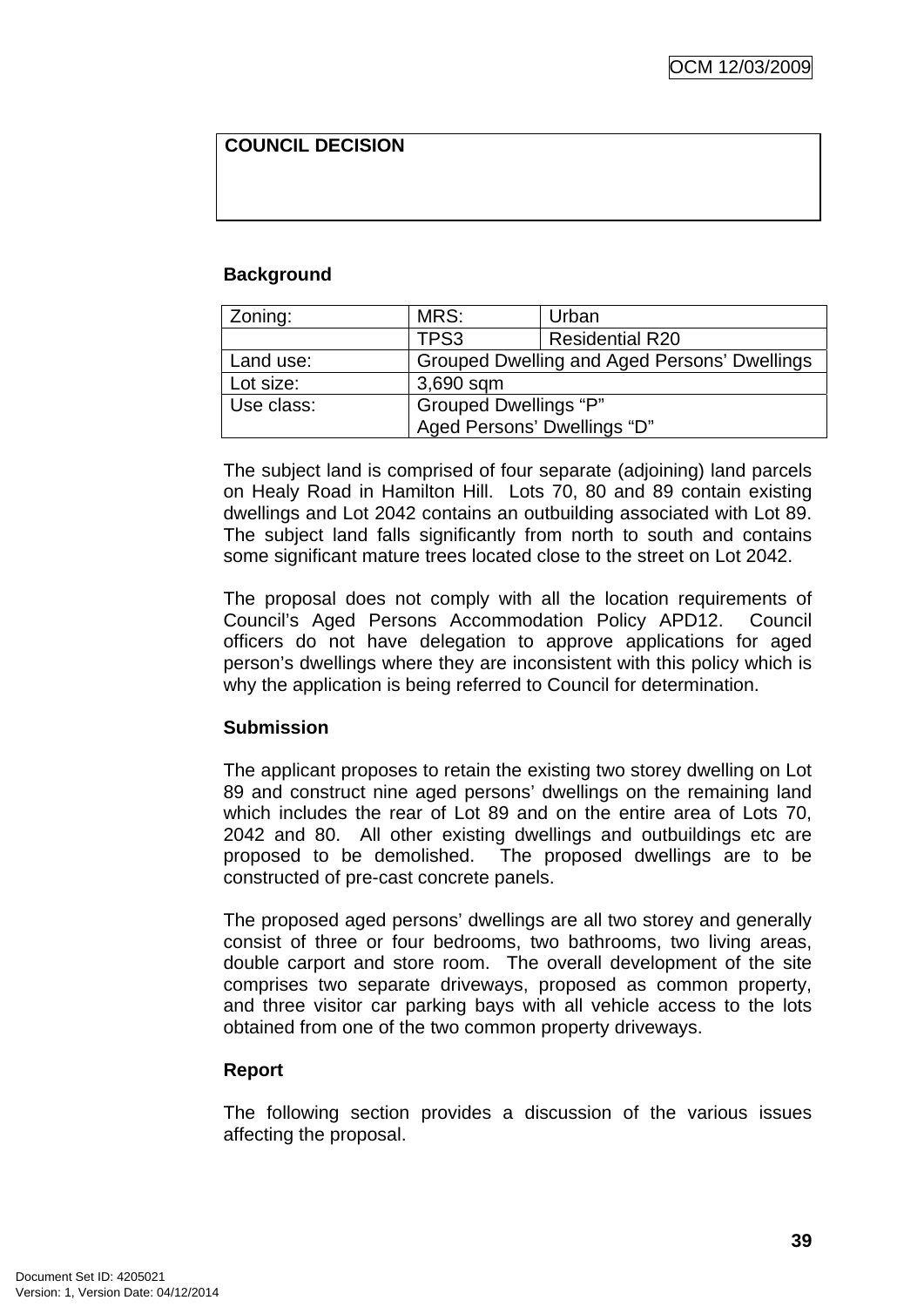**COUNCIL DECISION**

**Background**

| Zoning: | MRS: | Urban |
|---|---|---|
| | TPS3 | Residential R20 |
| Land use: | Grouped Dwelling and Aged Persons' Dwellings | |
| Lot size: | 3,690 sqm | |
| Use class: | Grouped Dwellings "P"<br>Aged Persons' Dwellings "D" | |

The subject land is comprised of four separate (adjoining) land parcels on Healy Road in Hamilton Hill. Lots 70, 80 and 89 contain existing dwellings and Lot 2042 contains an outbuilding associated with Lot 89. The subject land falls significantly from north to south and contains some significant mature trees located close to the street on Lot 2042.

The proposal does not comply with all the location requirements of Council's Aged Persons Accommodation Policy APD12. Council officers do not have delegation to approve applications for aged person's dwellings where they are inconsistent with this policy which is why the application is being referred to Council for determination.

**Submission**

The applicant proposes to retain the existing two storey dwelling on Lot 89 and construct nine aged persons' dwellings on the remaining land which includes the rear of Lot 89 and on the entire area of Lots 70, 2042 and 80. All other existing dwellings and outbuildings etc are proposed to be demolished. The proposed dwellings are to be constructed of pre-cast concrete panels.

The proposed aged persons' dwellings are all two storey and generally consist of three or four bedrooms, two bathrooms, two living areas, double carport and store room. The overall development of the site comprises two separate driveways, proposed as common property, and three visitor car parking bays with all vehicle access to the lots obtained from one of the two common property driveways.

**Report**

The following section provides a discussion of the various issues affecting the proposal.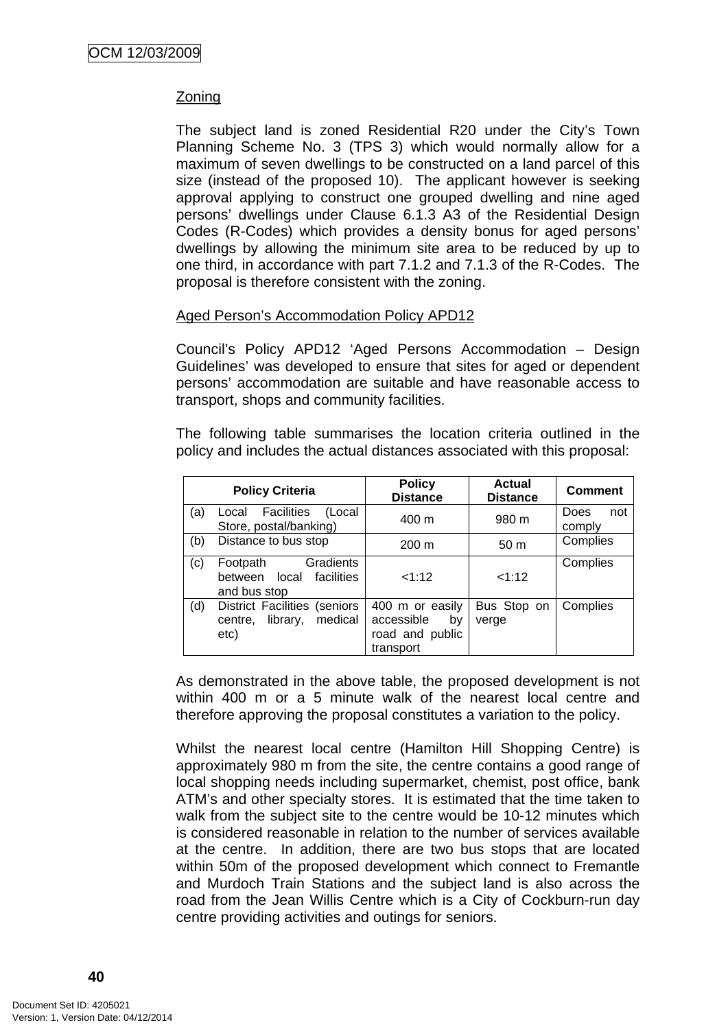Zoning

The subject land is zoned Residential R20 under the City's Town Planning Scheme No. 3 (TPS 3) which would normally allow for a maximum of seven dwellings to be constructed on a land parcel of this size (instead of the proposed 10). The applicant however is seeking approval applying to construct one grouped dwelling and nine aged persons' dwellings under Clause 6.1.3 A3 of the Residential Design Codes (R-Codes) which provides a density bonus for aged persons' dwellings by allowing the minimum site area to be reduced by up to one third, in accordance with part 7.1.2 and 7.1.3 of the R-Codes. The proposal is therefore consistent with the zoning.

Aged Person's Accommodation Policy APD12

Council's Policy APD12 'Aged Persons Accommodation – Design Guidelines' was developed to ensure that sites for aged or dependent persons' accommodation are suitable and have reasonable access to transport, shops and community facilities.

The following table summarises the location criteria outlined in the policy and includes the actual distances associated with this proposal:

| Policy Criteria | Policy Distance | Actual Distance | Comment |
|---|---|---|---|
| (a) Local Facilities (Local Store, postal/banking) | 400 m | 980 m | Does not comply |
| (b) Distance to bus stop | 200 m | 50 m | Complies |
| (c) Footpath Gradients between local facilities and bus stop | <1:12 | <1:12 | Complies |
| (d) District Facilities (seniors centre, library, medical etc) | 400 m or easily accessible by road and public transport | Bus Stop on verge | Complies |

As demonstrated in the above table, the proposed development is not within 400 m or a 5 minute walk of the nearest local centre and therefore approving the proposal constitutes a variation to the policy.

Whilst the nearest local centre (Hamilton Hill Shopping Centre) is approximately 980 m from the site, the centre contains a good range of local shopping needs including supermarket, chemist, post office, bank ATM's and other specialty stores. It is estimated that the time taken to walk from the subject site to the centre would be 10-12 minutes which is considered reasonable in relation to the number of services available at the centre. In addition, there are two bus stops that are located within 50m of the proposed development which connect to Fremantle and Murdoch Train Stations and the subject land is also across the road from the Jean Willis Centre which is a City of Cockburn-run day centre providing activities and outings for seniors.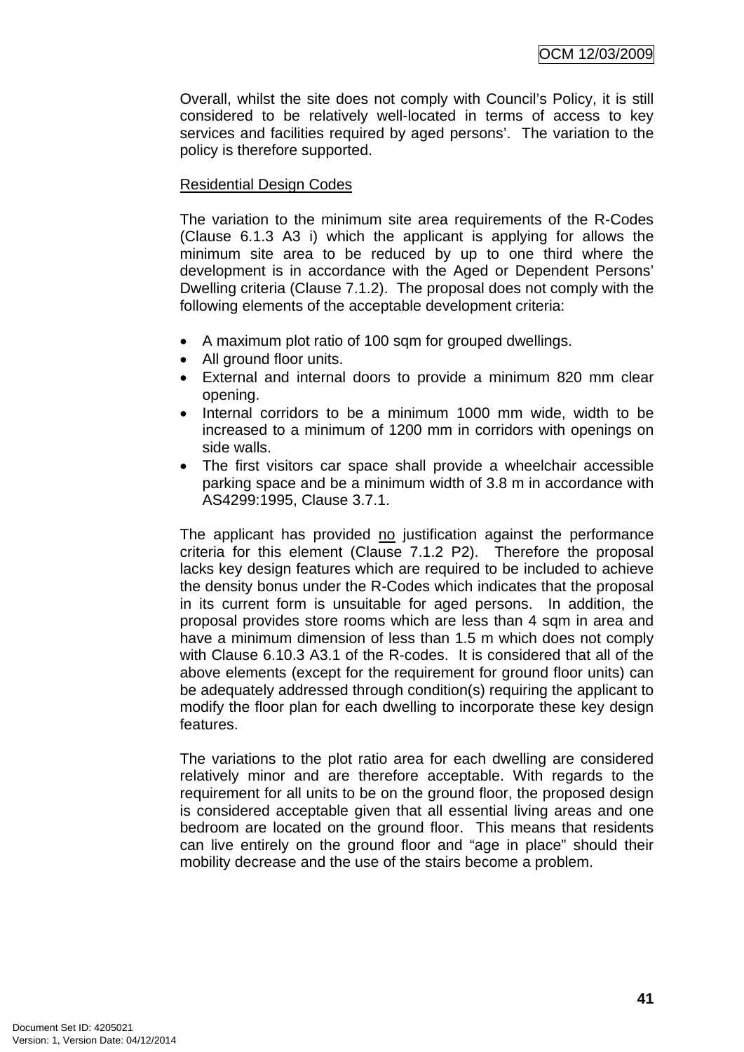Overall, whilst the site does not comply with Council's Policy, it is still considered to be relatively well-located in terms of access to key services and facilities required by aged persons'. The variation to the policy is therefore supported.

<u>Residential Design Codes</u>

The variation to the minimum site area requirements of the R-Codes (Clause 6.1.3 A3 i) which the applicant is applying for allows the minimum site area to be reduced by up to one third where the development is in accordance with the Aged or Dependent Persons' Dwelling criteria (Clause 7.1.2). The proposal does not comply with the following elements of the acceptable development criteria:

- A maximum plot ratio of 100 sqm for grouped dwellings.
- All ground floor units.
- External and internal doors to provide a minimum 820 mm clear opening.
- Internal corridors to be a minimum 1000 mm wide, width to be increased to a minimum of 1200 mm in corridors with openings on side walls.
- The first visitors car space shall provide a wheelchair accessible parking space and be a minimum width of 3.8 m in accordance with AS4299:1995, Clause 3.7.1.

The applicant has provided <u>no</u> justification against the performance criteria for this element (Clause 7.1.2 P2). Therefore the proposal lacks key design features which are required to be included to achieve the density bonus under the R-Codes which indicates that the proposal in its current form is unsuitable for aged persons. In addition, the proposal provides store rooms which are less than 4 sqm in area and have a minimum dimension of less than 1.5 m which does not comply with Clause 6.10.3 A3.1 of the R-codes. It is considered that all of the above elements (except for the requirement for ground floor units) can be adequately addressed through condition(s) requiring the applicant to modify the floor plan for each dwelling to incorporate these key design features.

The variations to the plot ratio area for each dwelling are considered relatively minor and are therefore acceptable. With regards to the requirement for all units to be on the ground floor, the proposed design is considered acceptable given that all essential living areas and one bedroom are located on the ground floor. This means that residents can live entirely on the ground floor and "age in place" should their mobility decrease and the use of the stairs become a problem.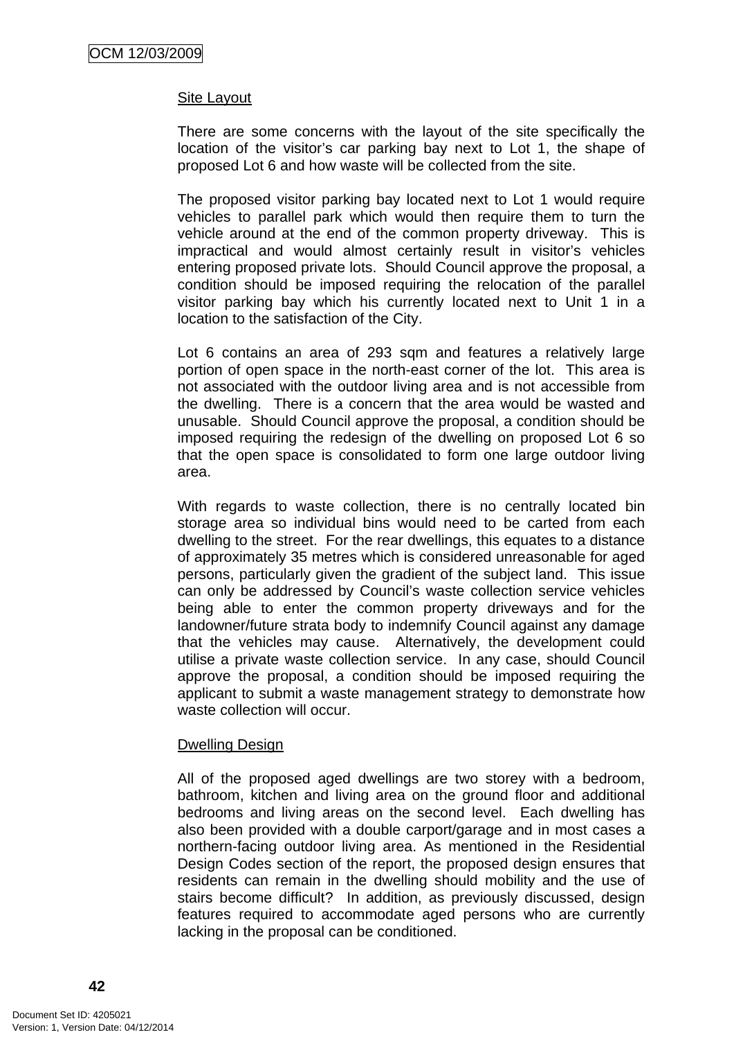Site Layout

There are some concerns with the layout of the site specifically the location of the visitor's car parking bay next to Lot 1, the shape of proposed Lot 6 and how waste will be collected from the site.

The proposed visitor parking bay located next to Lot 1 would require vehicles to parallel park which would then require them to turn the vehicle around at the end of the common property driveway. This is impractical and would almost certainly result in visitor's vehicles entering proposed private lots. Should Council approve the proposal, a condition should be imposed requiring the relocation of the parallel visitor parking bay which his currently located next to Unit 1 in a location to the satisfaction of the City.

Lot 6 contains an area of 293 sqm and features a relatively large portion of open space in the north-east corner of the lot. This area is not associated with the outdoor living area and is not accessible from the dwelling. There is a concern that the area would be wasted and unusable. Should Council approve the proposal, a condition should be imposed requiring the redesign of the dwelling on proposed Lot 6 so that the open space is consolidated to form one large outdoor living area.

With regards to waste collection, there is no centrally located bin storage area so individual bins would need to be carted from each dwelling to the street. For the rear dwellings, this equates to a distance of approximately 35 metres which is considered unreasonable for aged persons, particularly given the gradient of the subject land. This issue can only be addressed by Council's waste collection service vehicles being able to enter the common property driveways and for the landowner/future strata body to indemnify Council against any damage that the vehicles may cause. Alternatively, the development could utilise a private waste collection service. In any case, should Council approve the proposal, a condition should be imposed requiring the applicant to submit a waste management strategy to demonstrate how waste collection will occur.

Dwelling Design

All of the proposed aged dwellings are two storey with a bedroom, bathroom, kitchen and living area on the ground floor and additional bedrooms and living areas on the second level. Each dwelling has also been provided with a double carport/garage and in most cases a northern-facing outdoor living area. As mentioned in the Residential Design Codes section of the report, the proposed design ensures that residents can remain in the dwelling should mobility and the use of stairs become difficult? In addition, as previously discussed, design features required to accommodate aged persons who are currently lacking in the proposal can be conditioned.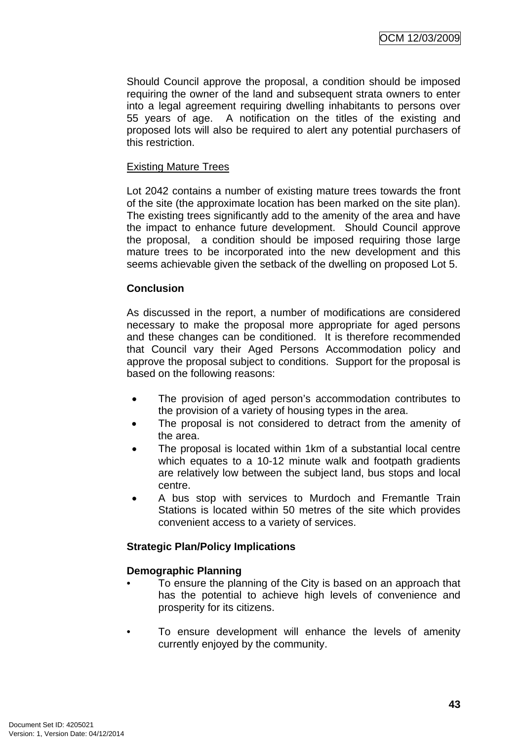Should Council approve the proposal, a condition should be imposed requiring the owner of the land and subsequent strata owners to enter into a legal agreement requiring dwelling inhabitants to persons over 55 years of age. A notification on the titles of the existing and proposed lots will also be required to alert any potential purchasers of this restriction.

Existing Mature Trees

Lot 2042 contains a number of existing mature trees towards the front of the site (the approximate location has been marked on the site plan). The existing trees significantly add to the amenity of the area and have the impact to enhance future development. Should Council approve the proposal, a condition should be imposed requiring those large mature trees to be incorporated into the new development and this seems achievable given the setback of the dwelling on proposed Lot 5.

**Conclusion**

As discussed in the report, a number of modifications are considered necessary to make the proposal more appropriate for aged persons and these changes can be conditioned. It is therefore recommended that Council vary their Aged Persons Accommodation policy and approve the proposal subject to conditions. Support for the proposal is based on the following reasons:

- The provision of aged person's accommodation contributes to the provision of a variety of housing types in the area.
- The proposal is not considered to detract from the amenity of the area.
- The proposal is located within 1km of a substantial local centre which equates to a 10-12 minute walk and footpath gradients are relatively low between the subject land, bus stops and local centre.
- A bus stop with services to Murdoch and Fremantle Train Stations is located within 50 metres of the site which provides convenient access to a variety of services.

**Strategic Plan/Policy Implications**

**Demographic Planning**

- To ensure the planning of the City is based on an approach that has the potential to achieve high levels of convenience and prosperity for its citizens.
- To ensure development will enhance the levels of amenity currently enjoyed by the community.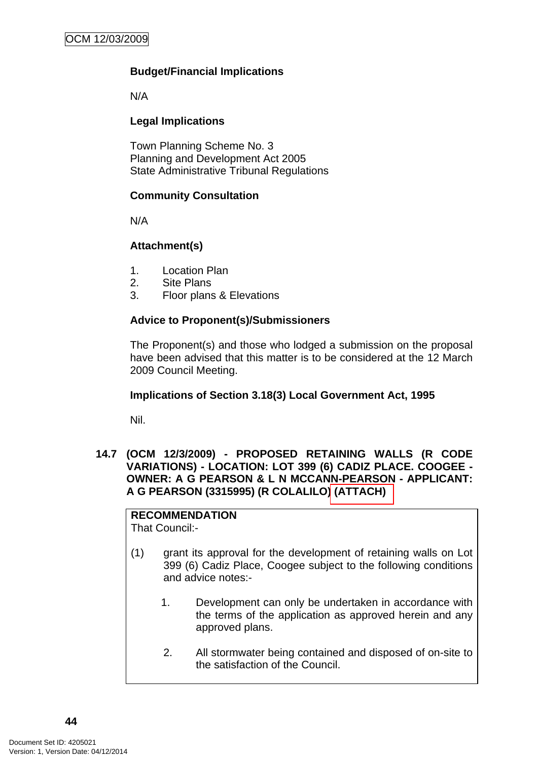**Budget/Financial Implications**

N/A

**Legal Implications**

Town Planning Scheme No. 3
Planning and Development Act 2005
State Administrative Tribunal Regulations

**Community Consultation**

N/A

**Attachment(s)**

1. Location Plan
2. Site Plans
3. Floor plans & Elevations

**Advice to Proponent(s)/Submissioners**

The Proponent(s) and those who lodged a submission on the proposal have been advised that this matter is to be considered at the 12 March 2009 Council Meeting.

**Implications of Section 3.18(3) Local Government Act, 1995**

Nil.

## 14.7 (OCM 12/3/2009) - PROPOSED RETAINING WALLS (R CODE VARIATIONS) - LOCATION: LOT 399 (6) CADIZ PLACE. COOGEE - OWNER: A G PEARSON & L N MCCANN-PEARSON - APPLICANT: A G PEARSON (3315995) (R COLALILO) (ATTACH)

**RECOMMENDATION**
That Council:-

(1) grant its approval for the development of retaining walls on Lot 399 (6) Cadiz Place, Coogee subject to the following conditions and advice notes:-

1. Development can only be undertaken in accordance with the terms of the application as approved herein and any approved plans.

2. All stormwater being contained and disposed of on-site to the satisfaction of the Council.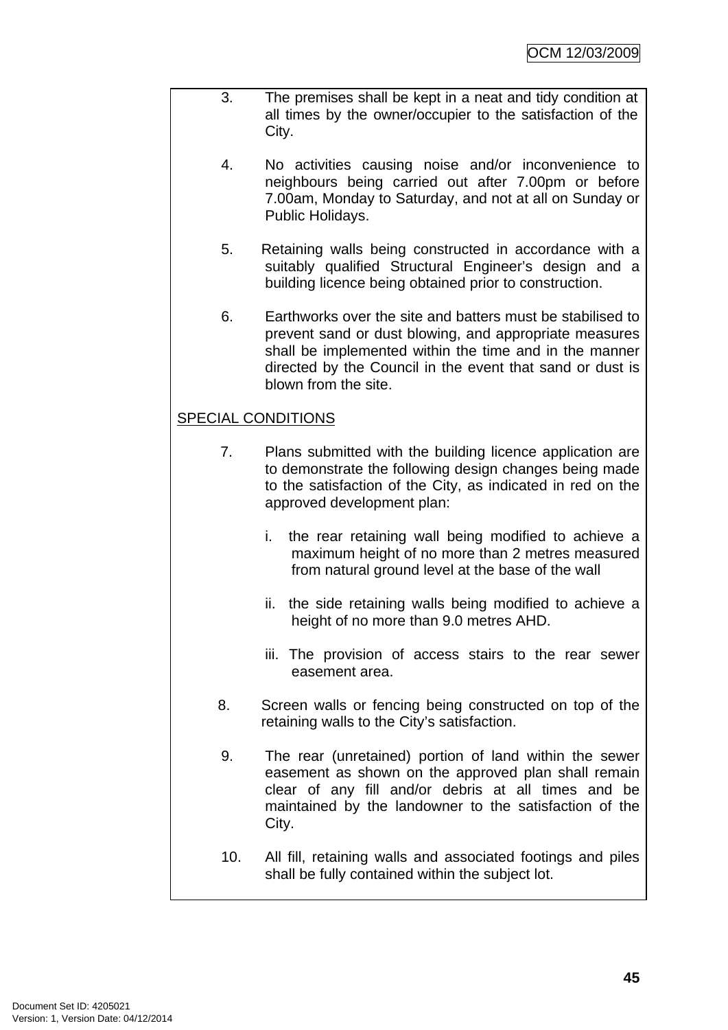3. The premises shall be kept in a neat and tidy condition at all times by the owner/occupier to the satisfaction of the City.

4. No activities causing noise and/or inconvenience to neighbours being carried out after 7.00pm or before 7.00am, Monday to Saturday, and not at all on Sunday or Public Holidays.

5. Retaining walls being constructed in accordance with a suitably qualified Structural Engineer's design and a building licence being obtained prior to construction.

6. Earthworks over the site and batters must be stabilised to prevent sand or dust blowing, and appropriate measures shall be implemented within the time and in the manner directed by the Council in the event that sand or dust is blown from the site.

SPECIAL CONDITIONS

7. Plans submitted with the building licence application are to demonstrate the following design changes being made to the satisfaction of the City, as indicated in red on the approved development plan:

   i. the rear retaining wall being modified to achieve a maximum height of no more than 2 metres measured from natural ground level at the base of the wall

   ii. the side retaining walls being modified to achieve a height of no more than 9.0 metres AHD.

   iii. The provision of access stairs to the rear sewer easement area.

8. Screen walls or fencing being constructed on top of the retaining walls to the City's satisfaction.

9. The rear (unretained) portion of land within the sewer easement as shown on the approved plan shall remain clear of any fill and/or debris at all times and be maintained by the landowner to the satisfaction of the City.

10. All fill, retaining walls and associated footings and piles shall be fully contained within the subject lot.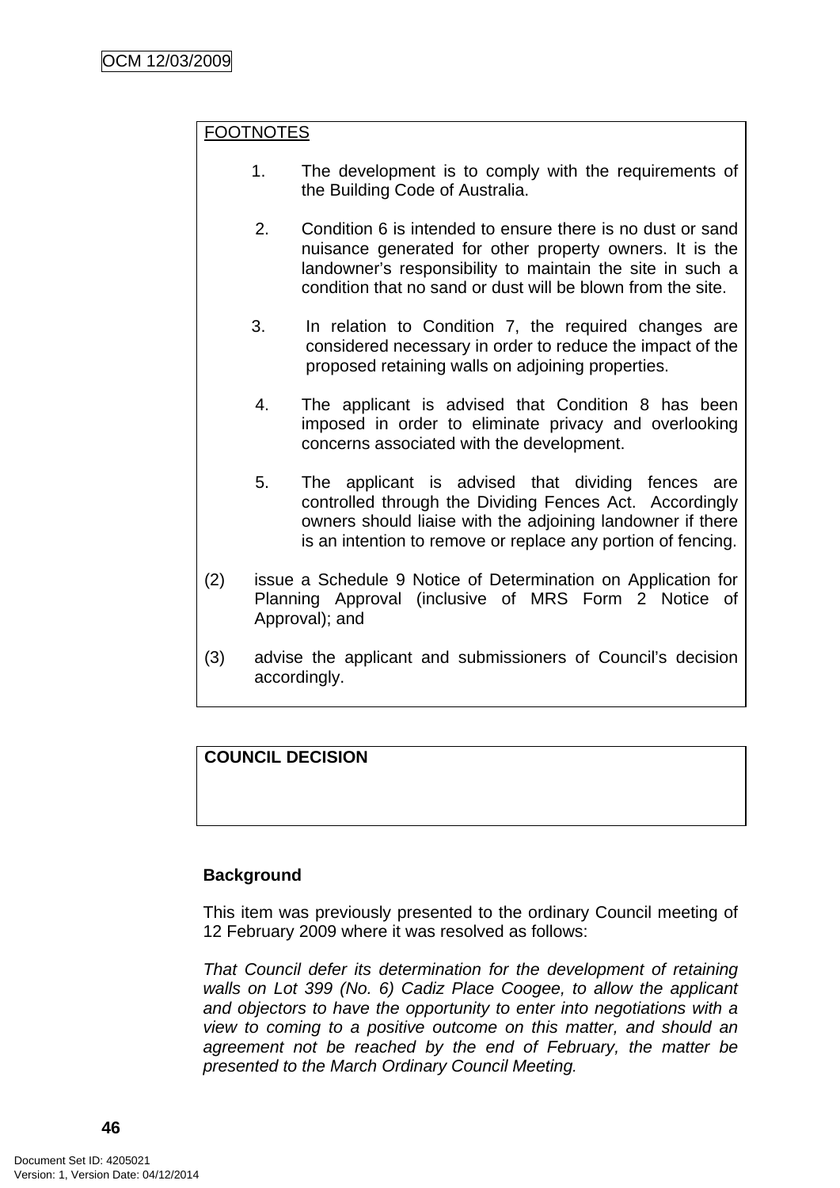FOOTNOTES

1. The development is to comply with the requirements of the Building Code of Australia.

2. Condition 6 is intended to ensure there is no dust or sand nuisance generated for other property owners. It is the landowner's responsibility to maintain the site in such a condition that no sand or dust will be blown from the site.

3. In relation to Condition 7, the required changes are considered necessary in order to reduce the impact of the proposed retaining walls on adjoining properties.

4. The applicant is advised that Condition 8 has been imposed in order to eliminate privacy and overlooking concerns associated with the development.

5. The applicant is advised that dividing fences are controlled through the Dividing Fences Act. Accordingly owners should liaise with the adjoining landowner if there is an intention to remove or replace any portion of fencing.

(2) issue a Schedule 9 Notice of Determination on Application for Planning Approval (inclusive of MRS Form 2 Notice of Approval); and

(3) advise the applicant and submissioners of Council's decision accordingly.

**COUNCIL DECISION**

**Background**

This item was previously presented to the ordinary Council meeting of 12 February 2009 where it was resolved as follows:

*That Council defer its determination for the development of retaining walls on Lot 399 (No. 6) Cadiz Place Coogee, to allow the applicant and objectors to have the opportunity to enter into negotiations with a view to coming to a positive outcome on this matter, and should an agreement not be reached by the end of February, the matter be presented to the March Ordinary Council Meeting.*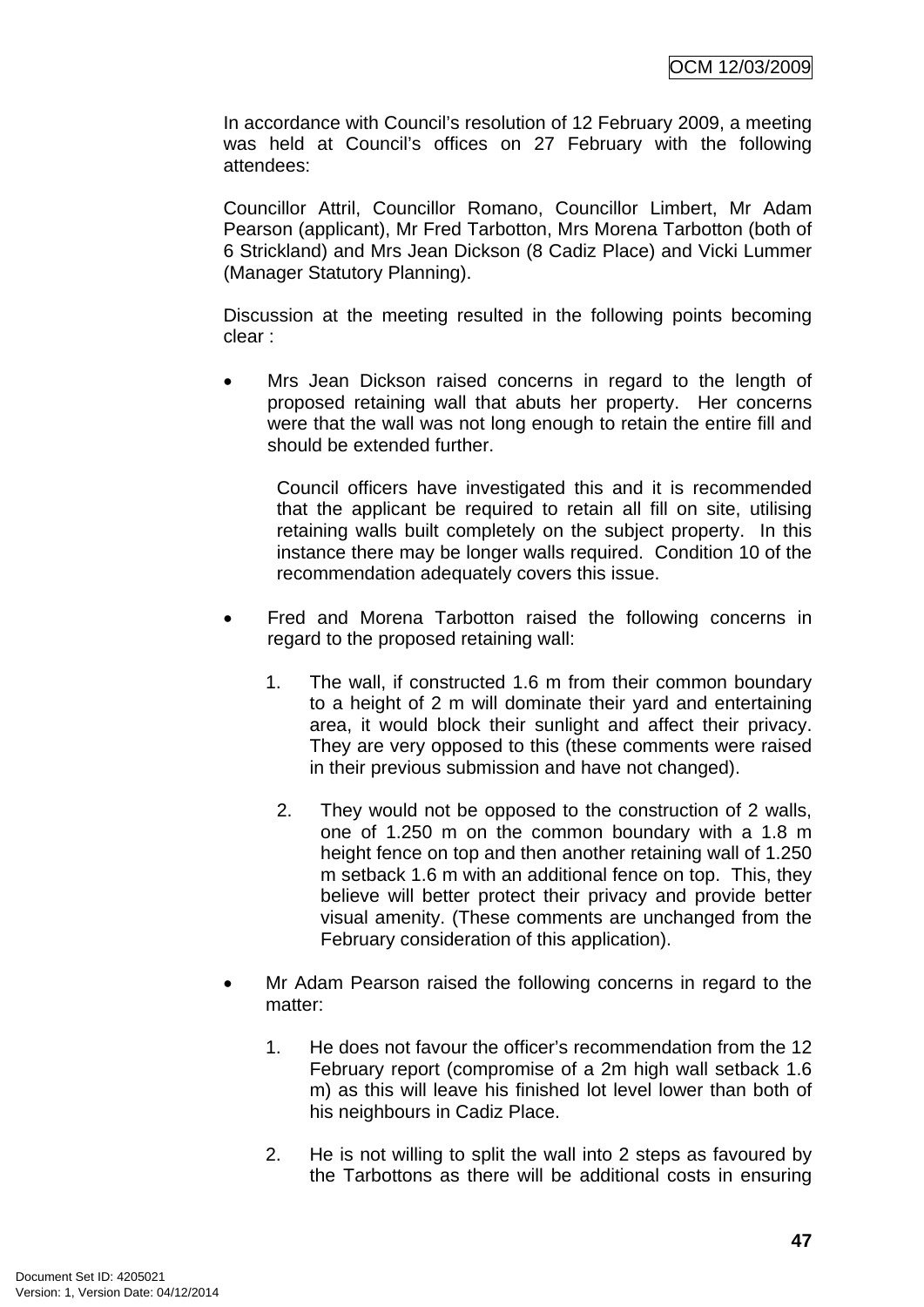In accordance with Council's resolution of 12 February 2009, a meeting was held at Council's offices on 27 February with the following attendees:

Councillor Attril, Councillor Romano, Councillor Limbert, Mr Adam Pearson (applicant), Mr Fred Tarbotton, Mrs Morena Tarbotton (both of 6 Strickland) and Mrs Jean Dickson (8 Cadiz Place) and Vicki Lummer (Manager Statutory Planning).

Discussion at the meeting resulted in the following points becoming clear :

- Mrs Jean Dickson raised concerns in regard to the length of proposed retaining wall that abuts her property. Her concerns were that the wall was not long enough to retain the entire fill and should be extended further.

  Council officers have investigated this and it is recommended that the applicant be required to retain all fill on site, utilising retaining walls built completely on the subject property. In this instance there may be longer walls required. Condition 10 of the recommendation adequately covers this issue.

- Fred and Morena Tarbotton raised the following concerns in regard to the proposed retaining wall:

  1. The wall, if constructed 1.6 m from their common boundary to a height of 2 m will dominate their yard and entertaining area, it would block their sunlight and affect their privacy. They are very opposed to this (these comments were raised in their previous submission and have not changed).

  2. They would not be opposed to the construction of 2 walls, one of 1.250 m on the common boundary with a 1.8 m height fence on top and then another retaining wall of 1.250 m setback 1.6 m with an additional fence on top. This, they believe will better protect their privacy and provide better visual amenity. (These comments are unchanged from the February consideration of this application).

- Mr Adam Pearson raised the following concerns in regard to the matter:

  1. He does not favour the officer's recommendation from the 12 February report (compromise of a 2m high wall setback 1.6 m) as this will leave his finished lot level lower than both of his neighbours in Cadiz Place.

  2. He is not willing to split the wall into 2 steps as favoured by the Tarbottons as there will be additional costs in ensuring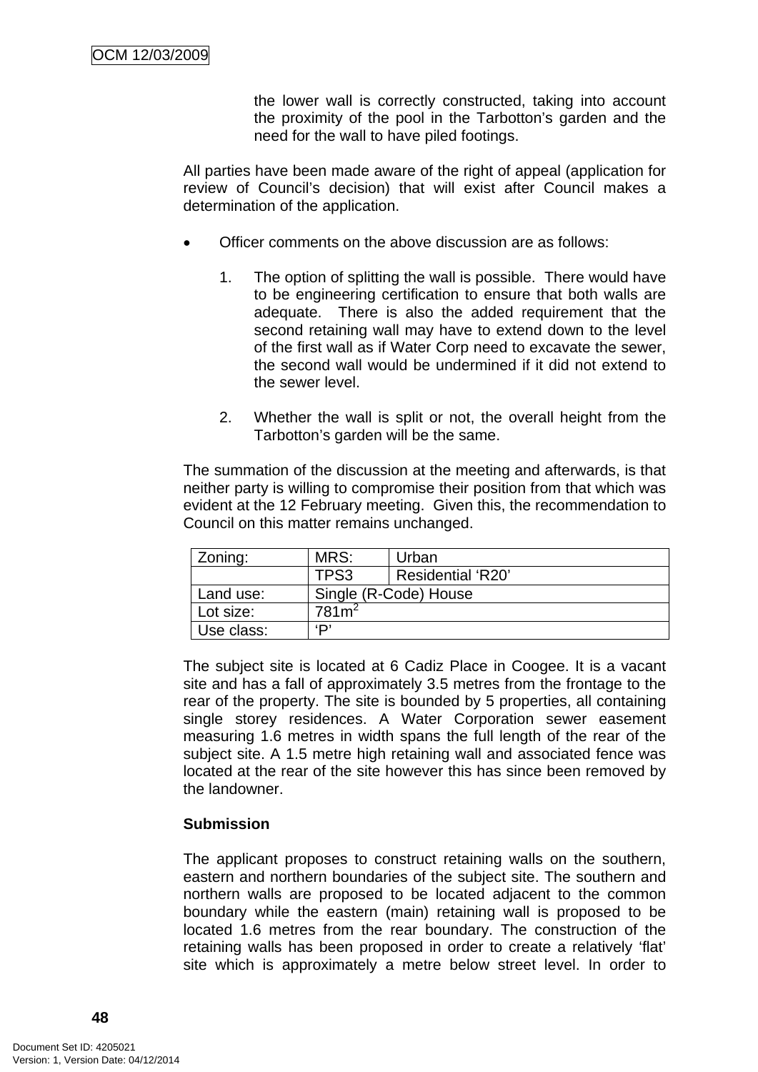the lower wall is correctly constructed, taking into account the proximity of the pool in the Tarbotton's garden and the need for the wall to have piled footings.

All parties have been made aware of the right of appeal (application for review of Council's decision) that will exist after Council makes a determination of the application.

- Officer comments on the above discussion are as follows:

  1. The option of splitting the wall is possible. There would have to be engineering certification to ensure that both walls are adequate. There is also the added requirement that the second retaining wall may have to extend down to the level of the first wall as if Water Corp need to excavate the sewer, the second wall would be undermined if it did not extend to the sewer level.

  2. Whether the wall is split or not, the overall height from the Tarbotton's garden will be the same.

The summation of the discussion at the meeting and afterwards, is that neither party is willing to compromise their position from that which was evident at the 12 February meeting. Given this, the recommendation to Council on this matter remains unchanged.

| Zoning: | MRS: | Urban |
|---|---|---|
| | TPS3 | Residential 'R20' |
| Land use: | Single (R-Code) House | |
| Lot size: | 781m$^2$ | |
| Use class: | 'P' | |

The subject site is located at 6 Cadiz Place in Coogee. It is a vacant site and has a fall of approximately 3.5 metres from the frontage to the rear of the property. The site is bounded by 5 properties, all containing single storey residences. A Water Corporation sewer easement measuring 1.6 metres in width spans the full length of the rear of the subject site. A 1.5 metre high retaining wall and associated fence was located at the rear of the site however this has since been removed by the landowner.

**Submission**

The applicant proposes to construct retaining walls on the southern, eastern and northern boundaries of the subject site. The southern and northern walls are proposed to be located adjacent to the common boundary while the eastern (main) retaining wall is proposed to be located 1.6 metres from the rear boundary. The construction of the retaining walls has been proposed in order to create a relatively 'flat' site which is approximately a metre below street level. In order to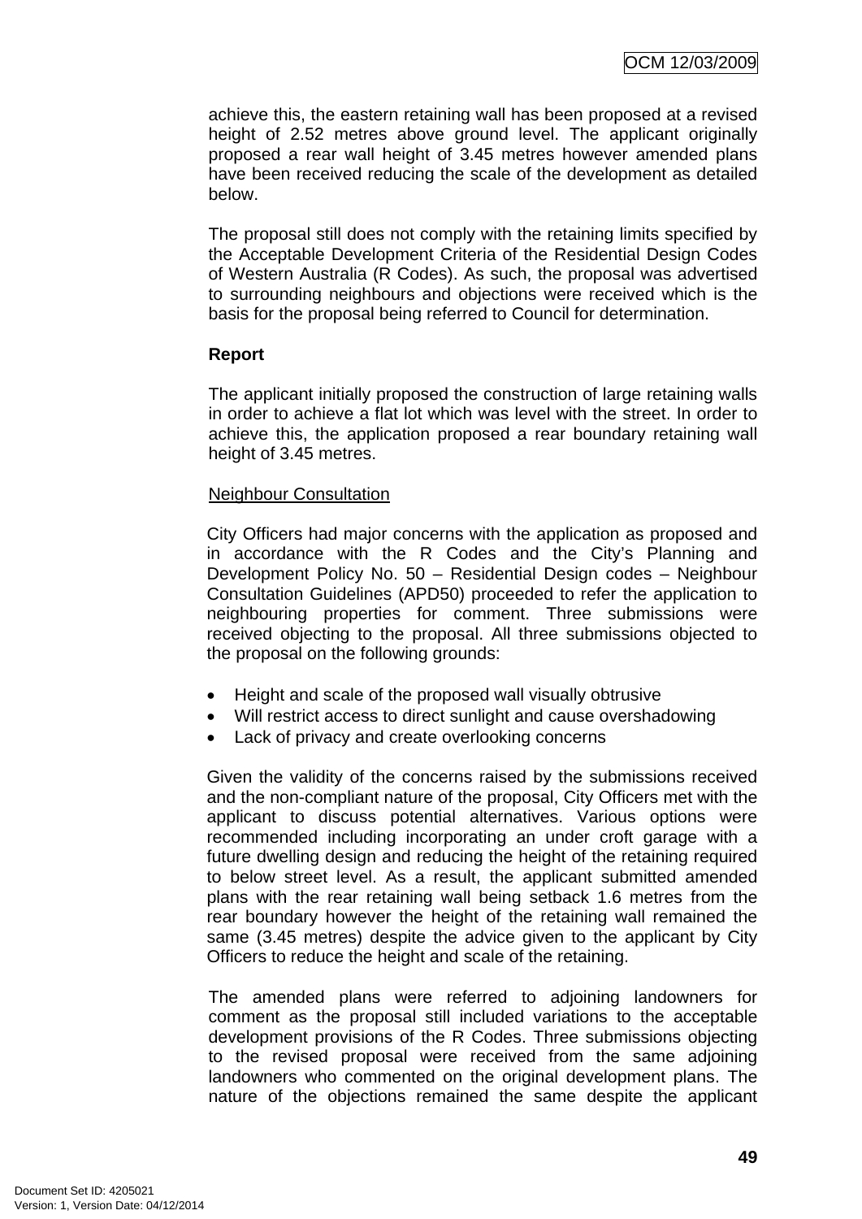achieve this, the eastern retaining wall has been proposed at a revised height of 2.52 metres above ground level. The applicant originally proposed a rear wall height of 3.45 metres however amended plans have been received reducing the scale of the development as detailed below.

The proposal still does not comply with the retaining limits specified by the Acceptable Development Criteria of the Residential Design Codes of Western Australia (R Codes). As such, the proposal was advertised to surrounding neighbours and objections were received which is the basis for the proposal being referred to Council for determination.

**Report**

The applicant initially proposed the construction of large retaining walls in order to achieve a flat lot which was level with the street. In order to achieve this, the application proposed a rear boundary retaining wall height of 3.45 metres.

<u>Neighbour Consultation</u>

City Officers had major concerns with the application as proposed and in accordance with the R Codes and the City's Planning and Development Policy No. 50 – Residential Design codes – Neighbour Consultation Guidelines (APD50) proceeded to refer the application to neighbouring properties for comment. Three submissions were received objecting to the proposal. All three submissions objected to the proposal on the following grounds:

- Height and scale of the proposed wall visually obtrusive
- Will restrict access to direct sunlight and cause overshadowing
- Lack of privacy and create overlooking concerns

Given the validity of the concerns raised by the submissions received and the non-compliant nature of the proposal, City Officers met with the applicant to discuss potential alternatives. Various options were recommended including incorporating an under croft garage with a future dwelling design and reducing the height of the retaining required to below street level. As a result, the applicant submitted amended plans with the rear retaining wall being setback 1.6 metres from the rear boundary however the height of the retaining wall remained the same (3.45 metres) despite the advice given to the applicant by City Officers to reduce the height and scale of the retaining.

The amended plans were referred to adjoining landowners for comment as the proposal still included variations to the acceptable development provisions of the R Codes. Three submissions objecting to the revised proposal were received from the same adjoining landowners who commented on the original development plans. The nature of the objections remained the same despite the applicant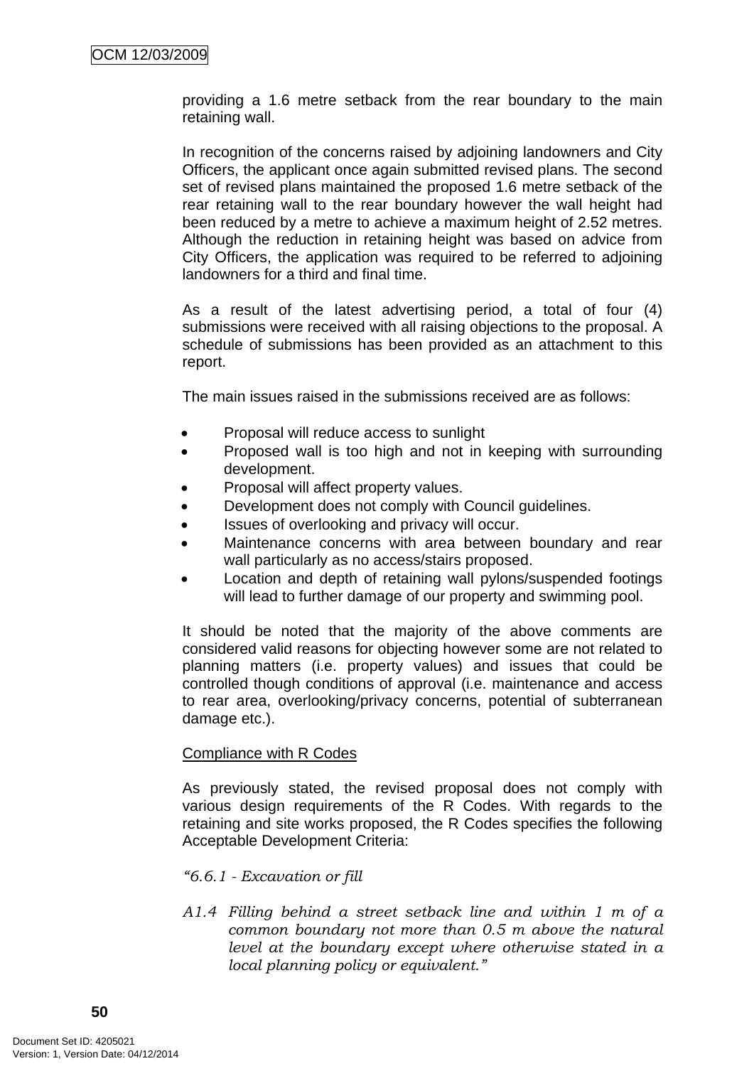providing a 1.6 metre setback from the rear boundary to the main retaining wall.

In recognition of the concerns raised by adjoining landowners and City Officers, the applicant once again submitted revised plans. The second set of revised plans maintained the proposed 1.6 metre setback of the rear retaining wall to the rear boundary however the wall height had been reduced by a metre to achieve a maximum height of 2.52 metres. Although the reduction in retaining height was based on advice from City Officers, the application was required to be referred to adjoining landowners for a third and final time.

As a result of the latest advertising period, a total of four (4) submissions were received with all raising objections to the proposal. A schedule of submissions has been provided as an attachment to this report.

The main issues raised in the submissions received are as follows:

- Proposal will reduce access to sunlight
- Proposed wall is too high and not in keeping with surrounding development.
- Proposal will affect property values.
- Development does not comply with Council guidelines.
- Issues of overlooking and privacy will occur.
- Maintenance concerns with area between boundary and rear wall particularly as no access/stairs proposed.
- Location and depth of retaining wall pylons/suspended footings will lead to further damage of our property and swimming pool.

It should be noted that the majority of the above comments are considered valid reasons for objecting however some are not related to planning matters (i.e. property values) and issues that could be controlled though conditions of approval (i.e. maintenance and access to rear area, overlooking/privacy concerns, potential of subterranean damage etc.).

<u>Compliance with R Codes</u>

As previously stated, the revised proposal does not comply with various design requirements of the R Codes. With regards to the retaining and site works proposed, the R Codes specifies the following Acceptable Development Criteria:

*"6.6.1 - Excavation or fill*

*A1.4 Filling behind a street setback line and within 1 m of a common boundary not more than 0.5 m above the natural level at the boundary except where otherwise stated in a local planning policy or equivalent."*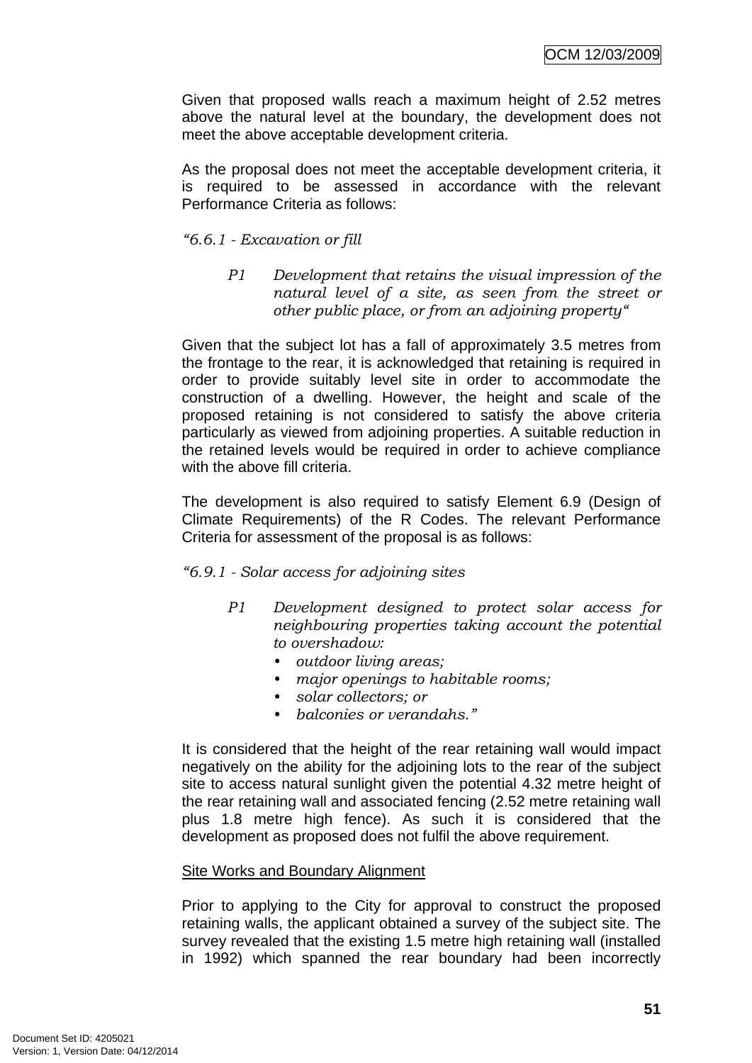Given that proposed walls reach a maximum height of 2.52 metres above the natural level at the boundary, the development does not meet the above acceptable development criteria.

As the proposal does not meet the acceptable development criteria, it is required to be assessed in accordance with the relevant Performance Criteria as follows:

*"6.6.1 - Excavation or fill*

> *P1 Development that retains the visual impression of the natural level of a site, as seen from the street or other public place, or from an adjoining property"*

Given that the subject lot has a fall of approximately 3.5 metres from the frontage to the rear, it is acknowledged that retaining is required in order to provide suitably level site in order to accommodate the construction of a dwelling. However, the height and scale of the proposed retaining is not considered to satisfy the above criteria particularly as viewed from adjoining properties. A suitable reduction in the retained levels would be required in order to achieve compliance with the above fill criteria.

The development is also required to satisfy Element 6.9 (Design of Climate Requirements) of the R Codes. The relevant Performance Criteria for assessment of the proposal is as follows:

*"6.9.1 - Solar access for adjoining sites*

> *P1 Development designed to protect solar access for neighbouring properties taking account the potential to overshadow:*
> - *outdoor living areas;*
> - *major openings to habitable rooms;*
> - *solar collectors; or*
> - *balconies or verandahs."*

It is considered that the height of the rear retaining wall would impact negatively on the ability for the adjoining lots to the rear of the subject site to access natural sunlight given the potential 4.32 metre height of the rear retaining wall and associated fencing (2.52 metre retaining wall plus 1.8 metre high fence). As such it is considered that the development as proposed does not fulfil the above requirement.

Site Works and Boundary Alignment

Prior to applying to the City for approval to construct the proposed retaining walls, the applicant obtained a survey of the subject site. The survey revealed that the existing 1.5 metre high retaining wall (installed in 1992) which spanned the rear boundary had been incorrectly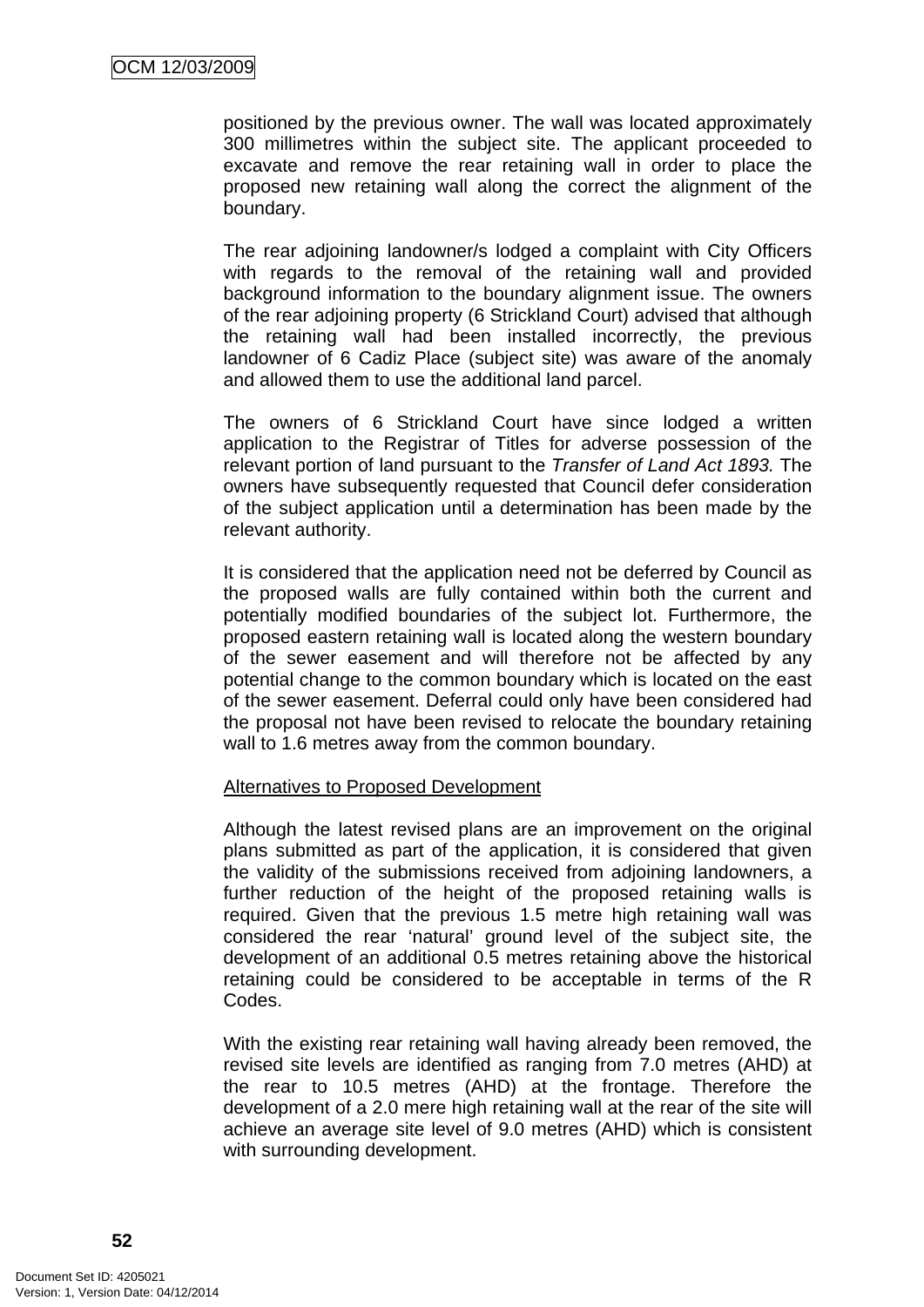positioned by the previous owner. The wall was located approximately 300 millimetres within the subject site. The applicant proceeded to excavate and remove the rear retaining wall in order to place the proposed new retaining wall along the correct the alignment of the boundary.

The rear adjoining landowner/s lodged a complaint with City Officers with regards to the removal of the retaining wall and provided background information to the boundary alignment issue. The owners of the rear adjoining property (6 Strickland Court) advised that although the retaining wall had been installed incorrectly, the previous landowner of 6 Cadiz Place (subject site) was aware of the anomaly and allowed them to use the additional land parcel.

The owners of 6 Strickland Court have since lodged a written application to the Registrar of Titles for adverse possession of the relevant portion of land pursuant to the *Transfer of Land Act 1893.* The owners have subsequently requested that Council defer consideration of the subject application until a determination has been made by the relevant authority.

It is considered that the application need not be deferred by Council as the proposed walls are fully contained within both the current and potentially modified boundaries of the subject lot. Furthermore, the proposed eastern retaining wall is located along the western boundary of the sewer easement and will therefore not be affected by any potential change to the common boundary which is located on the east of the sewer easement. Deferral could only have been considered had the proposal not have been revised to relocate the boundary retaining wall to 1.6 metres away from the common boundary.

<u>Alternatives to Proposed Development</u>

Although the latest revised plans are an improvement on the original plans submitted as part of the application, it is considered that given the validity of the submissions received from adjoining landowners, a further reduction of the height of the proposed retaining walls is required. Given that the previous 1.5 metre high retaining wall was considered the rear 'natural' ground level of the subject site, the development of an additional 0.5 metres retaining above the historical retaining could be considered to be acceptable in terms of the R Codes.

With the existing rear retaining wall having already been removed, the revised site levels are identified as ranging from 7.0 metres (AHD) at the rear to 10.5 metres (AHD) at the frontage. Therefore the development of a 2.0 mere high retaining wall at the rear of the site will achieve an average site level of 9.0 metres (AHD) which is consistent with surrounding development.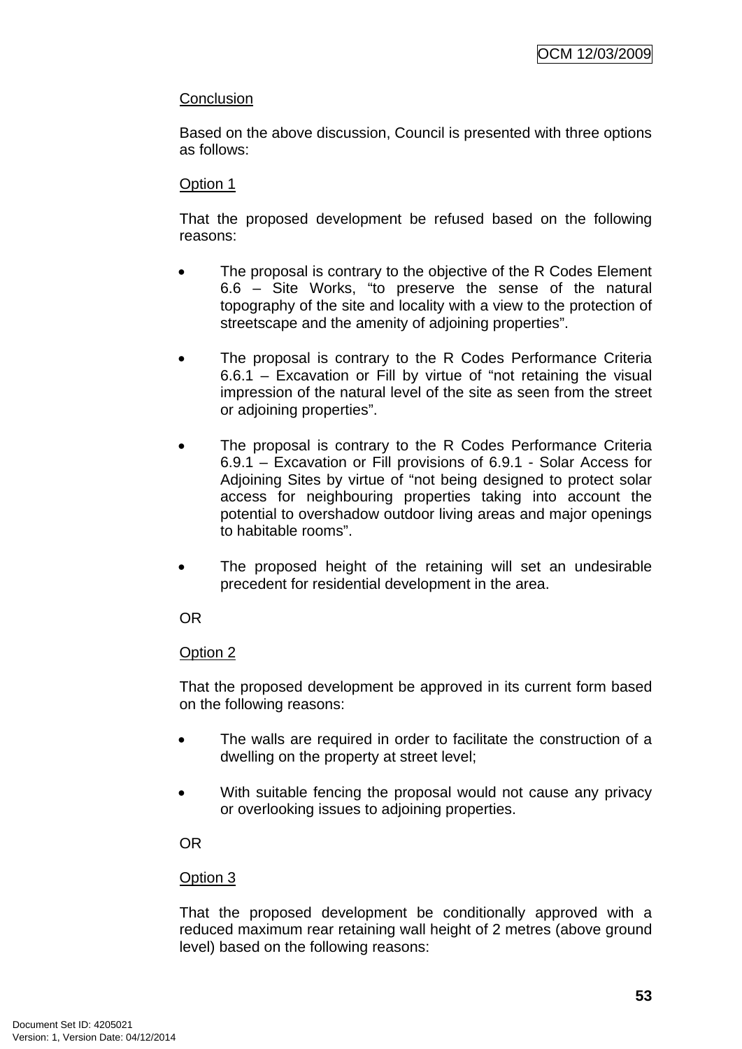Conclusion

Based on the above discussion, Council is presented with three options as follows:

Option 1

That the proposed development be refused based on the following reasons:

- The proposal is contrary to the objective of the R Codes Element 6.6 – Site Works, "to preserve the sense of the natural topography of the site and locality with a view to the protection of streetscape and the amenity of adjoining properties".

- The proposal is contrary to the R Codes Performance Criteria 6.6.1 – Excavation or Fill by virtue of "not retaining the visual impression of the natural level of the site as seen from the street or adjoining properties".

- The proposal is contrary to the R Codes Performance Criteria 6.9.1 – Excavation or Fill provisions of 6.9.1 - Solar Access for Adjoining Sites by virtue of "not being designed to protect solar access for neighbouring properties taking into account the potential to overshadow outdoor living areas and major openings to habitable rooms".

- The proposed height of the retaining will set an undesirable precedent for residential development in the area.

OR

Option 2

That the proposed development be approved in its current form based on the following reasons:

- The walls are required in order to facilitate the construction of a dwelling on the property at street level;

- With suitable fencing the proposal would not cause any privacy or overlooking issues to adjoining properties.

OR

Option 3

That the proposed development be conditionally approved with a reduced maximum rear retaining wall height of 2 metres (above ground level) based on the following reasons: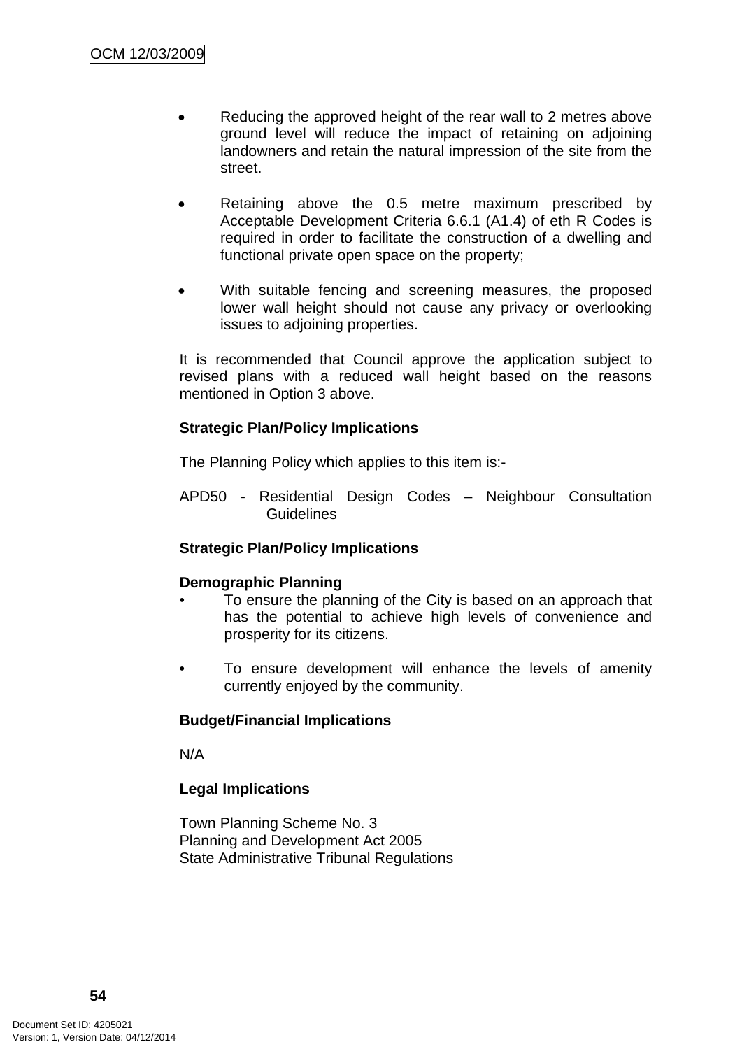- Reducing the approved height of the rear wall to 2 metres above ground level will reduce the impact of retaining on adjoining landowners and retain the natural impression of the site from the street.

- Retaining above the 0.5 metre maximum prescribed by Acceptable Development Criteria 6.6.1 (A1.4) of eth R Codes is required in order to facilitate the construction of a dwelling and functional private open space on the property;

- With suitable fencing and screening measures, the proposed lower wall height should not cause any privacy or overlooking issues to adjoining properties.

It is recommended that Council approve the application subject to revised plans with a reduced wall height based on the reasons mentioned in Option 3 above.

**Strategic Plan/Policy Implications**

The Planning Policy which applies to this item is:-

APD50 - Residential Design Codes – Neighbour Consultation Guidelines

**Strategic Plan/Policy Implications**

**Demographic Planning**

- To ensure the planning of the City is based on an approach that has the potential to achieve high levels of convenience and prosperity for its citizens.

- To ensure development will enhance the levels of amenity currently enjoyed by the community.

**Budget/Financial Implications**

N/A

**Legal Implications**

Town Planning Scheme No. 3
Planning and Development Act 2005
State Administrative Tribunal Regulations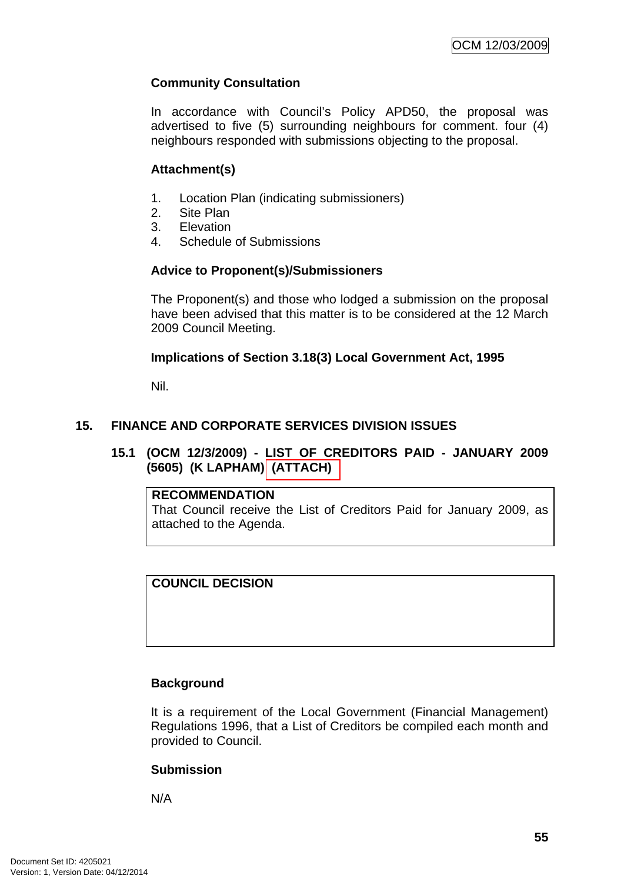### Community Consultation

In accordance with Council's Policy APD50, the proposal was advertised to five (5) surrounding neighbours for comment. four (4) neighbours responded with submissions objecting to the proposal.

### Attachment(s)

1. Location Plan (indicating submissioners)
2. Site Plan
3. Elevation
4. Schedule of Submissions

### Advice to Proponent(s)/Submissioners

The Proponent(s) and those who lodged a submission on the proposal have been advised that this matter is to be considered at the 12 March 2009 Council Meeting.

### Implications of Section 3.18(3) Local Government Act, 1995

Nil.

## 15. FINANCE AND CORPORATE SERVICES DIVISION ISSUES

### 15.1 (OCM 12/3/2009) - LIST OF CREDITORS PAID - JANUARY 2009 (5605) (K LAPHAM) (ATTACH)

**RECOMMENDATION**
That Council receive the List of Creditors Paid for January 2009, as attached to the Agenda.

**COUNCIL DECISION**

### Background

It is a requirement of the Local Government (Financial Management) Regulations 1996, that a List of Creditors be compiled each month and provided to Council.

### Submission

N/A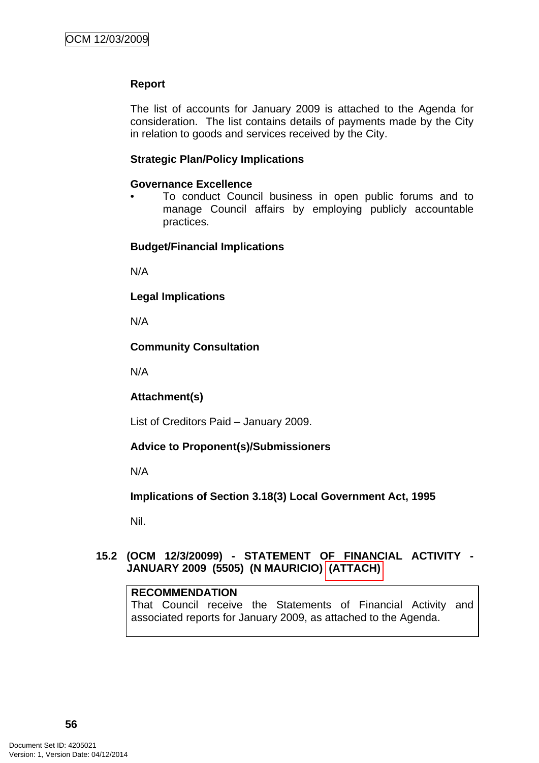**Report**

The list of accounts for January 2009 is attached to the Agenda for consideration. The list contains details of payments made by the City in relation to goods and services received by the City.

**Strategic Plan/Policy Implications**

**Governance Excellence**

- To conduct Council business in open public forums and to manage Council affairs by employing publicly accountable practices.

**Budget/Financial Implications**

N/A

**Legal Implications**

N/A

**Community Consultation**

N/A

**Attachment(s)**

List of Creditors Paid – January 2009.

**Advice to Proponent(s)/Submissioners**

N/A

**Implications of Section 3.18(3) Local Government Act, 1995**

Nil.

## 15.2 (OCM 12/3/20099) - STATEMENT OF FINANCIAL ACTIVITY - JANUARY 2009 (5505) (N MAURICIO) (ATTACH)

| **RECOMMENDATION** |
|---|
| That Council receive the Statements of Financial Activity and associated reports for January 2009, as attached to the Agenda. |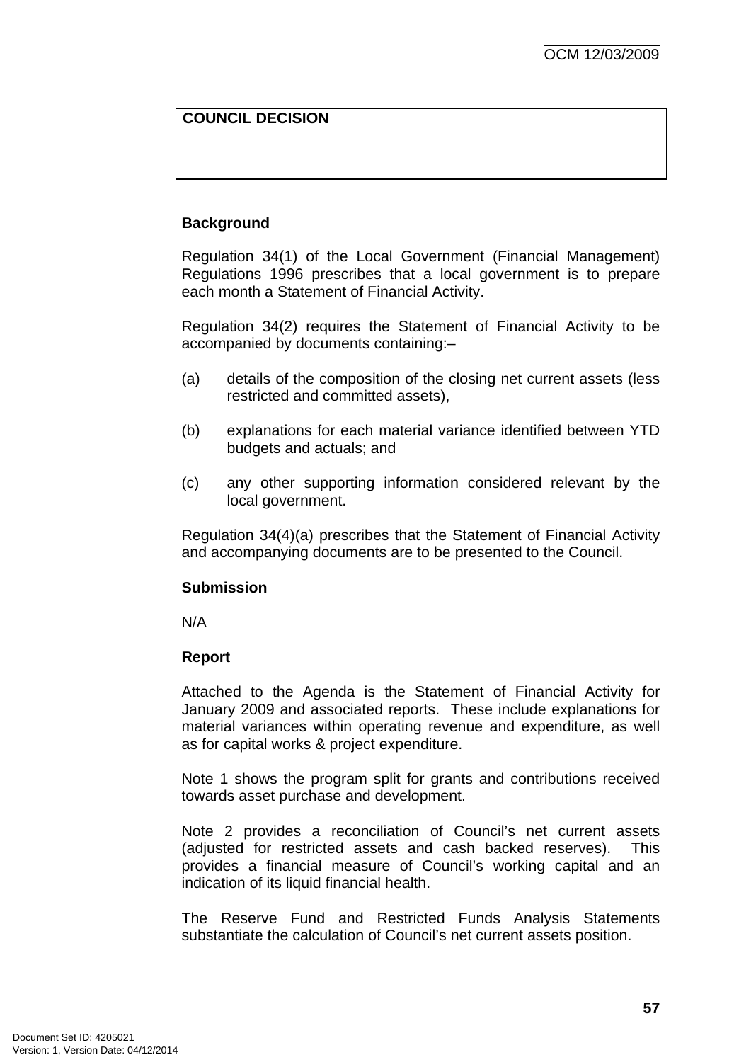**COUNCIL DECISION**

**Background**

Regulation 34(1) of the Local Government (Financial Management) Regulations 1996 prescribes that a local government is to prepare each month a Statement of Financial Activity.

Regulation 34(2) requires the Statement of Financial Activity to be accompanied by documents containing:–

(a) details of the composition of the closing net current assets (less restricted and committed assets),

(b) explanations for each material variance identified between YTD budgets and actuals; and

(c) any other supporting information considered relevant by the local government.

Regulation 34(4)(a) prescribes that the Statement of Financial Activity and accompanying documents are to be presented to the Council.

**Submission**

N/A

**Report**

Attached to the Agenda is the Statement of Financial Activity for January 2009 and associated reports. These include explanations for material variances within operating revenue and expenditure, as well as for capital works & project expenditure.

Note 1 shows the program split for grants and contributions received towards asset purchase and development.

Note 2 provides a reconciliation of Council's net current assets (adjusted for restricted assets and cash backed reserves). This provides a financial measure of Council's working capital and an indication of its liquid financial health.

The Reserve Fund and Restricted Funds Analysis Statements substantiate the calculation of Council's net current assets position.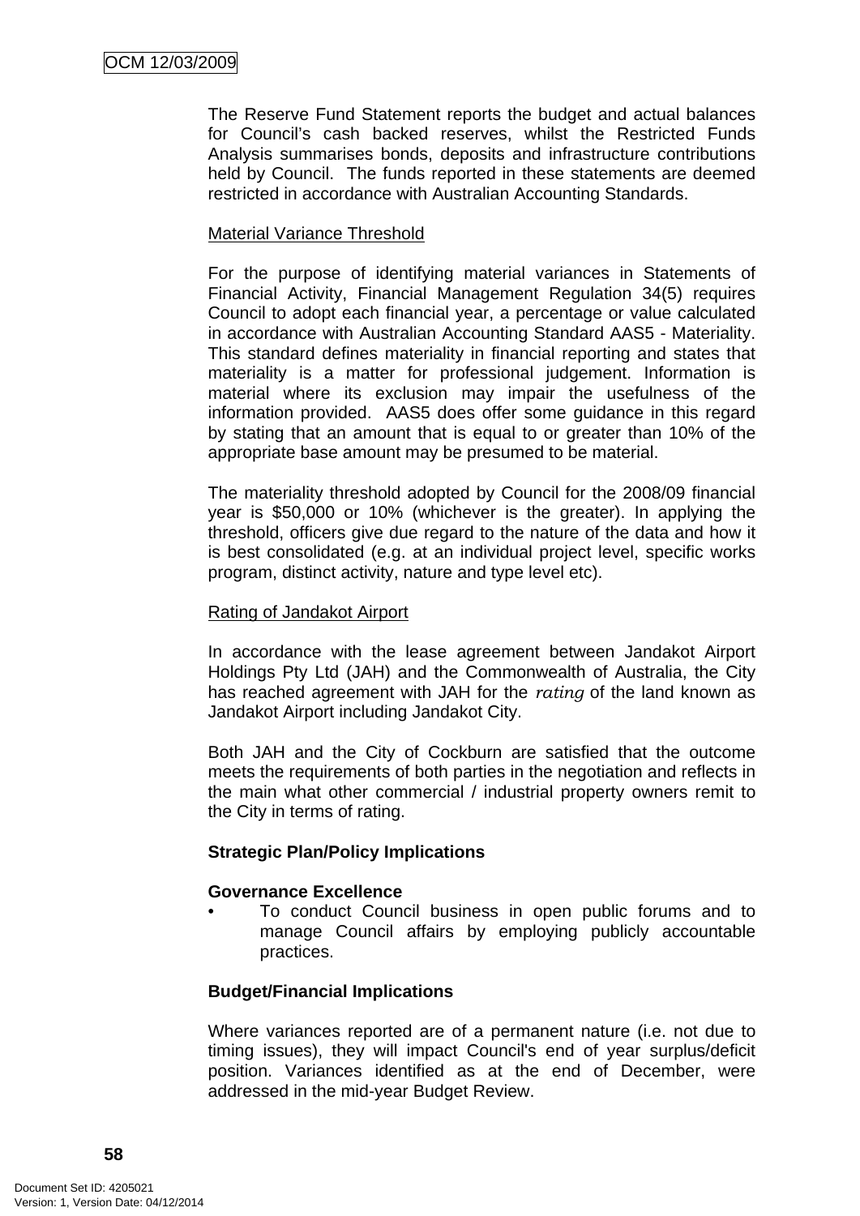The Reserve Fund Statement reports the budget and actual balances for Council's cash backed reserves, whilst the Restricted Funds Analysis summarises bonds, deposits and infrastructure contributions held by Council. The funds reported in these statements are deemed restricted in accordance with Australian Accounting Standards.

Material Variance Threshold

For the purpose of identifying material variances in Statements of Financial Activity, Financial Management Regulation 34(5) requires Council to adopt each financial year, a percentage or value calculated in accordance with Australian Accounting Standard AAS5 - Materiality. This standard defines materiality in financial reporting and states that materiality is a matter for professional judgement. Information is material where its exclusion may impair the usefulness of the information provided. AAS5 does offer some guidance in this regard by stating that an amount that is equal to or greater than 10% of the appropriate base amount may be presumed to be material.

The materiality threshold adopted by Council for the 2008/09 financial year is $50,000 or 10% (whichever is the greater). In applying the threshold, officers give due regard to the nature of the data and how it is best consolidated (e.g. at an individual project level, specific works program, distinct activity, nature and type level etc).

Rating of Jandakot Airport

In accordance with the lease agreement between Jandakot Airport Holdings Pty Ltd (JAH) and the Commonwealth of Australia, the City has reached agreement with JAH for the *rating* of the land known as Jandakot Airport including Jandakot City.

Both JAH and the City of Cockburn are satisfied that the outcome meets the requirements of both parties in the negotiation and reflects in the main what other commercial / industrial property owners remit to the City in terms of rating.

**Strategic Plan/Policy Implications**

**Governance Excellence**

- To conduct Council business in open public forums and to manage Council affairs by employing publicly accountable practices.

**Budget/Financial Implications**

Where variances reported are of a permanent nature (i.e. not due to timing issues), they will impact Council's end of year surplus/deficit position. Variances identified as at the end of December, were addressed in the mid-year Budget Review.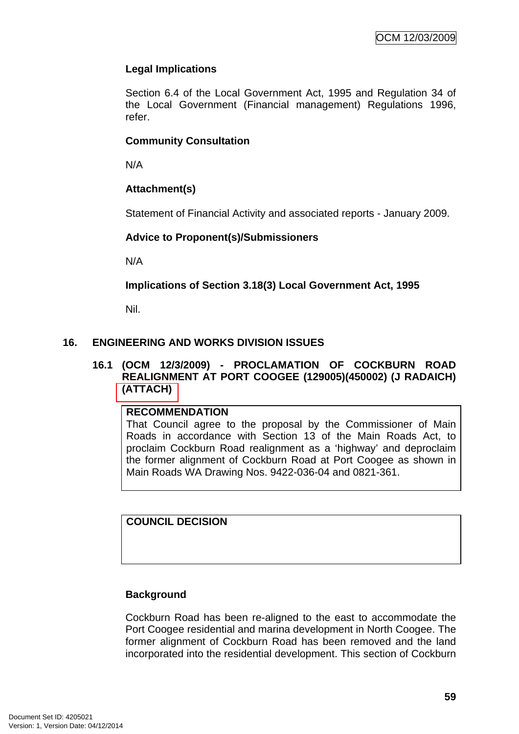**Legal Implications**

Section 6.4 of the Local Government Act, 1995 and Regulation 34 of the Local Government (Financial management) Regulations 1996, refer.

**Community Consultation**

N/A

**Attachment(s)**

Statement of Financial Activity and associated reports - January 2009.

**Advice to Proponent(s)/Submissioners**

N/A

**Implications of Section 3.18(3) Local Government Act, 1995**

Nil.

## 16. ENGINEERING AND WORKS DIVISION ISSUES

### 16.1 (OCM 12/3/2009) - PROCLAMATION OF COCKBURN ROAD REALIGNMENT AT PORT COOGEE (129005)(450002) (J RADAICH) (ATTACH)

**RECOMMENDATION**

That Council agree to the proposal by the Commissioner of Main Roads in accordance with Section 13 of the Main Roads Act, to proclaim Cockburn Road realignment as a 'highway' and deproclaim the former alignment of Cockburn Road at Port Coogee as shown in Main Roads WA Drawing Nos. 9422-036-04 and 0821-361.

**COUNCIL DECISION**

**Background**

Cockburn Road has been re-aligned to the east to accommodate the Port Coogee residential and marina development in North Coogee. The former alignment of Cockburn Road has been removed and the land incorporated into the residential development. This section of Cockburn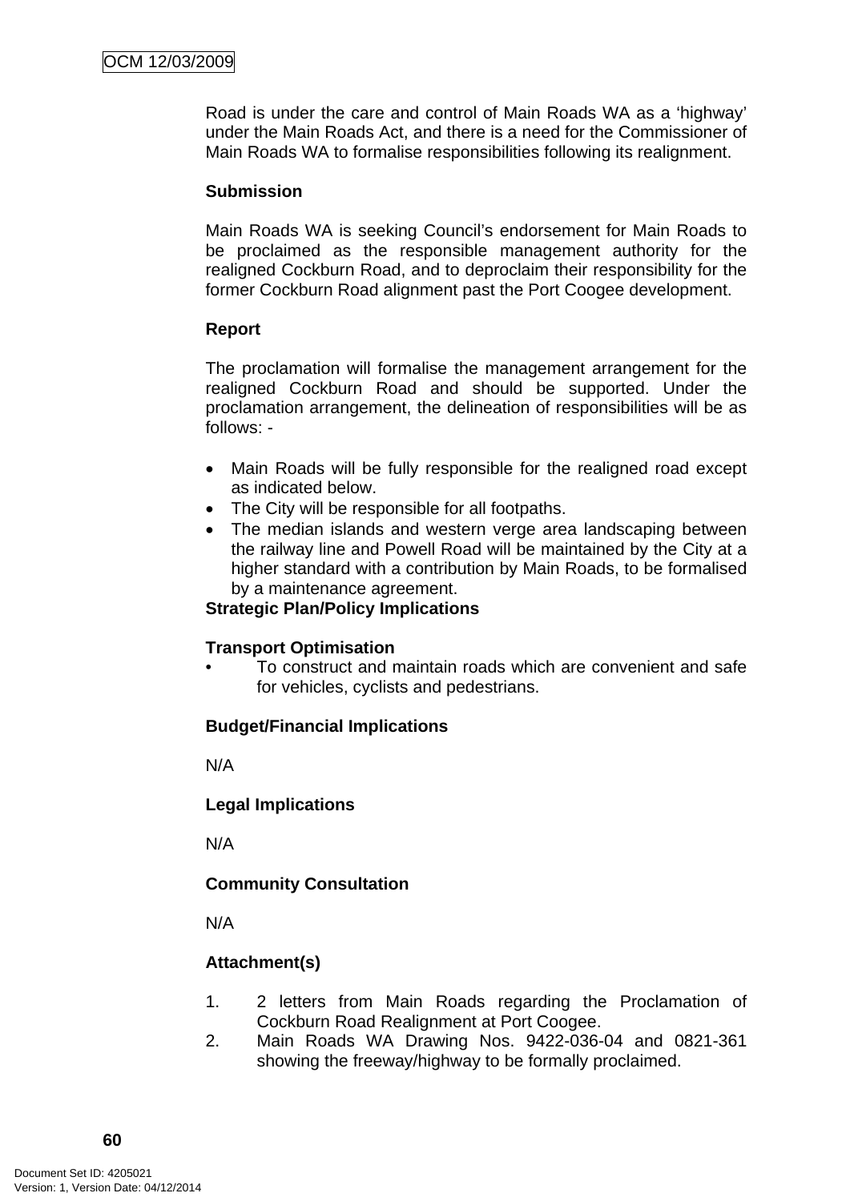Road is under the care and control of Main Roads WA as a 'highway' under the Main Roads Act, and there is a need for the Commissioner of Main Roads WA to formalise responsibilities following its realignment.

**Submission**

Main Roads WA is seeking Council's endorsement for Main Roads to be proclaimed as the responsible management authority for the realigned Cockburn Road, and to deproclaim their responsibility for the former Cockburn Road alignment past the Port Coogee development.

**Report**

The proclamation will formalise the management arrangement for the realigned Cockburn Road and should be supported. Under the proclamation arrangement, the delineation of responsibilities will be as follows: -

- Main Roads will be fully responsible for the realigned road except as indicated below.
- The City will be responsible for all footpaths.
- The median islands and western verge area landscaping between the railway line and Powell Road will be maintained by the City at a higher standard with a contribution by Main Roads, to be formalised by a maintenance agreement.

**Strategic Plan/Policy Implications**

**Transport Optimisation**

- To construct and maintain roads which are convenient and safe for vehicles, cyclists and pedestrians.

**Budget/Financial Implications**

N/A

**Legal Implications**

N/A

**Community Consultation**

N/A

**Attachment(s)**

1. 2 letters from Main Roads regarding the Proclamation of Cockburn Road Realignment at Port Coogee.
2. Main Roads WA Drawing Nos. 9422-036-04 and 0821-361 showing the freeway/highway to be formally proclaimed.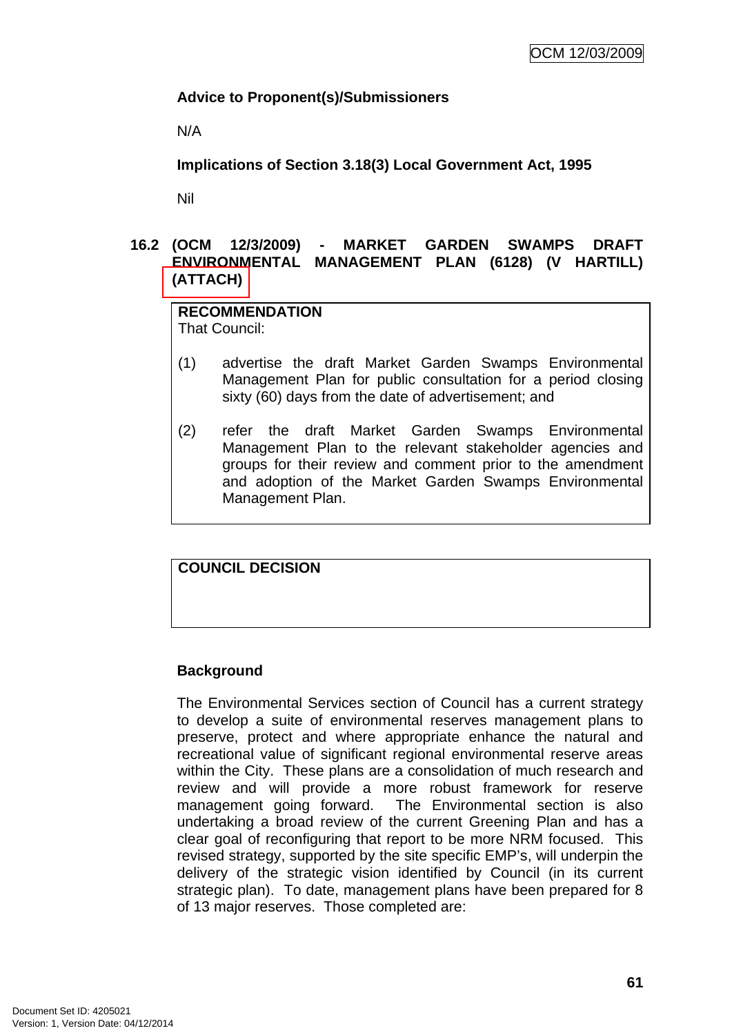**Advice to Proponent(s)/Submissioners**

N/A

**Implications of Section 3.18(3) Local Government Act, 1995**

Nil

## 16.2 (OCM 12/3/2009) - MARKET GARDEN SWAMPS DRAFT ENVIRONMENTAL MANAGEMENT PLAN (6128) (V HARTILL) (ATTACH)

**RECOMMENDATION**
That Council:

(1) advertise the draft Market Garden Swamps Environmental Management Plan for public consultation for a period closing sixty (60) days from the date of advertisement; and

(2) refer the draft Market Garden Swamps Environmental Management Plan to the relevant stakeholder agencies and groups for their review and comment prior to the amendment and adoption of the Market Garden Swamps Environmental Management Plan.

**COUNCIL DECISION**

**Background**

The Environmental Services section of Council has a current strategy to develop a suite of environmental reserves management plans to preserve, protect and where appropriate enhance the natural and recreational value of significant regional environmental reserve areas within the City. These plans are a consolidation of much research and review and will provide a more robust framework for reserve management going forward. The Environmental section is also undertaking a broad review of the current Greening Plan and has a clear goal of reconfiguring that report to be more NRM focused. This revised strategy, supported by the site specific EMP's, will underpin the delivery of the strategic vision identified by Council (in its current strategic plan). To date, management plans have been prepared for 8 of 13 major reserves. Those completed are: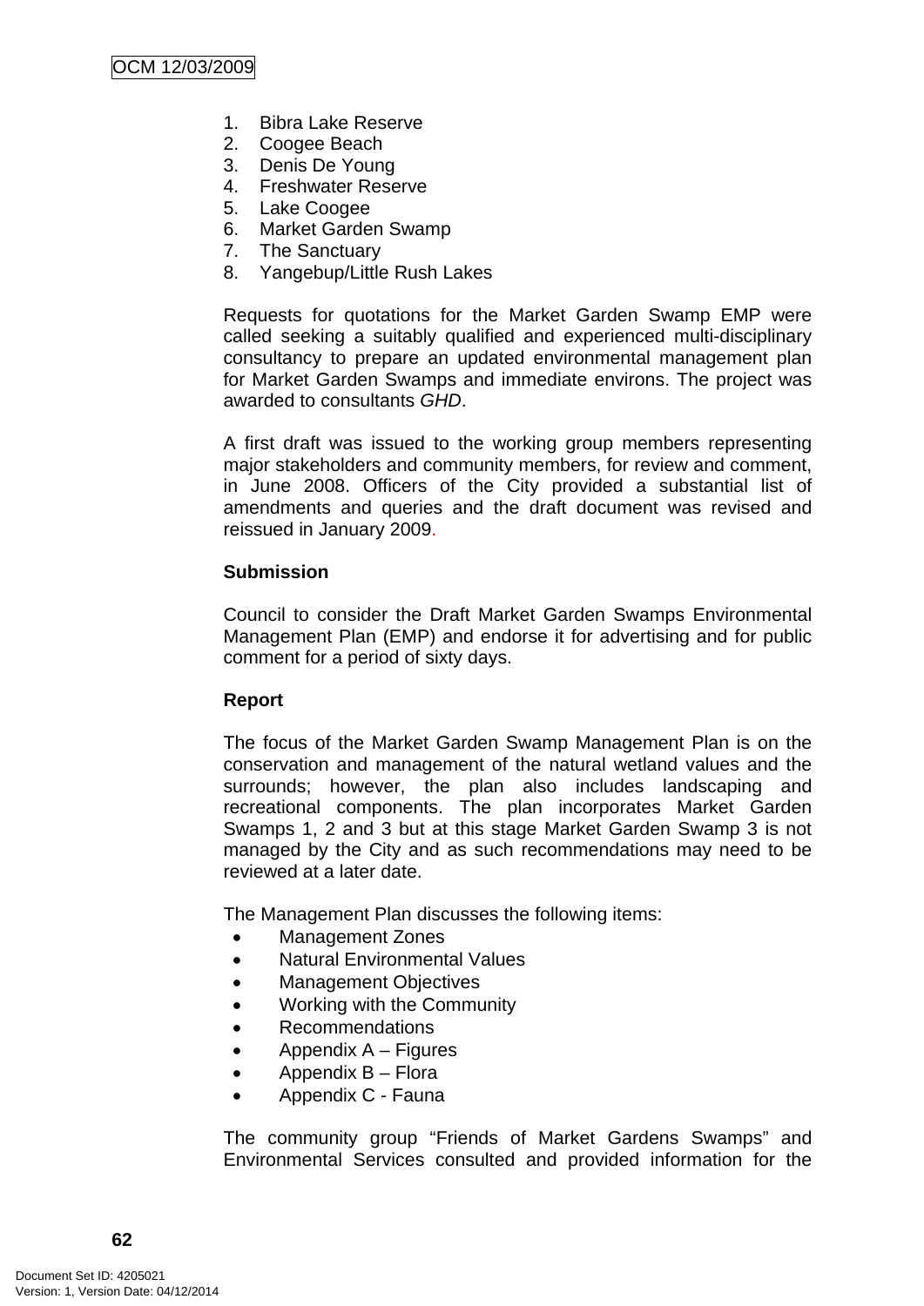1. Bibra Lake Reserve
2. Coogee Beach
3. Denis De Young
4. Freshwater Reserve
5. Lake Coogee
6. Market Garden Swamp
7. The Sanctuary
8. Yangebup/Little Rush Lakes

Requests for quotations for the Market Garden Swamp EMP were called seeking a suitably qualified and experienced multi-disciplinary consultancy to prepare an updated environmental management plan for Market Garden Swamps and immediate environs. The project was awarded to consultants *GHD*.

A first draft was issued to the working group members representing major stakeholders and community members, for review and comment, in June 2008. Officers of the City provided a substantial list of amendments and queries and the draft document was revised and reissued in January 2009.

**Submission**

Council to consider the Draft Market Garden Swamps Environmental Management Plan (EMP) and endorse it for advertising and for public comment for a period of sixty days.

**Report**

The focus of the Market Garden Swamp Management Plan is on the conservation and management of the natural wetland values and the surrounds; however, the plan also includes landscaping and recreational components. The plan incorporates Market Garden Swamps 1, 2 and 3 but at this stage Market Garden Swamp 3 is not managed by the City and as such recommendations may need to be reviewed at a later date.

The Management Plan discusses the following items:

- Management Zones
- Natural Environmental Values
- Management Objectives
- Working with the Community
- Recommendations
- Appendix A – Figures
- Appendix B – Flora
- Appendix C - Fauna

The community group "Friends of Market Gardens Swamps" and Environmental Services consulted and provided information for the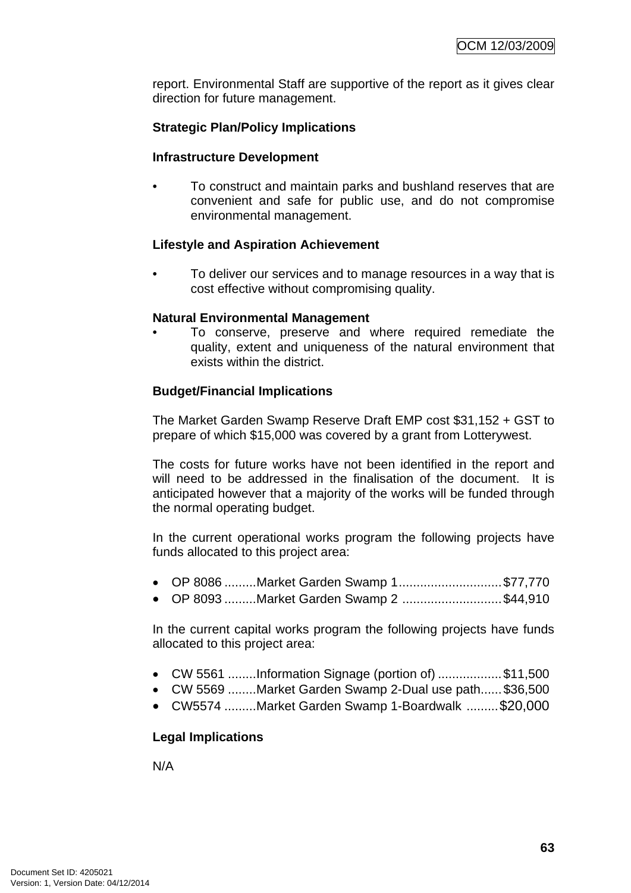report. Environmental Staff are supportive of the report as it gives clear direction for future management.

**Strategic Plan/Policy Implications**

**Infrastructure Development**

- To construct and maintain parks and bushland reserves that are convenient and safe for public use, and do not compromise environmental management.

**Lifestyle and Aspiration Achievement**

- To deliver our services and to manage resources in a way that is cost effective without compromising quality.

**Natural Environmental Management**

- To conserve, preserve and where required remediate the quality, extent and uniqueness of the natural environment that exists within the district.

**Budget/Financial Implications**

The Market Garden Swamp Reserve Draft EMP cost $31,152 + GST to prepare of which $15,000 was covered by a grant from Lotterywest.

The costs for future works have not been identified in the report and will need to be addressed in the finalisation of the document. It is anticipated however that a majority of the works will be funded through the normal operating budget.

In the current operational works program the following projects have funds allocated to this project area:

- OP 8086 .........Market Garden Swamp 1.............................$77,770
- OP 8093 .........Market Garden Swamp 2 ............................$44,910

In the current capital works program the following projects have funds allocated to this project area:

- CW 5561 ........Information Signage (portion of) ..................$11,500
- CW 5569 ........Market Garden Swamp 2-Dual use path......$36,500
- CW5574 .........Market Garden Swamp 1-Boardwalk .........$20,000

**Legal Implications**

N/A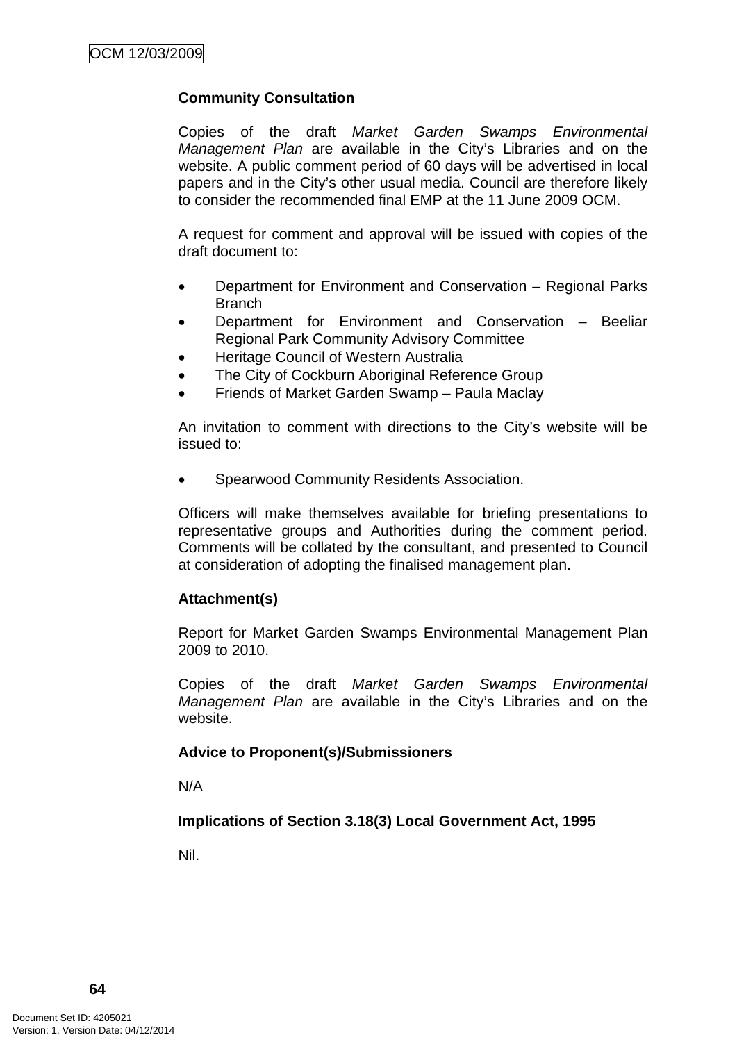**Community Consultation**

Copies of the draft *Market Garden Swamps Environmental Management Plan* are available in the City's Libraries and on the website. A public comment period of 60 days will be advertised in local papers and in the City's other usual media. Council are therefore likely to consider the recommended final EMP at the 11 June 2009 OCM.

A request for comment and approval will be issued with copies of the draft document to:

- Department for Environment and Conservation – Regional Parks Branch
- Department for Environment and Conservation – Beeliar Regional Park Community Advisory Committee
- Heritage Council of Western Australia
- The City of Cockburn Aboriginal Reference Group
- Friends of Market Garden Swamp – Paula Maclay

An invitation to comment with directions to the City's website will be issued to:

- Spearwood Community Residents Association.

Officers will make themselves available for briefing presentations to representative groups and Authorities during the comment period. Comments will be collated by the consultant, and presented to Council at consideration of adopting the finalised management plan.

**Attachment(s)**

Report for Market Garden Swamps Environmental Management Plan 2009 to 2010.

Copies of the draft *Market Garden Swamps Environmental Management Plan* are available in the City's Libraries and on the website.

**Advice to Proponent(s)/Submissioners**

N/A

**Implications of Section 3.18(3) Local Government Act, 1995**

Nil.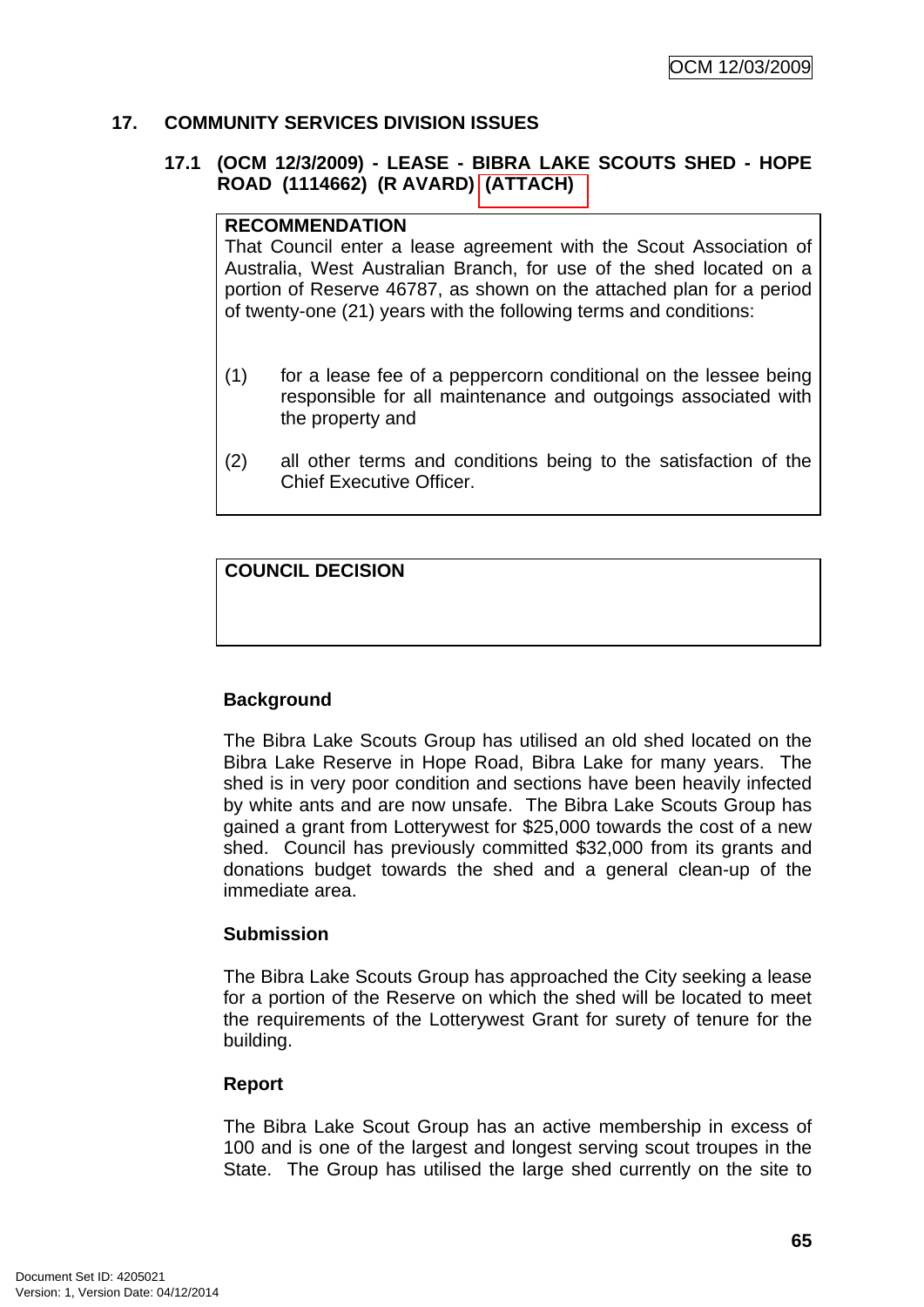## 17. COMMUNITY SERVICES DIVISION ISSUES

### 17.1 (OCM 12/3/2009) - LEASE - BIBRA LAKE SCOUTS SHED - HOPE ROAD (1114662) (R AVARD) (ATTACH)

**RECOMMENDATION**

That Council enter a lease agreement with the Scout Association of Australia, West Australian Branch, for use of the shed located on a portion of Reserve 46787, as shown on the attached plan for a period of twenty-one (21) years with the following terms and conditions:

(1) for a lease fee of a peppercorn conditional on the lessee being responsible for all maintenance and outgoings associated with the property and

(2) all other terms and conditions being to the satisfaction of the Chief Executive Officer.

**COUNCIL DECISION**

**Background**

The Bibra Lake Scouts Group has utilised an old shed located on the Bibra Lake Reserve in Hope Road, Bibra Lake for many years. The shed is in very poor condition and sections have been heavily infected by white ants and are now unsafe. The Bibra Lake Scouts Group has gained a grant from Lotterywest for $25,000 towards the cost of a new shed. Council has previously committed $32,000 from its grants and donations budget towards the shed and a general clean-up of the immediate area.

**Submission**

The Bibra Lake Scouts Group has approached the City seeking a lease for a portion of the Reserve on which the shed will be located to meet the requirements of the Lotterywest Grant for surety of tenure for the building.

**Report**

The Bibra Lake Scout Group has an active membership in excess of 100 and is one of the largest and longest serving scout troupes in the State. The Group has utilised the large shed currently on the site to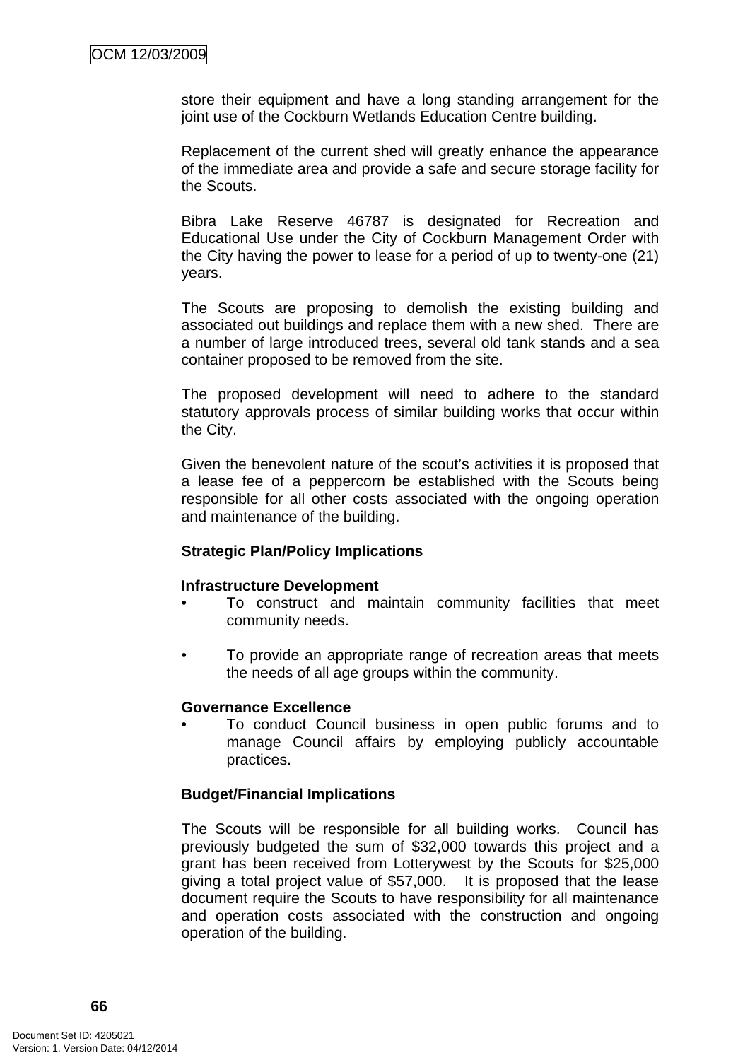store their equipment and have a long standing arrangement for the joint use of the Cockburn Wetlands Education Centre building.

Replacement of the current shed will greatly enhance the appearance of the immediate area and provide a safe and secure storage facility for the Scouts.

Bibra Lake Reserve 46787 is designated for Recreation and Educational Use under the City of Cockburn Management Order with the City having the power to lease for a period of up to twenty-one (21) years.

The Scouts are proposing to demolish the existing building and associated out buildings and replace them with a new shed. There are a number of large introduced trees, several old tank stands and a sea container proposed to be removed from the site.

The proposed development will need to adhere to the standard statutory approvals process of similar building works that occur within the City.

Given the benevolent nature of the scout's activities it is proposed that a lease fee of a peppercorn be established with the Scouts being responsible for all other costs associated with the ongoing operation and maintenance of the building.

**Strategic Plan/Policy Implications**

**Infrastructure Development**

- To construct and maintain community facilities that meet community needs.
- To provide an appropriate range of recreation areas that meets the needs of all age groups within the community.

**Governance Excellence**

- To conduct Council business in open public forums and to manage Council affairs by employing publicly accountable practices.

**Budget/Financial Implications**

The Scouts will be responsible for all building works. Council has previously budgeted the sum of $32,000 towards this project and a grant has been received from Lotterywest by the Scouts for $25,000 giving a total project value of $57,000. It is proposed that the lease document require the Scouts to have responsibility for all maintenance and operation costs associated with the construction and ongoing operation of the building.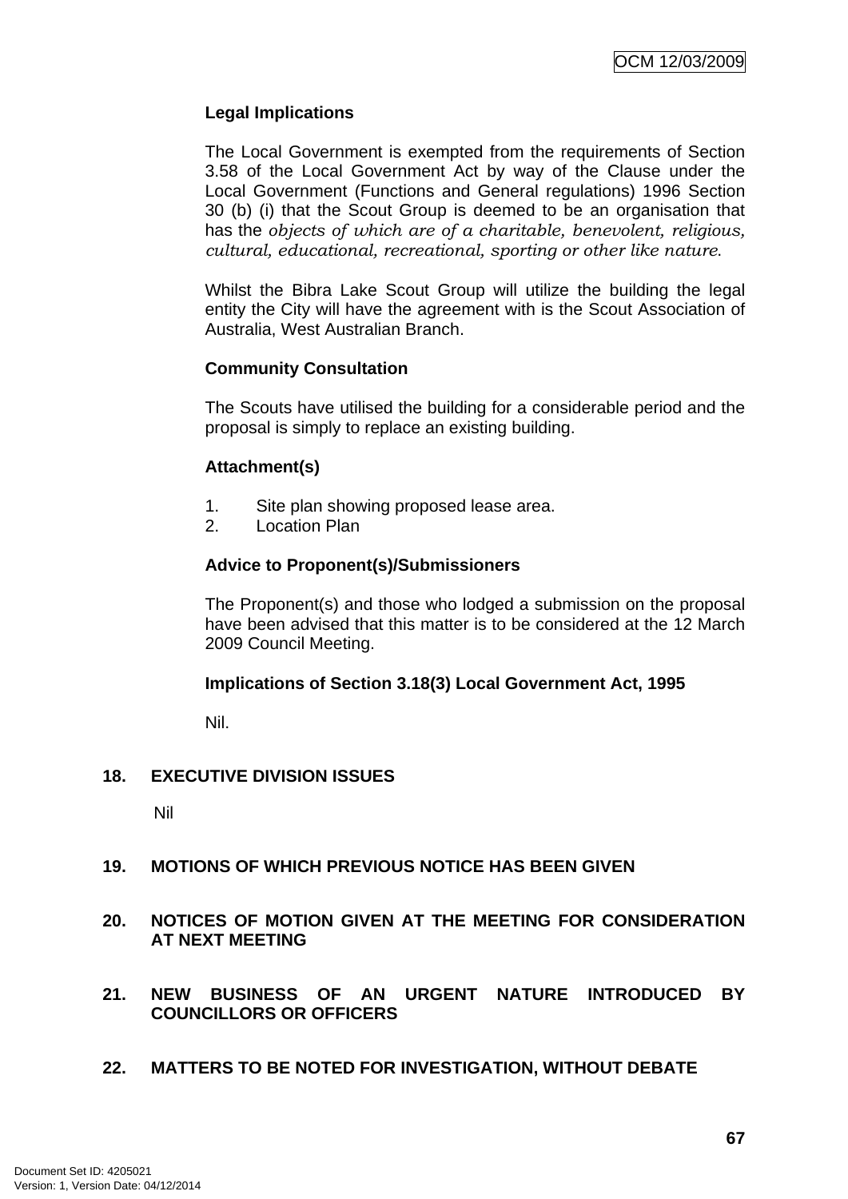**Legal Implications**

The Local Government is exempted from the requirements of Section 3.58 of the Local Government Act by way of the Clause under the Local Government (Functions and General regulations) 1996 Section 30 (b) (i) that the Scout Group is deemed to be an organisation that has the *objects of which are of a charitable, benevolent, religious, cultural, educational, recreational, sporting or other like nature.*

Whilst the Bibra Lake Scout Group will utilize the building the legal entity the City will have the agreement with is the Scout Association of Australia, West Australian Branch.

**Community Consultation**

The Scouts have utilised the building for a considerable period and the proposal is simply to replace an existing building.

**Attachment(s)**

1. Site plan showing proposed lease area.
2. Location Plan

**Advice to Proponent(s)/Submissioners**

The Proponent(s) and those who lodged a submission on the proposal have been advised that this matter is to be considered at the 12 March 2009 Council Meeting.

**Implications of Section 3.18(3) Local Government Act, 1995**

Nil.

## 18. EXECUTIVE DIVISION ISSUES

Nil

## 19. MOTIONS OF WHICH PREVIOUS NOTICE HAS BEEN GIVEN

## 20. NOTICES OF MOTION GIVEN AT THE MEETING FOR CONSIDERATION AT NEXT MEETING

## 21. NEW BUSINESS OF AN URGENT NATURE INTRODUCED BY COUNCILLORS OR OFFICERS

## 22. MATTERS TO BE NOTED FOR INVESTIGATION, WITHOUT DEBATE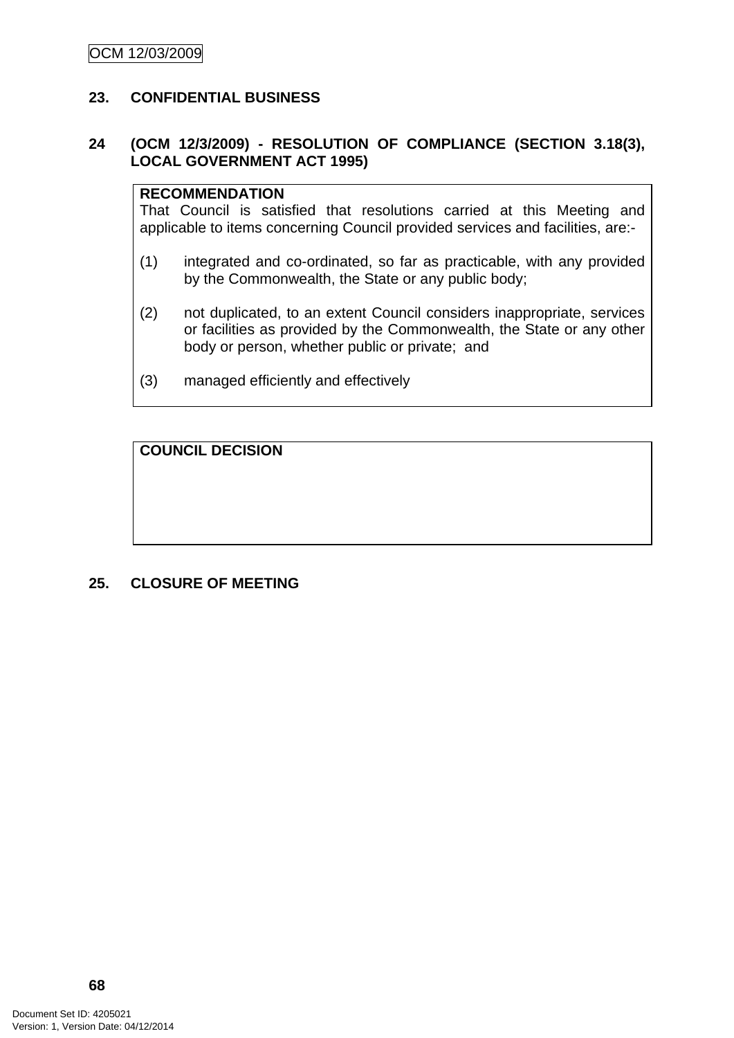## 23. CONFIDENTIAL BUSINESS

## 24 (OCM 12/3/2009) - RESOLUTION OF COMPLIANCE (SECTION 3.18(3), LOCAL GOVERNMENT ACT 1995)

**RECOMMENDATION**

That Council is satisfied that resolutions carried at this Meeting and applicable to items concerning Council provided services and facilities, are:-

(1) integrated and co-ordinated, so far as practicable, with any provided by the Commonwealth, the State or any public body;

(2) not duplicated, to an extent Council considers inappropriate, services or facilities as provided by the Commonwealth, the State or any other body or person, whether public or private; and

(3) managed efficiently and effectively

**COUNCIL DECISION**

## 25. CLOSURE OF MEETING